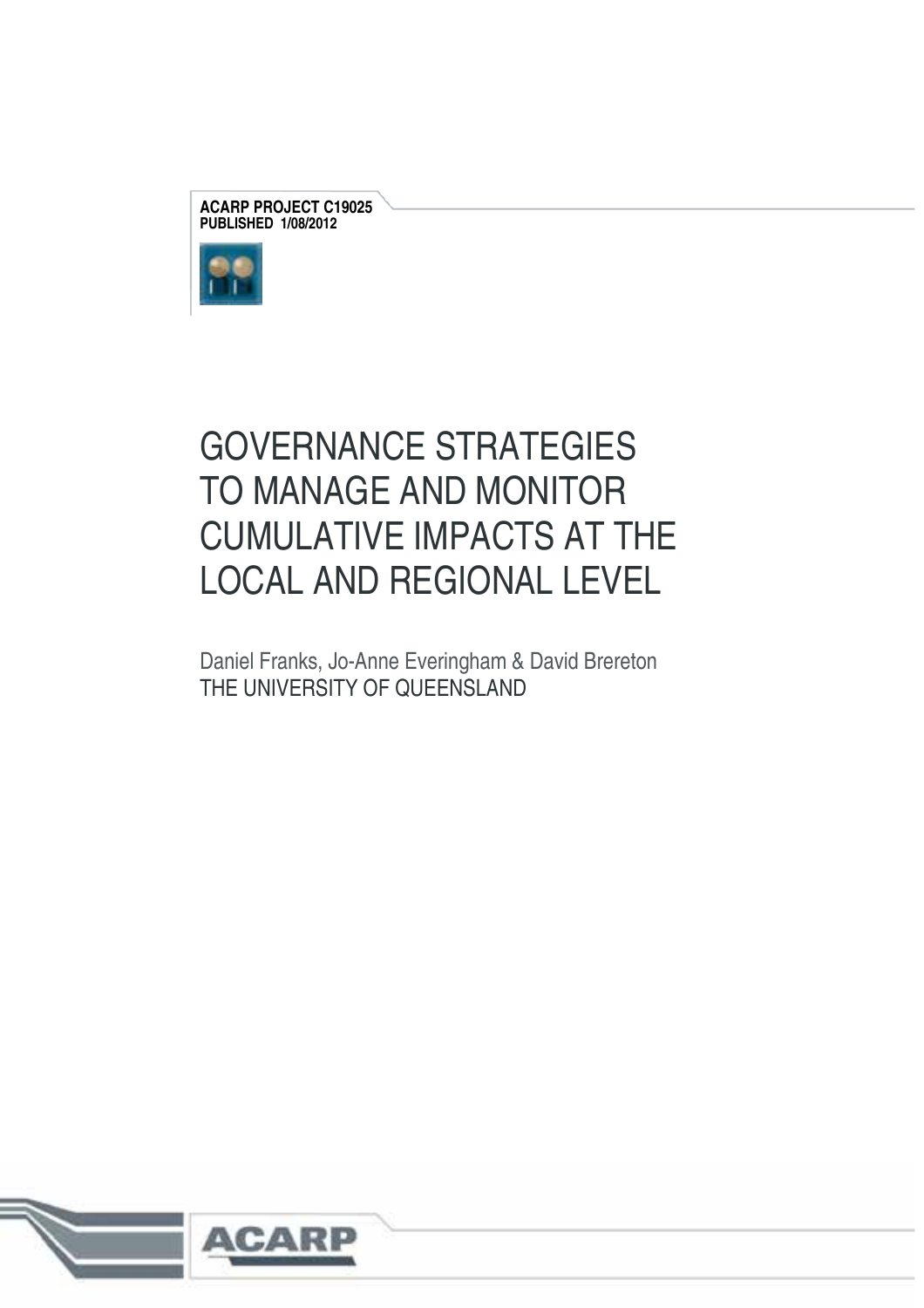**ACARP PROJECT C19025**
**PUBLISHED 1/08/2012**

# GOVERNANCE STRATEGIES TO MANAGE AND MONITOR CUMULATIVE IMPACTS AT THE LOCAL AND REGIONAL LEVEL

Daniel Franks, Jo-Anne Everingham & David Brereton
THE UNIVERSITY OF QUEENSLAND

ACARP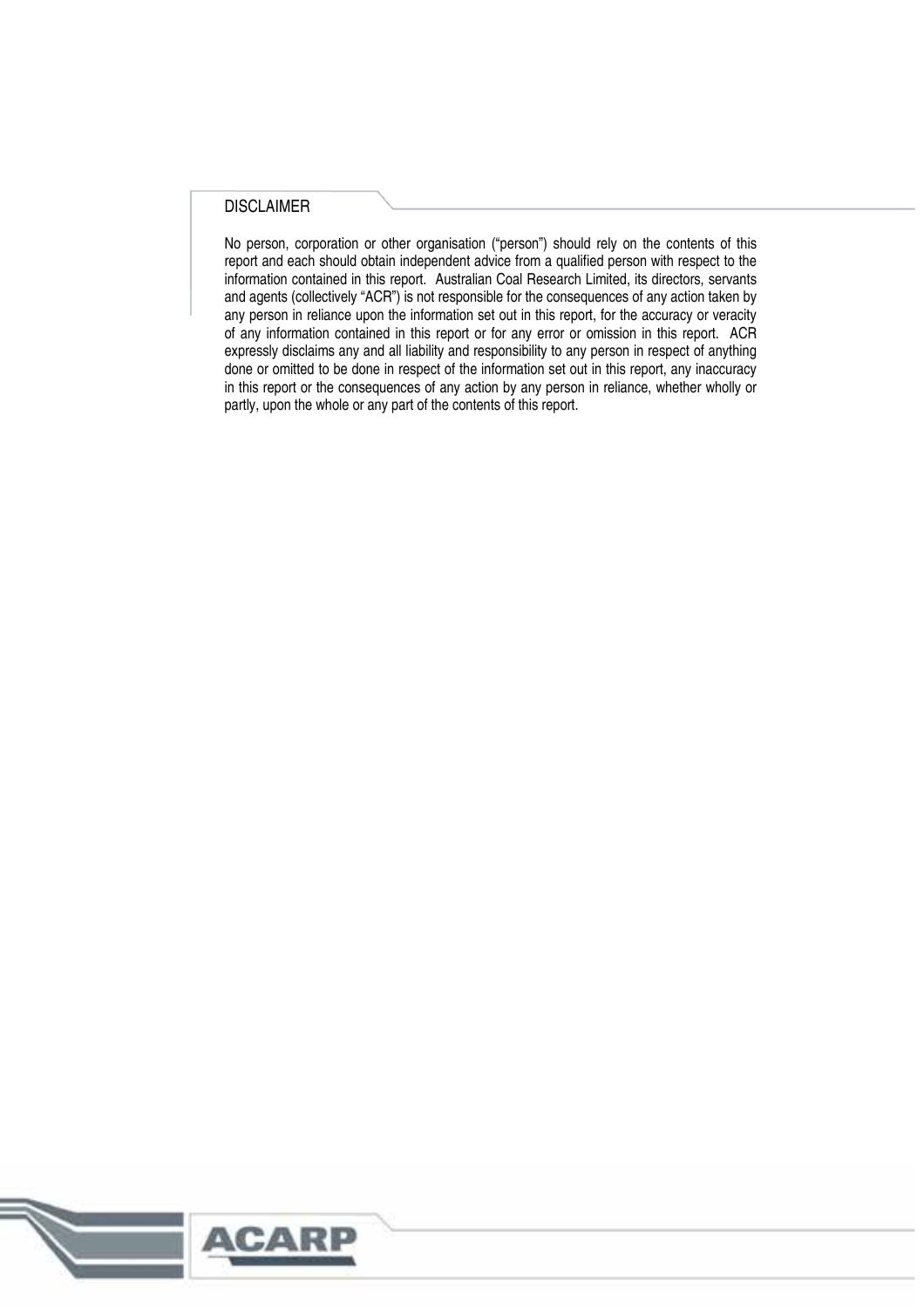## DISCLAIMER

No person, corporation or other organisation ("person") should rely on the contents of this report and each should obtain independent advice from a qualified person with respect to the information contained in this report. Australian Coal Research Limited, its directors, servants and agents (collectively "ACR") is not responsible for the consequences of any action taken by any person in reliance upon the information set out in this report, for the accuracy or veracity of any information contained in this report or for any error or omission in this report. ACR expressly disclaims any and all liability and responsibility to any person in respect of anything done or omitted to be done in respect of the information set out in this report, any inaccuracy in this report or the consequences of any action by any person in reliance, whether wholly or partly, upon the whole or any part of the contents of this report.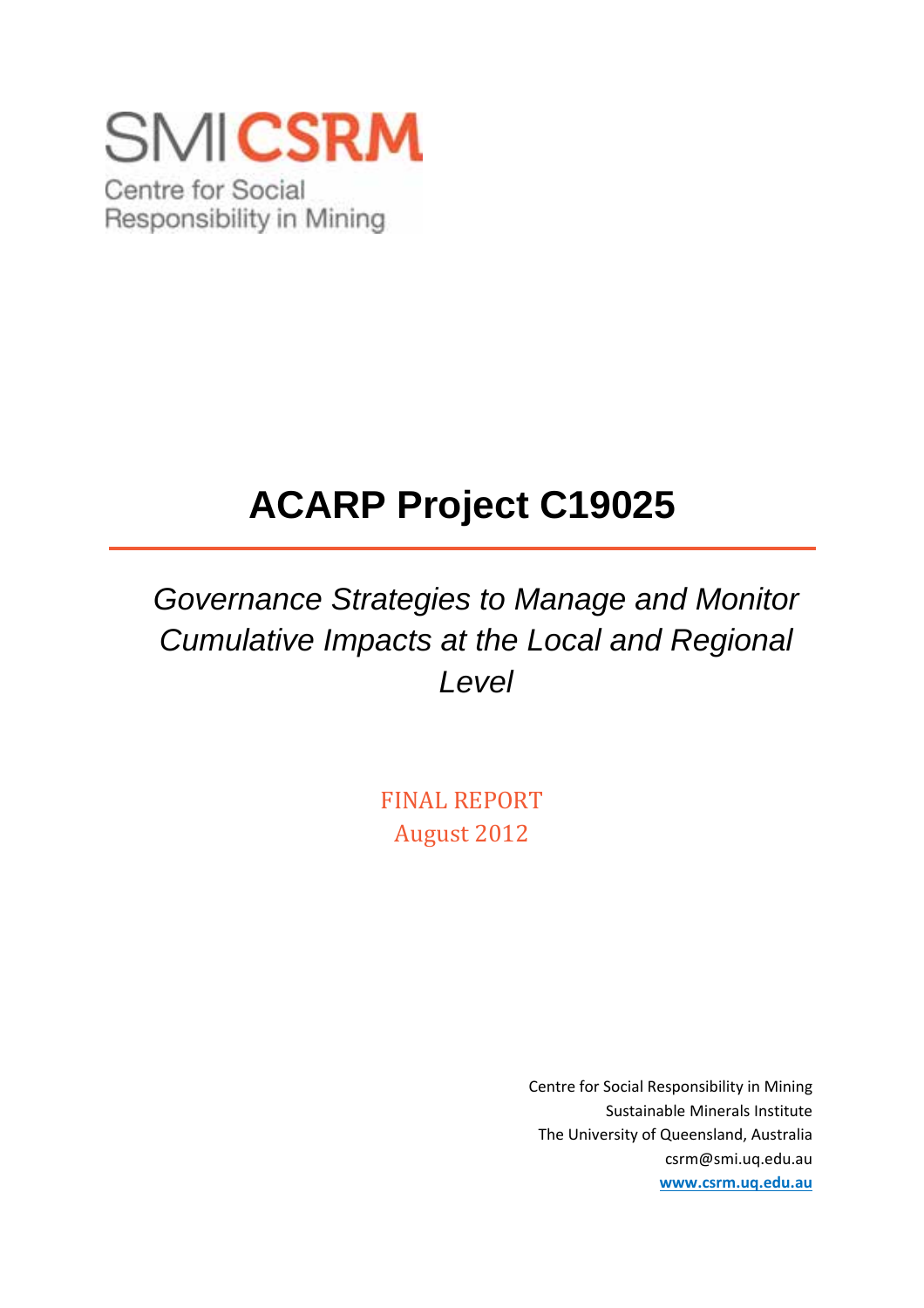SMI CSRM

Centre for Social Responsibility in Mining

# ACARP Project C19025

*Governance Strategies to Manage and Monitor Cumulative Impacts at the Local and Regional Level*

FINAL REPORT
August 2012

Centre for Social Responsibility in Mining
Sustainable Minerals Institute
The University of Queensland, Australia
csrm@smi.uq.edu.au
**www.csrm.uq.edu.au**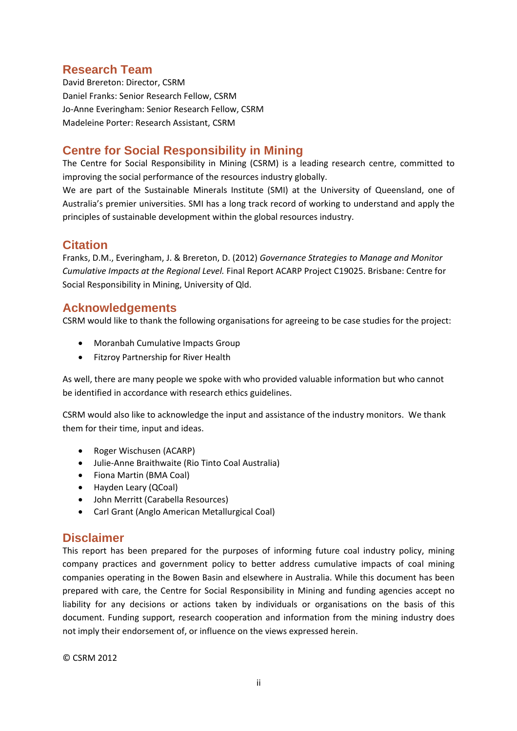## Research Team

David Brereton: Director, CSRM
Daniel Franks: Senior Research Fellow, CSRM
Jo-Anne Everingham: Senior Research Fellow, CSRM
Madeleine Porter: Research Assistant, CSRM

## Centre for Social Responsibility in Mining

The Centre for Social Responsibility in Mining (CSRM) is a leading research centre, committed to improving the social performance of the resources industry globally.
We are part of the Sustainable Minerals Institute (SMI) at the University of Queensland, one of Australia's premier universities. SMI has a long track record of working to understand and apply the principles of sustainable development within the global resources industry.

## Citation

Franks, D.M., Everingham, J. & Brereton, D. (2012) *Governance Strategies to Manage and Monitor Cumulative Impacts at the Regional Level.* Final Report ACARP Project C19025. Brisbane: Centre for Social Responsibility in Mining, University of Qld.

## Acknowledgements

CSRM would like to thank the following organisations for agreeing to be case studies for the project:

- Moranbah Cumulative Impacts Group
- Fitzroy Partnership for River Health

As well, there are many people we spoke with who provided valuable information but who cannot be identified in accordance with research ethics guidelines.

CSRM would also like to acknowledge the input and assistance of the industry monitors. We thank them for their time, input and ideas.

- Roger Wischusen (ACARP)
- Julie-Anne Braithwaite (Rio Tinto Coal Australia)
- Fiona Martin (BMA Coal)
- Hayden Leary (QCoal)
- John Merritt (Carabella Resources)
- Carl Grant (Anglo American Metallurgical Coal)

## Disclaimer

This report has been prepared for the purposes of informing future coal industry policy, mining company practices and government policy to better address cumulative impacts of coal mining companies operating in the Bowen Basin and elsewhere in Australia. While this document has been prepared with care, the Centre for Social Responsibility in Mining and funding agencies accept no liability for any decisions or actions taken by individuals or organisations on the basis of this document. Funding support, research cooperation and information from the mining industry does not imply their endorsement of, or influence on the views expressed herein.

© CSRM 2012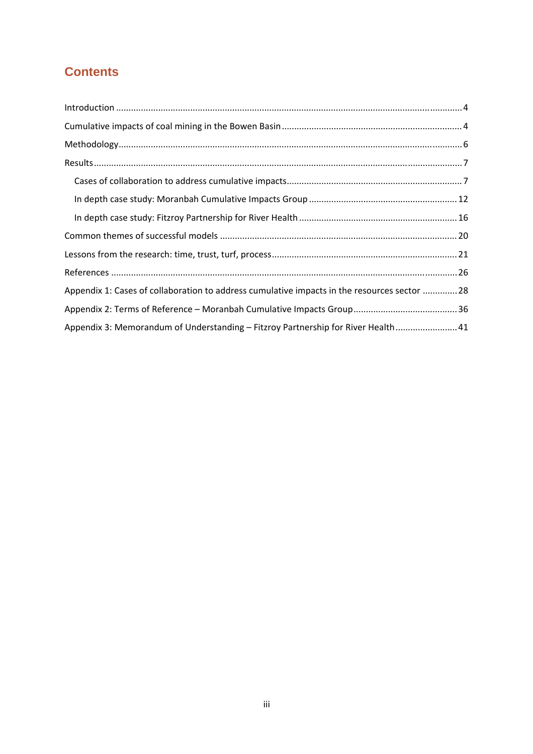# Contents

Introduction ..................................................................................................................................... 4

Cumulative impacts of coal mining in the Bowen Basin ..................................................................... 4

Methodology ..................................................................................................................................... 6

Results .............................................................................................................................................. 7

- Cases of collaboration to address cumulative impacts ..................................................................... 7
- In depth case study: Moranbah Cumulative Impacts Group ........................................................... 12
- In depth case study: Fitzroy Partnership for River Health ............................................................... 16

Common themes of successful models ............................................................................................ 20

Lessons from the research: time, trust, turf, process ........................................................................ 21

References ...................................................................................................................................... 26

Appendix 1: Cases of collaboration to address cumulative impacts in the resources sector .............. 28

Appendix 2: Terms of Reference – Moranbah Cumulative Impacts Group .......................................... 36

Appendix 3: Memorandum of Understanding – Fitzroy Partnership for River Health ........................ 41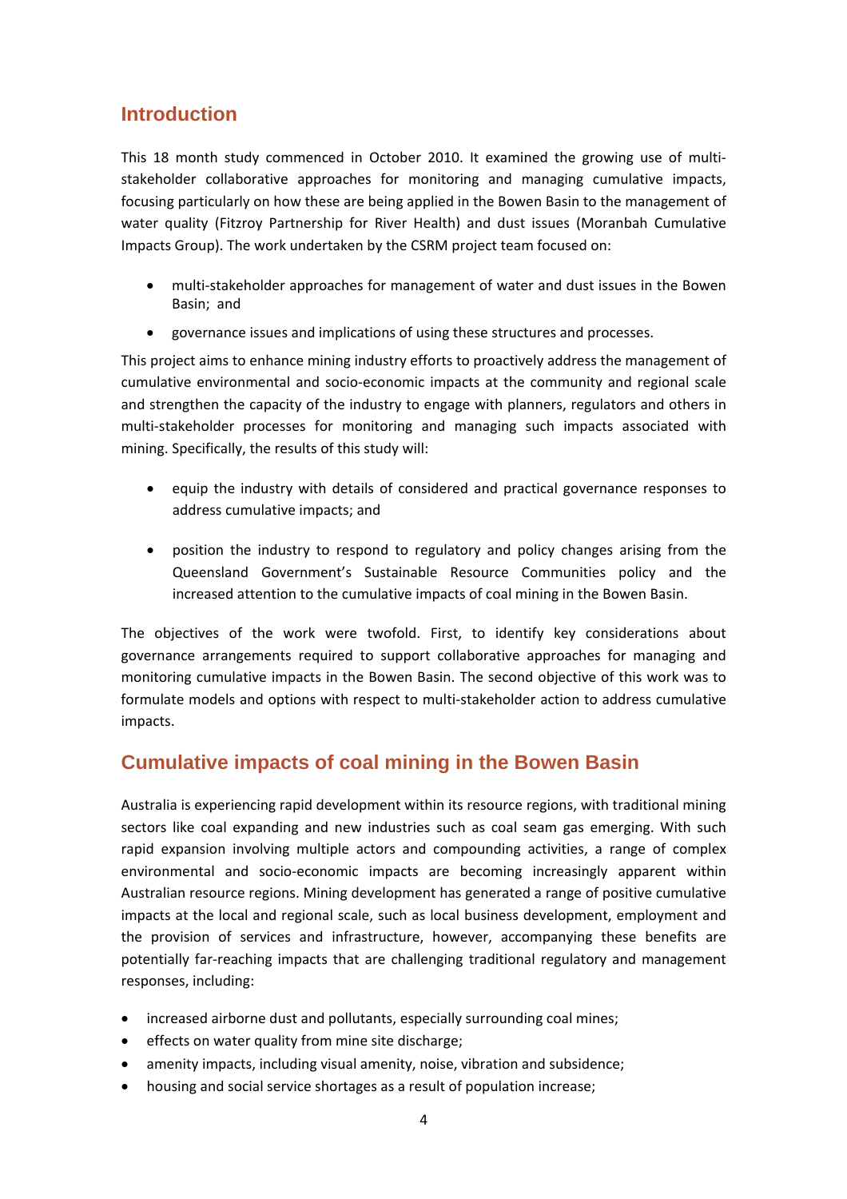## Introduction

This 18 month study commenced in October 2010. It examined the growing use of multi-stakeholder collaborative approaches for monitoring and managing cumulative impacts, focusing particularly on how these are being applied in the Bowen Basin to the management of water quality (Fitzroy Partnership for River Health) and dust issues (Moranbah Cumulative Impacts Group). The work undertaken by the CSRM project team focused on:

- multi-stakeholder approaches for management of water and dust issues in the Bowen Basin; and
- governance issues and implications of using these structures and processes.

This project aims to enhance mining industry efforts to proactively address the management of cumulative environmental and socio-economic impacts at the community and regional scale and strengthen the capacity of the industry to engage with planners, regulators and others in multi-stakeholder processes for monitoring and managing such impacts associated with mining. Specifically, the results of this study will:

- equip the industry with details of considered and practical governance responses to address cumulative impacts; and
- position the industry to respond to regulatory and policy changes arising from the Queensland Government's Sustainable Resource Communities policy and the increased attention to the cumulative impacts of coal mining in the Bowen Basin.

The objectives of the work were twofold. First, to identify key considerations about governance arrangements required to support collaborative approaches for managing and monitoring cumulative impacts in the Bowen Basin. The second objective of this work was to formulate models and options with respect to multi-stakeholder action to address cumulative impacts.

## Cumulative impacts of coal mining in the Bowen Basin

Australia is experiencing rapid development within its resource regions, with traditional mining sectors like coal expanding and new industries such as coal seam gas emerging. With such rapid expansion involving multiple actors and compounding activities, a range of complex environmental and socio-economic impacts are becoming increasingly apparent within Australian resource regions. Mining development has generated a range of positive cumulative impacts at the local and regional scale, such as local business development, employment and the provision of services and infrastructure, however, accompanying these benefits are potentially far-reaching impacts that are challenging traditional regulatory and management responses, including:

- increased airborne dust and pollutants, especially surrounding coal mines;
- effects on water quality from mine site discharge;
- amenity impacts, including visual amenity, noise, vibration and subsidence;
- housing and social service shortages as a result of population increase;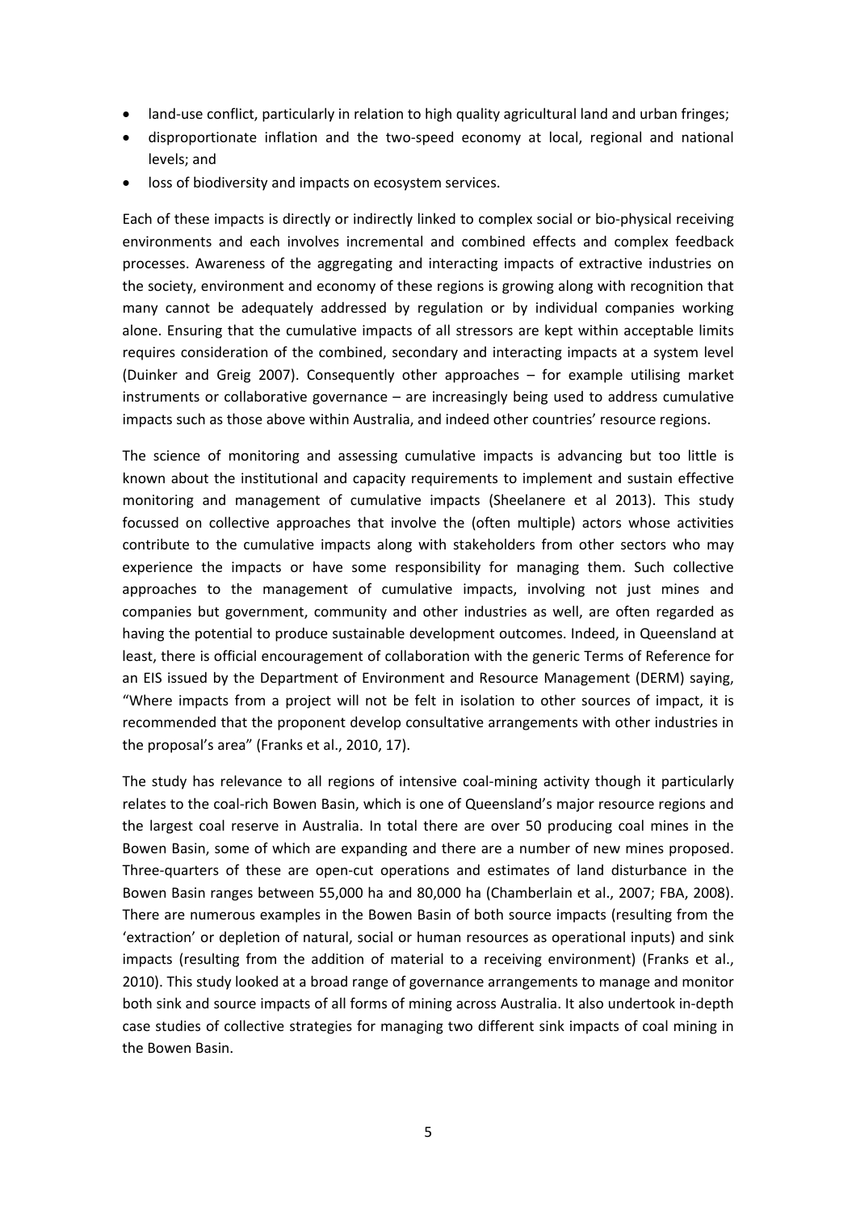- land-use conflict, particularly in relation to high quality agricultural land and urban fringes;
- disproportionate inflation and the two-speed economy at local, regional and national levels; and
- loss of biodiversity and impacts on ecosystem services.

Each of these impacts is directly or indirectly linked to complex social or bio-physical receiving environments and each involves incremental and combined effects and complex feedback processes. Awareness of the aggregating and interacting impacts of extractive industries on the society, environment and economy of these regions is growing along with recognition that many cannot be adequately addressed by regulation or by individual companies working alone. Ensuring that the cumulative impacts of all stressors are kept within acceptable limits requires consideration of the combined, secondary and interacting impacts at a system level (Duinker and Greig 2007). Consequently other approaches – for example utilising market instruments or collaborative governance – are increasingly being used to address cumulative impacts such as those above within Australia, and indeed other countries' resource regions.

The science of monitoring and assessing cumulative impacts is advancing but too little is known about the institutional and capacity requirements to implement and sustain effective monitoring and management of cumulative impacts (Sheelanere et al 2013). This study focussed on collective approaches that involve the (often multiple) actors whose activities contribute to the cumulative impacts along with stakeholders from other sectors who may experience the impacts or have some responsibility for managing them. Such collective approaches to the management of cumulative impacts, involving not just mines and companies but government, community and other industries as well, are often regarded as having the potential to produce sustainable development outcomes. Indeed, in Queensland at least, there is official encouragement of collaboration with the generic Terms of Reference for an EIS issued by the Department of Environment and Resource Management (DERM) saying, "Where impacts from a project will not be felt in isolation to other sources of impact, it is recommended that the proponent develop consultative arrangements with other industries in the proposal's area" (Franks et al., 2010, 17).

The study has relevance to all regions of intensive coal-mining activity though it particularly relates to the coal-rich Bowen Basin, which is one of Queensland's major resource regions and the largest coal reserve in Australia. In total there are over 50 producing coal mines in the Bowen Basin, some of which are expanding and there are a number of new mines proposed. Three-quarters of these are open-cut operations and estimates of land disturbance in the Bowen Basin ranges between 55,000 ha and 80,000 ha (Chamberlain et al., 2007; FBA, 2008). There are numerous examples in the Bowen Basin of both source impacts (resulting from the 'extraction' or depletion of natural, social or human resources as operational inputs) and sink impacts (resulting from the addition of material to a receiving environment) (Franks et al., 2010). This study looked at a broad range of governance arrangements to manage and monitor both sink and source impacts of all forms of mining across Australia. It also undertook in-depth case studies of collective strategies for managing two different sink impacts of coal mining in the Bowen Basin.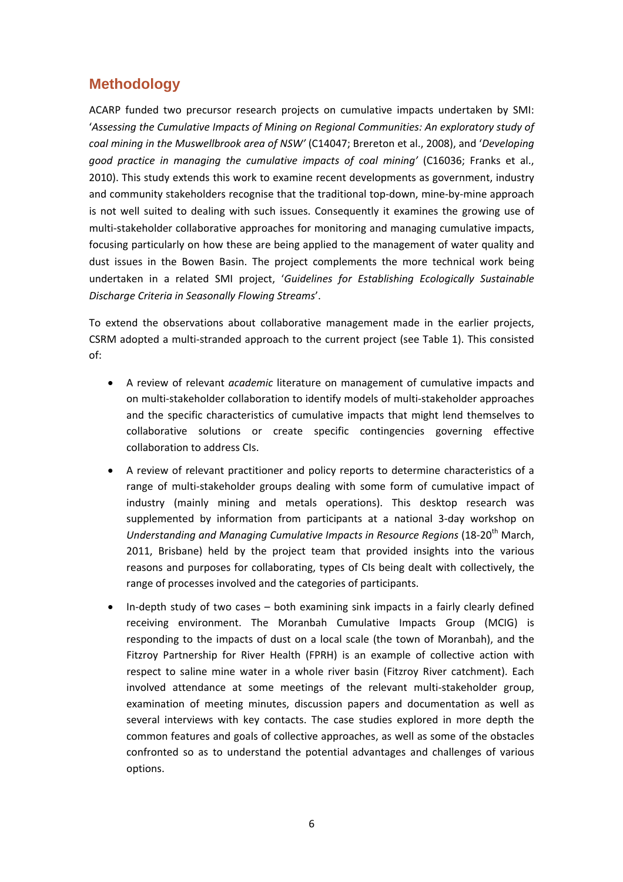## Methodology

ACARP funded two precursor research projects on cumulative impacts undertaken by SMI: '*Assessing the Cumulative Impacts of Mining on Regional Communities: An exploratory study of coal mining in the Muswellbrook area of NSW'* (C14047; Brereton et al., 2008), and '*Developing good practice in managing the cumulative impacts of coal mining'* (C16036; Franks et al., 2010). This study extends this work to examine recent developments as government, industry and community stakeholders recognise that the traditional top-down, mine-by-mine approach is not well suited to dealing with such issues. Consequently it examines the growing use of multi-stakeholder collaborative approaches for monitoring and managing cumulative impacts, focusing particularly on how these are being applied to the management of water quality and dust issues in the Bowen Basin. The project complements the more technical work being undertaken in a related SMI project, '*Guidelines for Establishing Ecologically Sustainable Discharge Criteria in Seasonally Flowing Streams*'.

To extend the observations about collaborative management made in the earlier projects, CSRM adopted a multi-stranded approach to the current project (see Table 1). This consisted of:

- A review of relevant *academic* literature on management of cumulative impacts and on multi-stakeholder collaboration to identify models of multi-stakeholder approaches and the specific characteristics of cumulative impacts that might lend themselves to collaborative solutions or create specific contingencies governing effective collaboration to address CIs.
- A review of relevant practitioner and policy reports to determine characteristics of a range of multi-stakeholder groups dealing with some form of cumulative impact of industry (mainly mining and metals operations). This desktop research was supplemented by information from participants at a national 3-day workshop on *Understanding and Managing Cumulative Impacts in Resource Regions* (18-20th March, 2011, Brisbane) held by the project team that provided insights into the various reasons and purposes for collaborating, types of CIs being dealt with collectively, the range of processes involved and the categories of participants.
- In-depth study of two cases – both examining sink impacts in a fairly clearly defined receiving environment. The Moranbah Cumulative Impacts Group (MCIG) is responding to the impacts of dust on a local scale (the town of Moranbah), and the Fitzroy Partnership for River Health (FPRH) is an example of collective action with respect to saline mine water in a whole river basin (Fitzroy River catchment). Each involved attendance at some meetings of the relevant multi-stakeholder group, examination of meeting minutes, discussion papers and documentation as well as several interviews with key contacts. The case studies explored in more depth the common features and goals of collective approaches, as well as some of the obstacles confronted so as to understand the potential advantages and challenges of various options.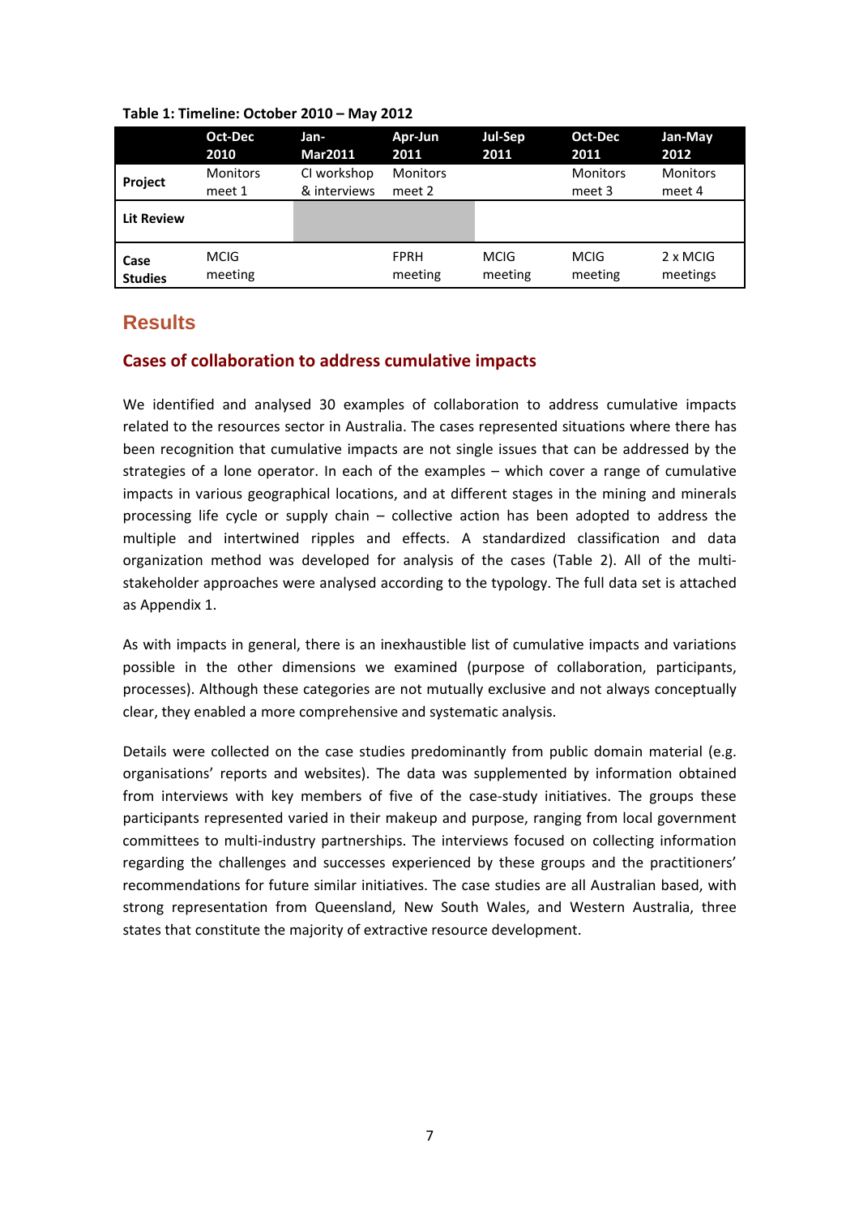**Table 1: Timeline: October 2010 – May 2012**

| | Oct-Dec 2010 | Jan-Mar2011 | Apr-Jun 2011 | Jul-Sep 2011 | Oct-Dec 2011 | Jan-May 2012 |
|---|---|---|---|---|---|---|
| **Project** | Monitors meet 1 | CI workshop & interviews | Monitors meet 2 | | Monitors meet 3 | Monitors meet 4 |
| **Lit Review** | | | | | | |
| **Case Studies** | MCIG meeting | | FPRH meeting | MCIG meeting | MCIG meeting | 2 x MCIG meetings |

# Results

## Cases of collaboration to address cumulative impacts

We identified and analysed 30 examples of collaboration to address cumulative impacts related to the resources sector in Australia. The cases represented situations where there has been recognition that cumulative impacts are not single issues that can be addressed by the strategies of a lone operator. In each of the examples – which cover a range of cumulative impacts in various geographical locations, and at different stages in the mining and minerals processing life cycle or supply chain – collective action has been adopted to address the multiple and intertwined ripples and effects. A standardized classification and data organization method was developed for analysis of the cases (Table 2). All of the multi-stakeholder approaches were analysed according to the typology. The full data set is attached as Appendix 1.

As with impacts in general, there is an inexhaustible list of cumulative impacts and variations possible in the other dimensions we examined (purpose of collaboration, participants, processes). Although these categories are not mutually exclusive and not always conceptually clear, they enabled a more comprehensive and systematic analysis.

Details were collected on the case studies predominantly from public domain material (e.g. organisations' reports and websites). The data was supplemented by information obtained from interviews with key members of five of the case-study initiatives. The groups these participants represented varied in their makeup and purpose, ranging from local government committees to multi-industry partnerships. The interviews focused on collecting information regarding the challenges and successes experienced by these groups and the practitioners' recommendations for future similar initiatives. The case studies are all Australian based, with strong representation from Queensland, New South Wales, and Western Australia, three states that constitute the majority of extractive resource development.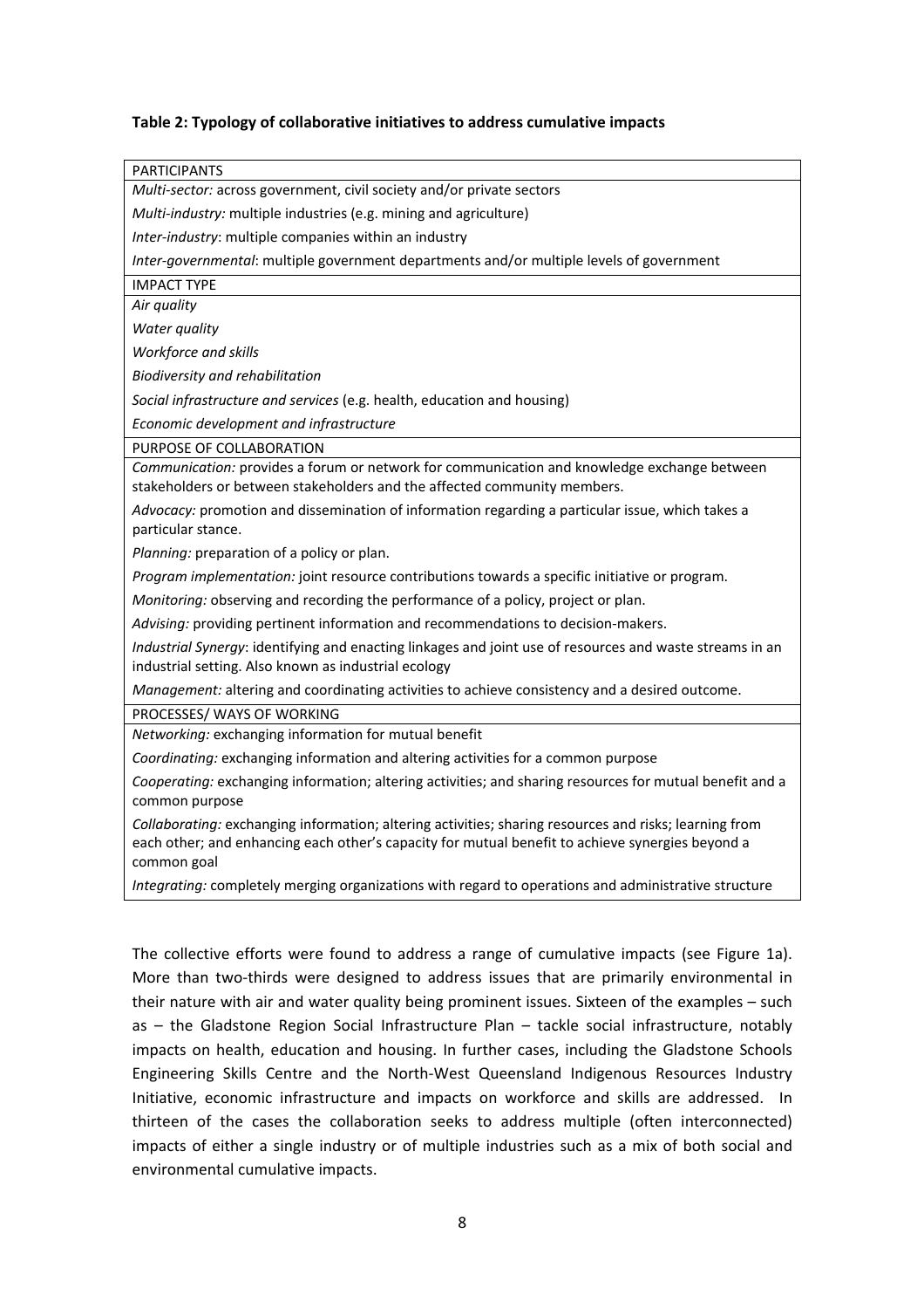**Table 2: Typology of collaborative initiatives to address cumulative impacts**

| |
|---|
| PARTICIPANTS |
| *Multi-sector:* across government, civil society and/or private sectors |
| *Multi-industry:* multiple industries (e.g. mining and agriculture) |
| *Inter-industry*: multiple companies within an industry |
| *Inter-governmental*: multiple government departments and/or multiple levels of government |
| IMPACT TYPE |
| *Air quality* |
| *Water quality* |
| *Workforce and skills* |
| *Biodiversity and rehabilitation* |
| *Social infrastructure and services* (e.g. health, education and housing) |
| *Economic development and infrastructure* |
| PURPOSE OF COLLABORATION |
| *Communication:* provides a forum or network for communication and knowledge exchange between stakeholders or between stakeholders and the affected community members. |
| *Advocacy:* promotion and dissemination of information regarding a particular issue, which takes a particular stance. |
| *Planning:* preparation of a policy or plan. |
| *Program implementation:* joint resource contributions towards a specific initiative or program. |
| *Monitoring:* observing and recording the performance of a policy, project or plan. |
| *Advising:* providing pertinent information and recommendations to decision-makers. |
| *Industrial Synergy*: identifying and enacting linkages and joint use of resources and waste streams in an industrial setting. Also known as industrial ecology |
| *Management:* altering and coordinating activities to achieve consistency and a desired outcome. |
| PROCESSES/ WAYS OF WORKING |
| *Networking:* exchanging information for mutual benefit |
| *Coordinating:* exchanging information and altering activities for a common purpose |
| *Cooperating:* exchanging information; altering activities; and sharing resources for mutual benefit and a common purpose |
| *Collaborating:* exchanging information; altering activities; sharing resources and risks; learning from each other; and enhancing each other's capacity for mutual benefit to achieve synergies beyond a common goal |
| *Integrating:* completely merging organizations with regard to operations and administrative structure |

The collective efforts were found to address a range of cumulative impacts (see Figure 1a). More than two-thirds were designed to address issues that are primarily environmental in their nature with air and water quality being prominent issues. Sixteen of the examples – such as – the Gladstone Region Social Infrastructure Plan – tackle social infrastructure, notably impacts on health, education and housing. In further cases, including the Gladstone Schools Engineering Skills Centre and the North-West Queensland Indigenous Resources Industry Initiative, economic infrastructure and impacts on workforce and skills are addressed. In thirteen of the cases the collaboration seeks to address multiple (often interconnected) impacts of either a single industry or of multiple industries such as a mix of both social and environmental cumulative impacts.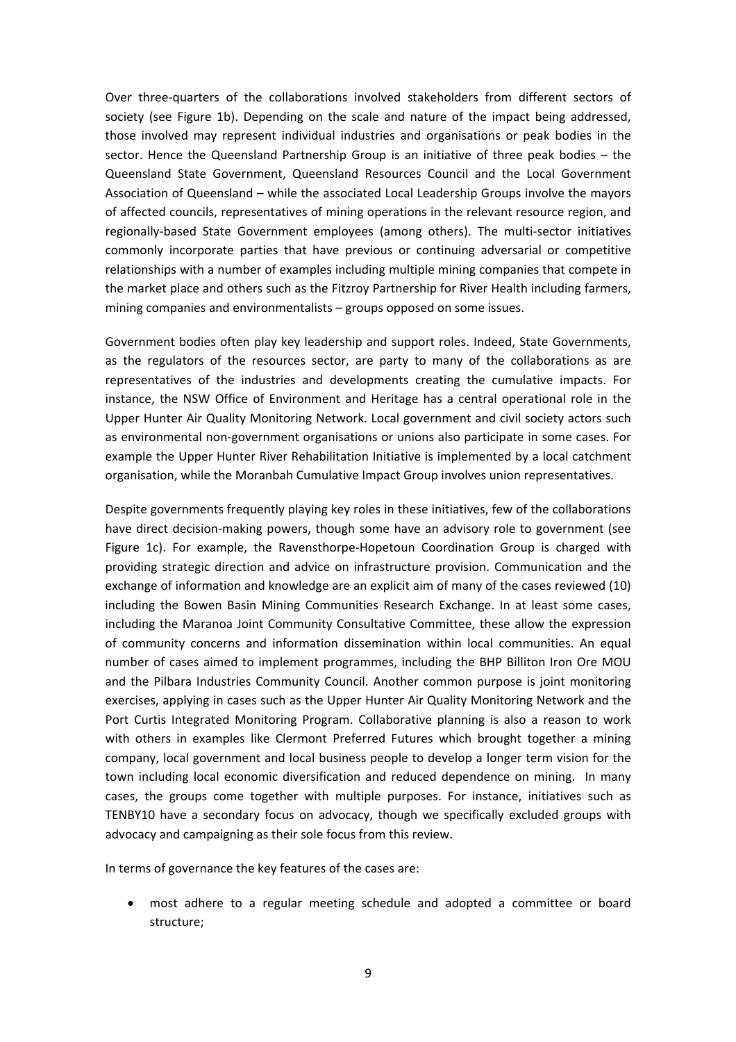Over three-quarters of the collaborations involved stakeholders from different sectors of society (see Figure 1b). Depending on the scale and nature of the impact being addressed, those involved may represent individual industries and organisations or peak bodies in the sector. Hence the Queensland Partnership Group is an initiative of three peak bodies – the Queensland State Government, Queensland Resources Council and the Local Government Association of Queensland – while the associated Local Leadership Groups involve the mayors of affected councils, representatives of mining operations in the relevant resource region, and regionally-based State Government employees (among others). The multi-sector initiatives commonly incorporate parties that have previous or continuing adversarial or competitive relationships with a number of examples including multiple mining companies that compete in the market place and others such as the Fitzroy Partnership for River Health including farmers, mining companies and environmentalists – groups opposed on some issues.

Government bodies often play key leadership and support roles. Indeed, State Governments, as the regulators of the resources sector, are party to many of the collaborations as are representatives of the industries and developments creating the cumulative impacts. For instance, the NSW Office of Environment and Heritage has a central operational role in the Upper Hunter Air Quality Monitoring Network. Local government and civil society actors such as environmental non-government organisations or unions also participate in some cases. For example the Upper Hunter River Rehabilitation Initiative is implemented by a local catchment organisation, while the Moranbah Cumulative Impact Group involves union representatives.

Despite governments frequently playing key roles in these initiatives, few of the collaborations have direct decision-making powers, though some have an advisory role to government (see Figure 1c). For example, the Ravensthorpe-Hopetoun Coordination Group is charged with providing strategic direction and advice on infrastructure provision. Communication and the exchange of information and knowledge are an explicit aim of many of the cases reviewed (10) including the Bowen Basin Mining Communities Research Exchange. In at least some cases, including the Maranoa Joint Community Consultative Committee, these allow the expression of community concerns and information dissemination within local communities. An equal number of cases aimed to implement programmes, including the BHP Billiton Iron Ore MOU and the Pilbara Industries Community Council. Another common purpose is joint monitoring exercises, applying in cases such as the Upper Hunter Air Quality Monitoring Network and the Port Curtis Integrated Monitoring Program. Collaborative planning is also a reason to work with others in examples like Clermont Preferred Futures which brought together a mining company, local government and local business people to develop a longer term vision for the town including local economic diversification and reduced dependence on mining. In many cases, the groups come together with multiple purposes. For instance, initiatives such as TENBY10 have a secondary focus on advocacy, though we specifically excluded groups with advocacy and campaigning as their sole focus from this review.

In terms of governance the key features of the cases are:

- most adhere to a regular meeting schedule and adopted a committee or board structure;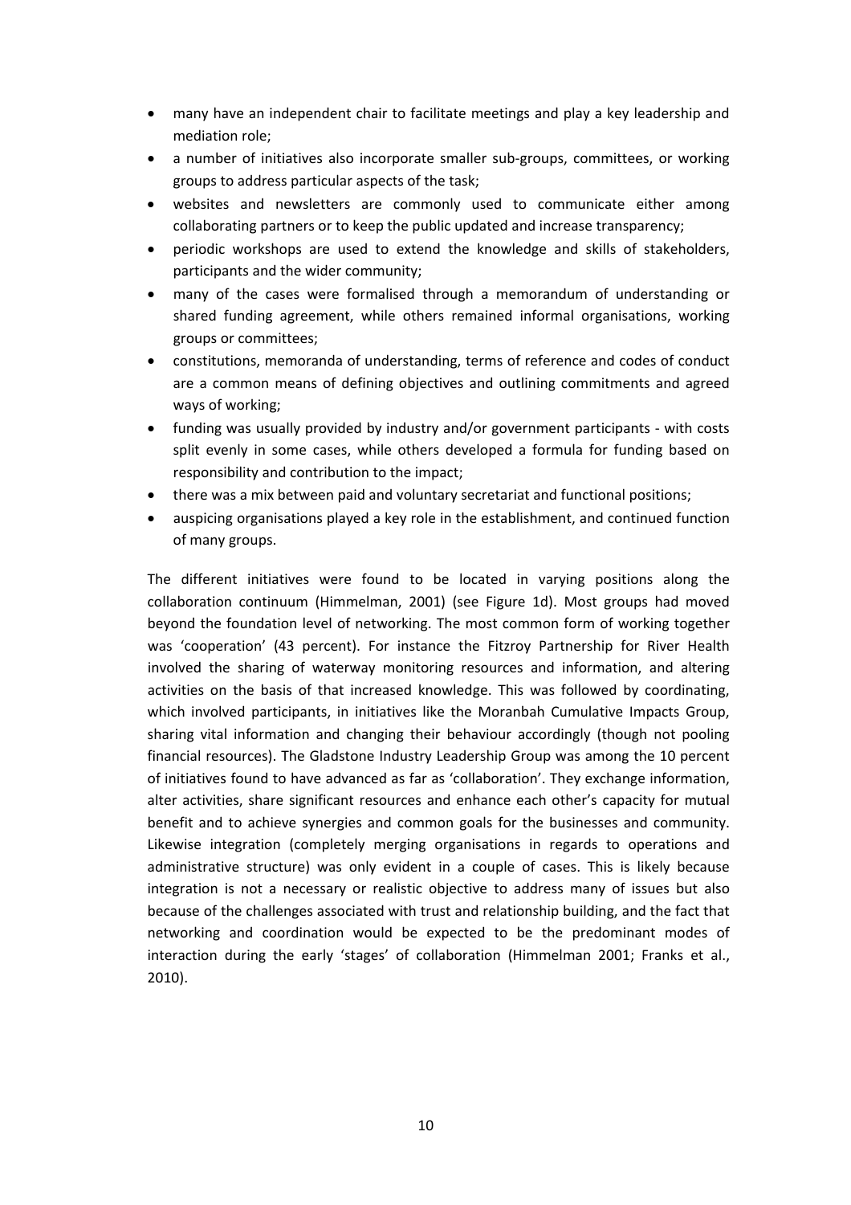- many have an independent chair to facilitate meetings and play a key leadership and mediation role;
- a number of initiatives also incorporate smaller sub-groups, committees, or working groups to address particular aspects of the task;
- websites and newsletters are commonly used to communicate either among collaborating partners or to keep the public updated and increase transparency;
- periodic workshops are used to extend the knowledge and skills of stakeholders, participants and the wider community;
- many of the cases were formalised through a memorandum of understanding or shared funding agreement, while others remained informal organisations, working groups or committees;
- constitutions, memoranda of understanding, terms of reference and codes of conduct are a common means of defining objectives and outlining commitments and agreed ways of working;
- funding was usually provided by industry and/or government participants - with costs split evenly in some cases, while others developed a formula for funding based on responsibility and contribution to the impact;
- there was a mix between paid and voluntary secretariat and functional positions;
- auspicing organisations played a key role in the establishment, and continued function of many groups.

The different initiatives were found to be located in varying positions along the collaboration continuum (Himmelman, 2001) (see Figure 1d). Most groups had moved beyond the foundation level of networking. The most common form of working together was 'cooperation' (43 percent). For instance the Fitzroy Partnership for River Health involved the sharing of waterway monitoring resources and information, and altering activities on the basis of that increased knowledge. This was followed by coordinating, which involved participants, in initiatives like the Moranbah Cumulative Impacts Group, sharing vital information and changing their behaviour accordingly (though not pooling financial resources). The Gladstone Industry Leadership Group was among the 10 percent of initiatives found to have advanced as far as 'collaboration'. They exchange information, alter activities, share significant resources and enhance each other's capacity for mutual benefit and to achieve synergies and common goals for the businesses and community. Likewise integration (completely merging organisations in regards to operations and administrative structure) was only evident in a couple of cases. This is likely because integration is not a necessary or realistic objective to address many of issues but also because of the challenges associated with trust and relationship building, and the fact that networking and coordination would be expected to be the predominant modes of interaction during the early 'stages' of collaboration (Himmelman 2001; Franks et al., 2010).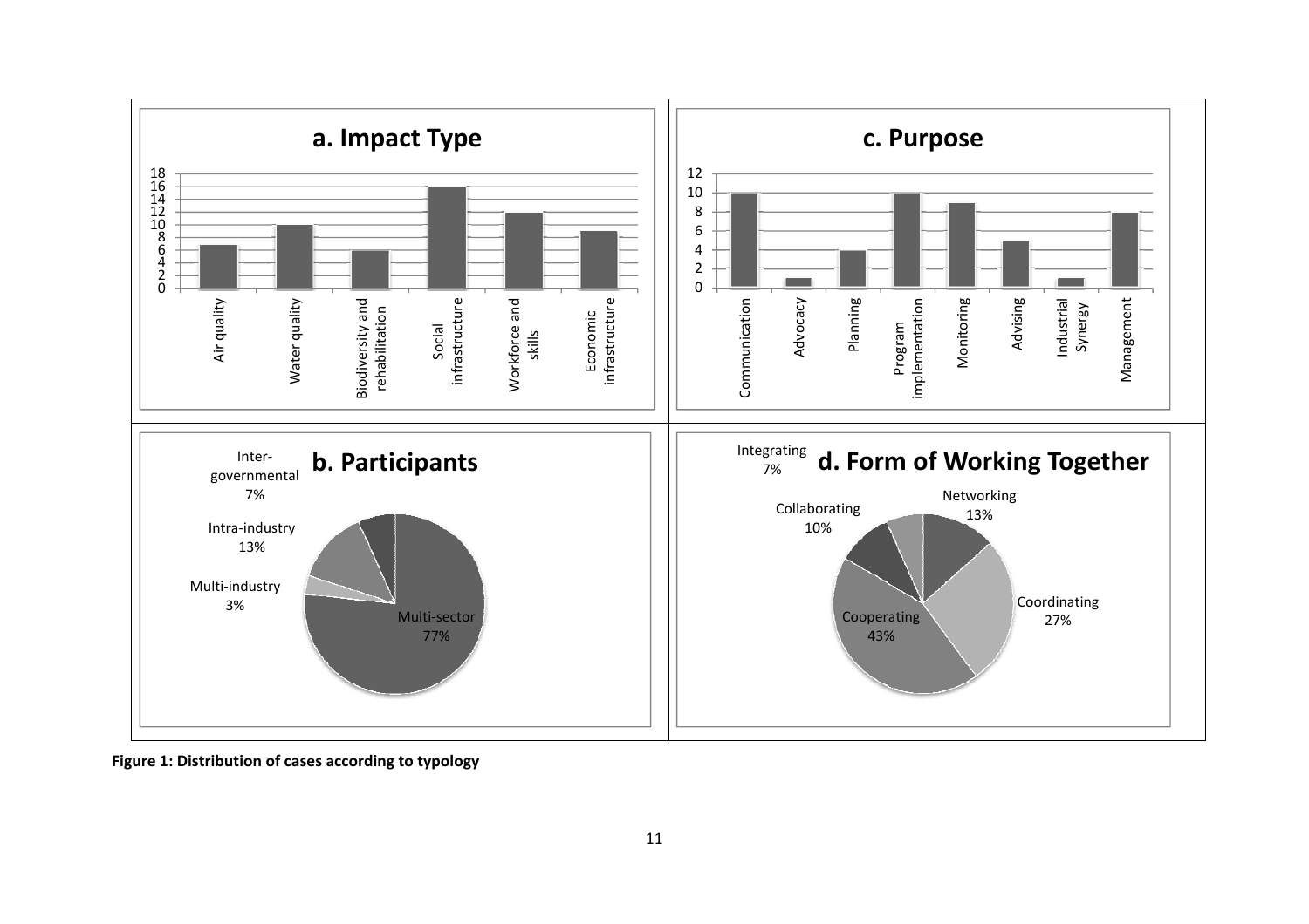**Figure 1: Distribution of cases according to typology**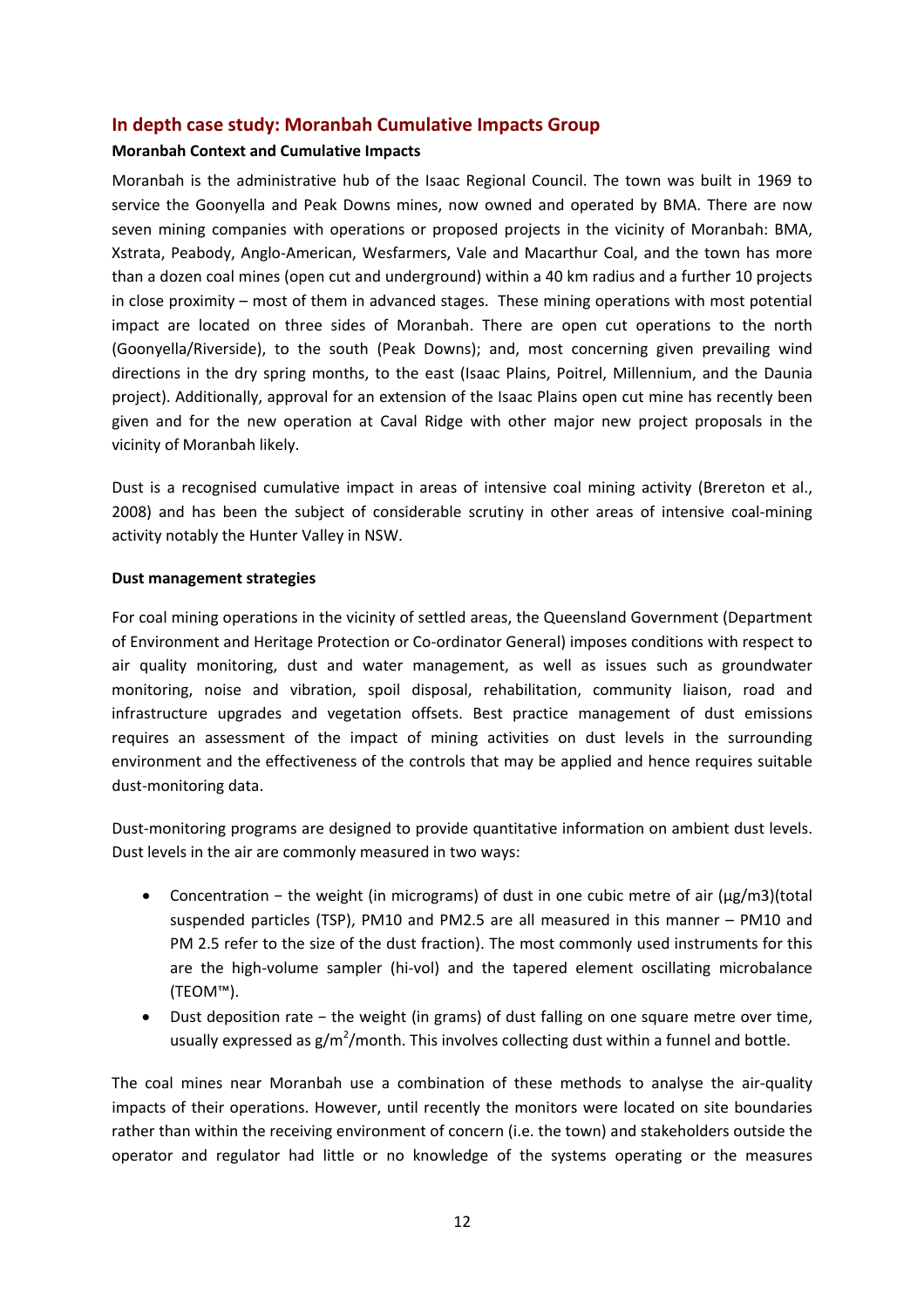## In depth case study: Moranbah Cumulative Impacts Group

**Moranbah Context and Cumulative Impacts**

Moranbah is the administrative hub of the Isaac Regional Council. The town was built in 1969 to service the Goonyella and Peak Downs mines, now owned and operated by BMA. There are now seven mining companies with operations or proposed projects in the vicinity of Moranbah: BMA, Xstrata, Peabody, Anglo-American, Wesfarmers, Vale and Macarthur Coal, and the town has more than a dozen coal mines (open cut and underground) within a 40 km radius and a further 10 projects in close proximity – most of them in advanced stages. These mining operations with most potential impact are located on three sides of Moranbah. There are open cut operations to the north (Goonyella/Riverside), to the south (Peak Downs); and, most concerning given prevailing wind directions in the dry spring months, to the east (Isaac Plains, Poitrel, Millennium, and the Daunia project). Additionally, approval for an extension of the Isaac Plains open cut mine has recently been given and for the new operation at Caval Ridge with other major new project proposals in the vicinity of Moranbah likely.

Dust is a recognised cumulative impact in areas of intensive coal mining activity (Brereton et al., 2008) and has been the subject of considerable scrutiny in other areas of intensive coal-mining activity notably the Hunter Valley in NSW.

**Dust management strategies**

For coal mining operations in the vicinity of settled areas, the Queensland Government (Department of Environment and Heritage Protection or Co-ordinator General) imposes conditions with respect to air quality monitoring, dust and water management, as well as issues such as groundwater monitoring, noise and vibration, spoil disposal, rehabilitation, community liaison, road and infrastructure upgrades and vegetation offsets. Best practice management of dust emissions requires an assessment of the impact of mining activities on dust levels in the surrounding environment and the effectiveness of the controls that may be applied and hence requires suitable dust-monitoring data.

Dust-monitoring programs are designed to provide quantitative information on ambient dust levels. Dust levels in the air are commonly measured in two ways:

- Concentration − the weight (in micrograms) of dust in one cubic metre of air (µg/m3)(total suspended particles (TSP), PM10 and PM2.5 are all measured in this manner – PM10 and PM 2.5 refer to the size of the dust fraction). The most commonly used instruments for this are the high-volume sampler (hi-vol) and the tapered element oscillating microbalance (TEOM™).
- Dust deposition rate − the weight (in grams) of dust falling on one square metre over time, usually expressed as $g/m^2$/month. This involves collecting dust within a funnel and bottle.

The coal mines near Moranbah use a combination of these methods to analyse the air-quality impacts of their operations. However, until recently the monitors were located on site boundaries rather than within the receiving environment of concern (i.e. the town) and stakeholders outside the operator and regulator had little or no knowledge of the systems operating or the measures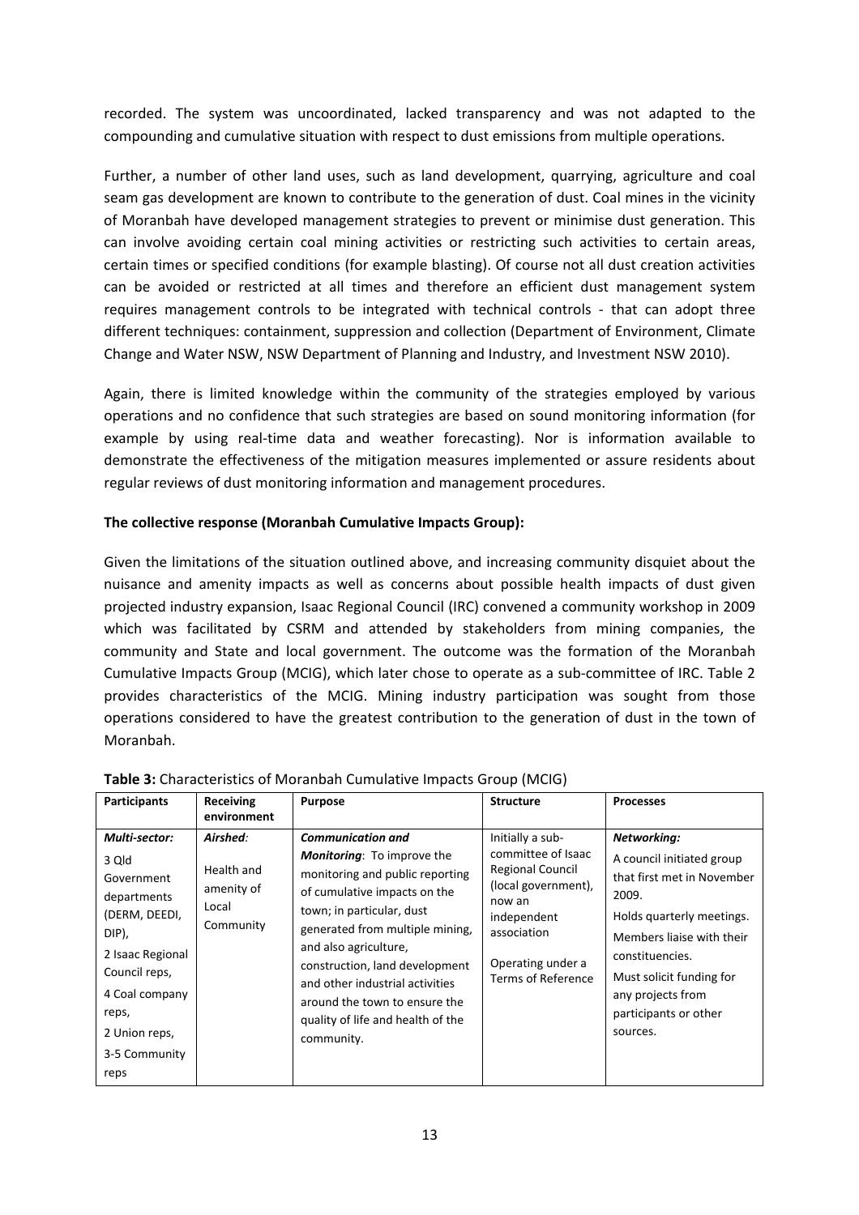recorded. The system was uncoordinated, lacked transparency and was not adapted to the compounding and cumulative situation with respect to dust emissions from multiple operations.

Further, a number of other land uses, such as land development, quarrying, agriculture and coal seam gas development are known to contribute to the generation of dust. Coal mines in the vicinity of Moranbah have developed management strategies to prevent or minimise dust generation. This can involve avoiding certain coal mining activities or restricting such activities to certain areas, certain times or specified conditions (for example blasting). Of course not all dust creation activities can be avoided or restricted at all times and therefore an efficient dust management system requires management controls to be integrated with technical controls - that can adopt three different techniques: containment, suppression and collection (Department of Environment, Climate Change and Water NSW, NSW Department of Planning and Industry, and Investment NSW 2010).

Again, there is limited knowledge within the community of the strategies employed by various operations and no confidence that such strategies are based on sound monitoring information (for example by using real-time data and weather forecasting). Nor is information available to demonstrate the effectiveness of the mitigation measures implemented or assure residents about regular reviews of dust monitoring information and management procedures.

**The collective response (Moranbah Cumulative Impacts Group):**

Given the limitations of the situation outlined above, and increasing community disquiet about the nuisance and amenity impacts as well as concerns about possible health impacts of dust given projected industry expansion, Isaac Regional Council (IRC) convened a community workshop in 2009 which was facilitated by CSRM and attended by stakeholders from mining companies, the community and State and local government. The outcome was the formation of the Moranbah Cumulative Impacts Group (MCIG), which later chose to operate as a sub-committee of IRC. Table 2 provides characteristics of the MCIG. Mining industry participation was sought from those operations considered to have the greatest contribution to the generation of dust in the town of Moranbah.

**Table 3:** Characteristics of Moranbah Cumulative Impacts Group (MCIG)

| Participants | Receiving environment | Purpose | Structure | Processes |
|---|---|---|---|---|
| ***Multi-sector:*** 3 Qld Government departments (DERM, DEEDI, DIP), 2 Isaac Regional Council reps, 4 Coal company reps, 2 Union reps, 3-5 Community reps | ***Airshed:*** Health and amenity of Local Community | ***Communication and Monitoring***: To improve the monitoring and public reporting of cumulative impacts on the town; in particular, dust generated from multiple mining, and also agriculture, construction, land development and other industrial activities around the town to ensure the quality of life and health of the community. | Initially a sub-committee of Isaac Regional Council (local government), now an independent association. Operating under a Terms of Reference | ***Networking:*** A council initiated group that first met in November 2009. Holds quarterly meetings. Members liaise with their constituencies. Must solicit funding for any projects from participants or other sources. |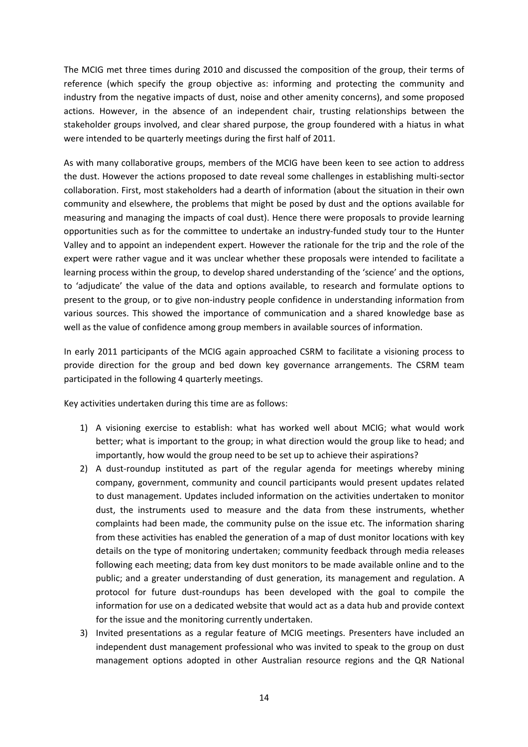The MCIG met three times during 2010 and discussed the composition of the group, their terms of reference (which specify the group objective as: informing and protecting the community and industry from the negative impacts of dust, noise and other amenity concerns), and some proposed actions. However, in the absence of an independent chair, trusting relationships between the stakeholder groups involved, and clear shared purpose, the group foundered with a hiatus in what were intended to be quarterly meetings during the first half of 2011.

As with many collaborative groups, members of the MCIG have been keen to see action to address the dust. However the actions proposed to date reveal some challenges in establishing multi-sector collaboration. First, most stakeholders had a dearth of information (about the situation in their own community and elsewhere, the problems that might be posed by dust and the options available for measuring and managing the impacts of coal dust). Hence there were proposals to provide learning opportunities such as for the committee to undertake an industry-funded study tour to the Hunter Valley and to appoint an independent expert. However the rationale for the trip and the role of the expert were rather vague and it was unclear whether these proposals were intended to facilitate a learning process within the group, to develop shared understanding of the 'science' and the options, to 'adjudicate' the value of the data and options available, to research and formulate options to present to the group, or to give non-industry people confidence in understanding information from various sources. This showed the importance of communication and a shared knowledge base as well as the value of confidence among group members in available sources of information.

In early 2011 participants of the MCIG again approached CSRM to facilitate a visioning process to provide direction for the group and bed down key governance arrangements. The CSRM team participated in the following 4 quarterly meetings.

Key activities undertaken during this time are as follows:

1) A visioning exercise to establish: what has worked well about MCIG; what would work better; what is important to the group; in what direction would the group like to head; and importantly, how would the group need to be set up to achieve their aspirations?
2) A dust-roundup instituted as part of the regular agenda for meetings whereby mining company, government, community and council participants would present updates related to dust management. Updates included information on the activities undertaken to monitor dust, the instruments used to measure and the data from these instruments, whether complaints had been made, the community pulse on the issue etc. The information sharing from these activities has enabled the generation of a map of dust monitor locations with key details on the type of monitoring undertaken; community feedback through media releases following each meeting; data from key dust monitors to be made available online and to the public; and a greater understanding of dust generation, its management and regulation. A protocol for future dust-roundups has been developed with the goal to compile the information for use on a dedicated website that would act as a data hub and provide context for the issue and the monitoring currently undertaken.
3) Invited presentations as a regular feature of MCIG meetings. Presenters have included an independent dust management professional who was invited to speak to the group on dust management options adopted in other Australian resource regions and the QR National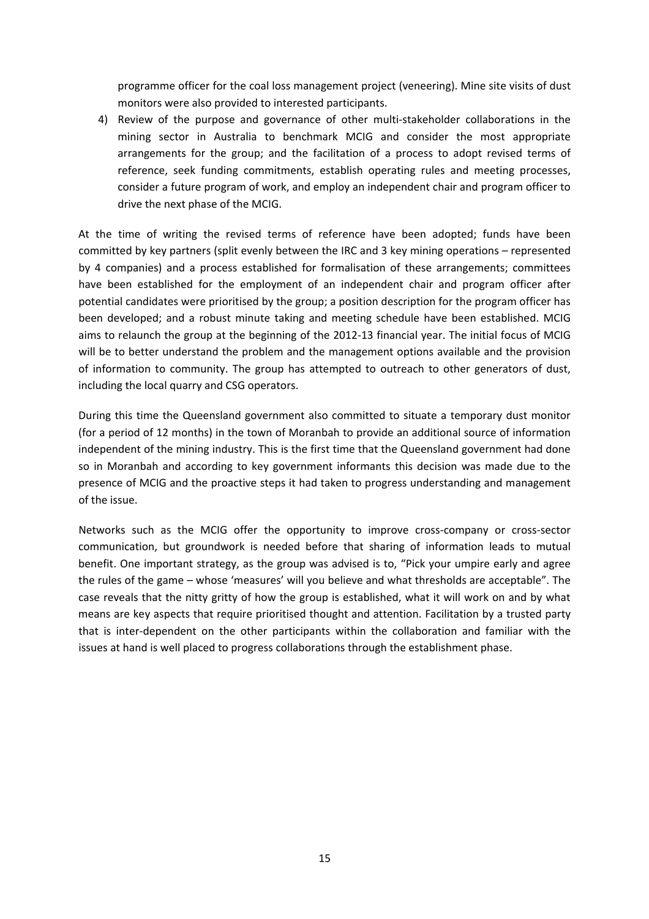programme officer for the coal loss management project (veneering). Mine site visits of dust monitors were also provided to interested participants.

4) Review of the purpose and governance of other multi-stakeholder collaborations in the mining sector in Australia to benchmark MCIG and consider the most appropriate arrangements for the group; and the facilitation of a process to adopt revised terms of reference, seek funding commitments, establish operating rules and meeting processes, consider a future program of work, and employ an independent chair and program officer to drive the next phase of the MCIG.

At the time of writing the revised terms of reference have been adopted; funds have been committed by key partners (split evenly between the IRC and 3 key mining operations – represented by 4 companies) and a process established for formalisation of these arrangements; committees have been established for the employment of an independent chair and program officer after potential candidates were prioritised by the group; a position description for the program officer has been developed; and a robust minute taking and meeting schedule have been established. MCIG aims to relaunch the group at the beginning of the 2012-13 financial year. The initial focus of MCIG will be to better understand the problem and the management options available and the provision of information to community. The group has attempted to outreach to other generators of dust, including the local quarry and CSG operators.

During this time the Queensland government also committed to situate a temporary dust monitor (for a period of 12 months) in the town of Moranbah to provide an additional source of information independent of the mining industry. This is the first time that the Queensland government had done so in Moranbah and according to key government informants this decision was made due to the presence of MCIG and the proactive steps it had taken to progress understanding and management of the issue.

Networks such as the MCIG offer the opportunity to improve cross-company or cross-sector communication, but groundwork is needed before that sharing of information leads to mutual benefit. One important strategy, as the group was advised is to, "Pick your umpire early and agree the rules of the game – whose 'measures' will you believe and what thresholds are acceptable". The case reveals that the nitty gritty of how the group is established, what it will work on and by what means are key aspects that require prioritised thought and attention. Facilitation by a trusted party that is inter-dependent on the other participants within the collaboration and familiar with the issues at hand is well placed to progress collaborations through the establishment phase.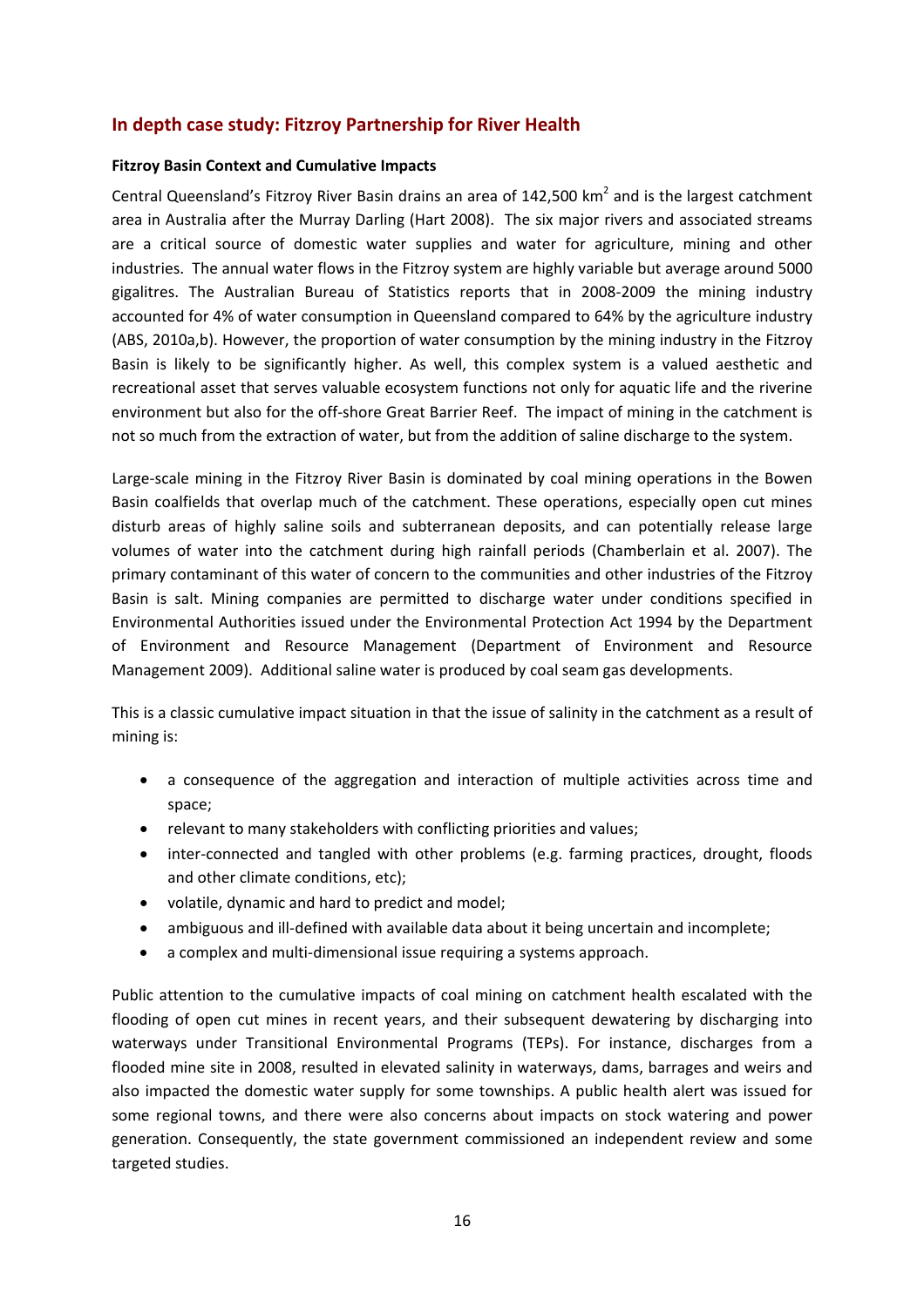## In depth case study: Fitzroy Partnership for River Health

**Fitzroy Basin Context and Cumulative Impacts**

Central Queensland's Fitzroy River Basin drains an area of 142,500 $km^2$ and is the largest catchment area in Australia after the Murray Darling (Hart 2008). The six major rivers and associated streams are a critical source of domestic water supplies and water for agriculture, mining and other industries. The annual water flows in the Fitzroy system are highly variable but average around 5000 gigalitres. The Australian Bureau of Statistics reports that in 2008-2009 the mining industry accounted for 4% of water consumption in Queensland compared to 64% by the agriculture industry (ABS, 2010a,b). However, the proportion of water consumption by the mining industry in the Fitzroy Basin is likely to be significantly higher. As well, this complex system is a valued aesthetic and recreational asset that serves valuable ecosystem functions not only for aquatic life and the riverine environment but also for the off-shore Great Barrier Reef. The impact of mining in the catchment is not so much from the extraction of water, but from the addition of saline discharge to the system.

Large-scale mining in the Fitzroy River Basin is dominated by coal mining operations in the Bowen Basin coalfields that overlap much of the catchment. These operations, especially open cut mines disturb areas of highly saline soils and subterranean deposits, and can potentially release large volumes of water into the catchment during high rainfall periods (Chamberlain et al. 2007). The primary contaminant of this water of concern to the communities and other industries of the Fitzroy Basin is salt. Mining companies are permitted to discharge water under conditions specified in Environmental Authorities issued under the Environmental Protection Act 1994 by the Department of Environment and Resource Management (Department of Environment and Resource Management 2009). Additional saline water is produced by coal seam gas developments.

This is a classic cumulative impact situation in that the issue of salinity in the catchment as a result of mining is:

- a consequence of the aggregation and interaction of multiple activities across time and space;
- relevant to many stakeholders with conflicting priorities and values;
- inter-connected and tangled with other problems (e.g. farming practices, drought, floods and other climate conditions, etc);
- volatile, dynamic and hard to predict and model;
- ambiguous and ill-defined with available data about it being uncertain and incomplete;
- a complex and multi-dimensional issue requiring a systems approach.

Public attention to the cumulative impacts of coal mining on catchment health escalated with the flooding of open cut mines in recent years, and their subsequent dewatering by discharging into waterways under Transitional Environmental Programs (TEPs). For instance, discharges from a flooded mine site in 2008, resulted in elevated salinity in waterways, dams, barrages and weirs and also impacted the domestic water supply for some townships. A public health alert was issued for some regional towns, and there were also concerns about impacts on stock watering and power generation. Consequently, the state government commissioned an independent review and some targeted studies.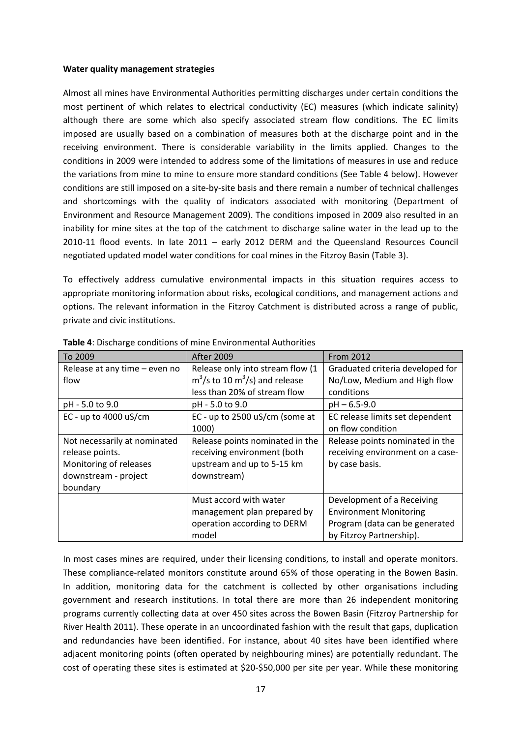**Water quality management strategies**

Almost all mines have Environmental Authorities permitting discharges under certain conditions the most pertinent of which relates to electrical conductivity (EC) measures (which indicate salinity) although there are some which also specify associated stream flow conditions. The EC limits imposed are usually based on a combination of measures both at the discharge point and in the receiving environment. There is considerable variability in the limits applied. Changes to the conditions in 2009 were intended to address some of the limitations of measures in use and reduce the variations from mine to mine to ensure more standard conditions (See Table 4 below). However conditions are still imposed on a site-by-site basis and there remain a number of technical challenges and shortcomings with the quality of indicators associated with monitoring (Department of Environment and Resource Management 2009). The conditions imposed in 2009 also resulted in an inability for mine sites at the top of the catchment to discharge saline water in the lead up to the 2010-11 flood events. In late 2011 – early 2012 DERM and the Queensland Resources Council negotiated updated model water conditions for coal mines in the Fitzroy Basin (Table 3).

To effectively address cumulative environmental impacts in this situation requires access to appropriate monitoring information about risks, ecological conditions, and management actions and options. The relevant information in the Fitzroy Catchment is distributed across a range of public, private and civic institutions.

**Table 4**: Discharge conditions of mine Environmental Authorities

| To 2009 | After 2009 | From 2012 |
|---|---|---|
| Release at any time – even no flow | Release only into stream flow (1 $m^3$/s to 10 $m^3$/s) and release less than 20% of stream flow | Graduated criteria developed for No/Low, Medium and High flow conditions |
| pH - 5.0 to 9.0 | pH - 5.0 to 9.0 | pH – 6.5-9.0 |
| EC - up to 4000 uS/cm | EC - up to 2500 uS/cm (some at 1000) | EC release limits set dependent on flow condition |
| Not necessarily at nominated release points. Monitoring of releases downstream - project boundary | Release points nominated in the receiving environment (both upstream and up to 5-15 km downstream) | Release points nominated in the receiving environment on a case-by case basis. |
| | Must accord with water management plan prepared by operation according to DERM model | Development of a Receiving Environment Monitoring Program (data can be generated by Fitzroy Partnership). |

In most cases mines are required, under their licensing conditions, to install and operate monitors. These compliance-related monitors constitute around 65% of those operating in the Bowen Basin. In addition, monitoring data for the catchment is collected by other organisations including government and research institutions. In total there are more than 26 independent monitoring programs currently collecting data at over 450 sites across the Bowen Basin (Fitzroy Partnership for River Health 2011). These operate in an uncoordinated fashion with the result that gaps, duplication and redundancies have been identified. For instance, about 40 sites have been identified where adjacent monitoring points (often operated by neighbouring mines) are potentially redundant. The cost of operating these sites is estimated at \$20-\$50,000 per site per year. While these monitoring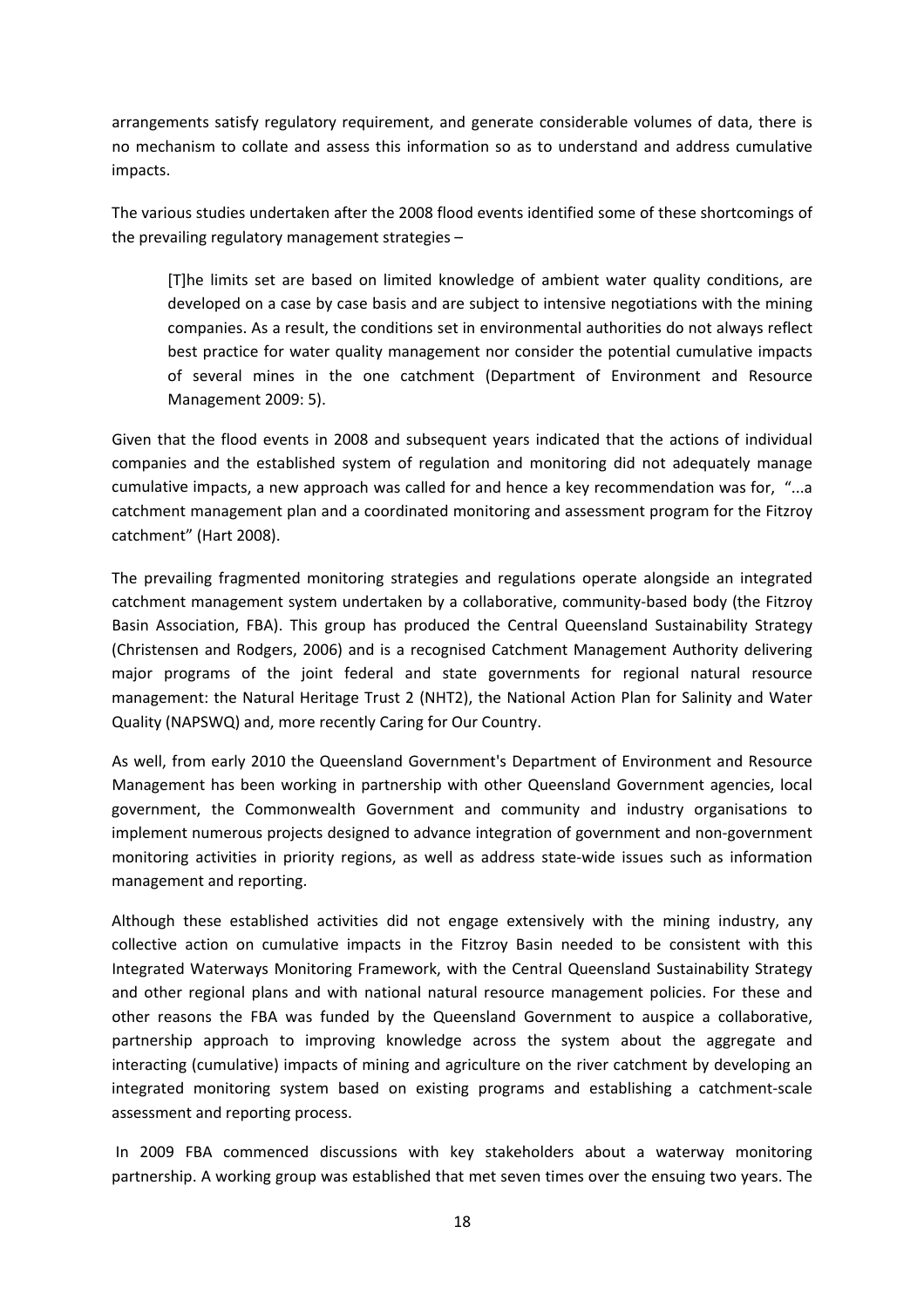arrangements satisfy regulatory requirement, and generate considerable volumes of data, there is no mechanism to collate and assess this information so as to understand and address cumulative impacts.

The various studies undertaken after the 2008 flood events identified some of these shortcomings of the prevailing regulatory management strategies –

> [T]he limits set are based on limited knowledge of ambient water quality conditions, are developed on a case by case basis and are subject to intensive negotiations with the mining companies. As a result, the conditions set in environmental authorities do not always reflect best practice for water quality management nor consider the potential cumulative impacts of several mines in the one catchment (Department of Environment and Resource Management 2009: 5).

Given that the flood events in 2008 and subsequent years indicated that the actions of individual companies and the established system of regulation and monitoring did not adequately manage cumulative impacts, a new approach was called for and hence a key recommendation was for, "...a catchment management plan and a coordinated monitoring and assessment program for the Fitzroy catchment" (Hart 2008).

The prevailing fragmented monitoring strategies and regulations operate alongside an integrated catchment management system undertaken by a collaborative, community-based body (the Fitzroy Basin Association, FBA). This group has produced the Central Queensland Sustainability Strategy (Christensen and Rodgers, 2006) and is a recognised Catchment Management Authority delivering major programs of the joint federal and state governments for regional natural resource management: the Natural Heritage Trust 2 (NHT2), the National Action Plan for Salinity and Water Quality (NAPSWQ) and, more recently Caring for Our Country.

As well, from early 2010 the Queensland Government's Department of Environment and Resource Management has been working in partnership with other Queensland Government agencies, local government, the Commonwealth Government and community and industry organisations to implement numerous projects designed to advance integration of government and non-government monitoring activities in priority regions, as well as address state-wide issues such as information management and reporting.

Although these established activities did not engage extensively with the mining industry, any collective action on cumulative impacts in the Fitzroy Basin needed to be consistent with this Integrated Waterways Monitoring Framework, with the Central Queensland Sustainability Strategy and other regional plans and with national natural resource management policies. For these and other reasons the FBA was funded by the Queensland Government to auspice a collaborative, partnership approach to improving knowledge across the system about the aggregate and interacting (cumulative) impacts of mining and agriculture on the river catchment by developing an integrated monitoring system based on existing programs and establishing a catchment-scale assessment and reporting process.

In 2009 FBA commenced discussions with key stakeholders about a waterway monitoring partnership. A working group was established that met seven times over the ensuing two years. The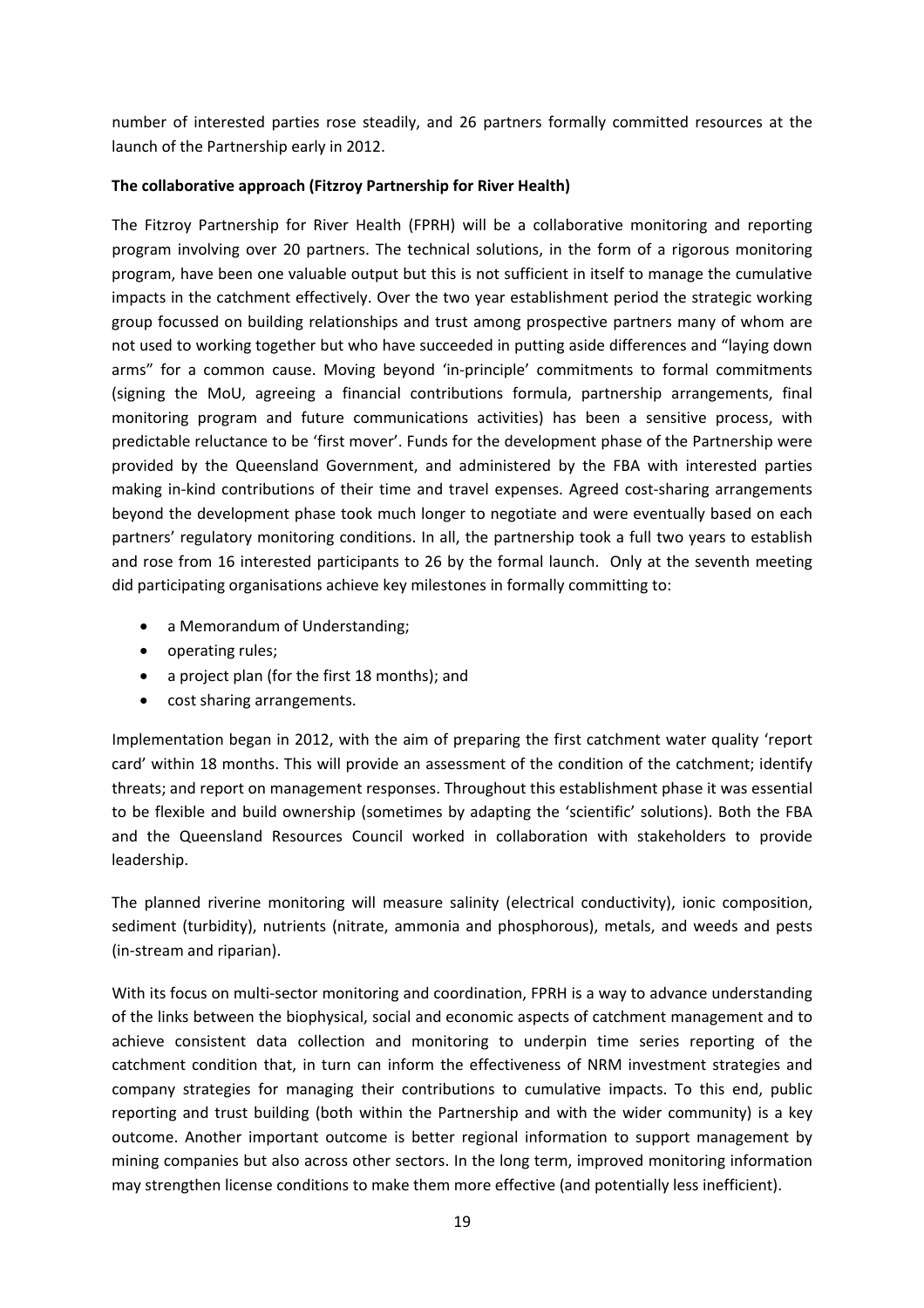number of interested parties rose steadily, and 26 partners formally committed resources at the launch of the Partnership early in 2012.

**The collaborative approach (Fitzroy Partnership for River Health)**

The Fitzroy Partnership for River Health (FPRH) will be a collaborative monitoring and reporting program involving over 20 partners. The technical solutions, in the form of a rigorous monitoring program, have been one valuable output but this is not sufficient in itself to manage the cumulative impacts in the catchment effectively. Over the two year establishment period the strategic working group focussed on building relationships and trust among prospective partners many of whom are not used to working together but who have succeeded in putting aside differences and "laying down arms" for a common cause. Moving beyond 'in-principle' commitments to formal commitments (signing the MoU, agreeing a financial contributions formula, partnership arrangements, final monitoring program and future communications activities) has been a sensitive process, with predictable reluctance to be 'first mover'. Funds for the development phase of the Partnership were provided by the Queensland Government, and administered by the FBA with interested parties making in-kind contributions of their time and travel expenses. Agreed cost-sharing arrangements beyond the development phase took much longer to negotiate and were eventually based on each partners' regulatory monitoring conditions. In all, the partnership took a full two years to establish and rose from 16 interested participants to 26 by the formal launch. Only at the seventh meeting did participating organisations achieve key milestones in formally committing to:

- a Memorandum of Understanding;
- operating rules;
- a project plan (for the first 18 months); and
- cost sharing arrangements.

Implementation began in 2012, with the aim of preparing the first catchment water quality 'report card' within 18 months. This will provide an assessment of the condition of the catchment; identify threats; and report on management responses. Throughout this establishment phase it was essential to be flexible and build ownership (sometimes by adapting the 'scientific' solutions). Both the FBA and the Queensland Resources Council worked in collaboration with stakeholders to provide leadership.

The planned riverine monitoring will measure salinity (electrical conductivity), ionic composition, sediment (turbidity), nutrients (nitrate, ammonia and phosphorous), metals, and weeds and pests (in-stream and riparian).

With its focus on multi-sector monitoring and coordination, FPRH is a way to advance understanding of the links between the biophysical, social and economic aspects of catchment management and to achieve consistent data collection and monitoring to underpin time series reporting of the catchment condition that, in turn can inform the effectiveness of NRM investment strategies and company strategies for managing their contributions to cumulative impacts. To this end, public reporting and trust building (both within the Partnership and with the wider community) is a key outcome. Another important outcome is better regional information to support management by mining companies but also across other sectors. In the long term, improved monitoring information may strengthen license conditions to make them more effective (and potentially less inefficient).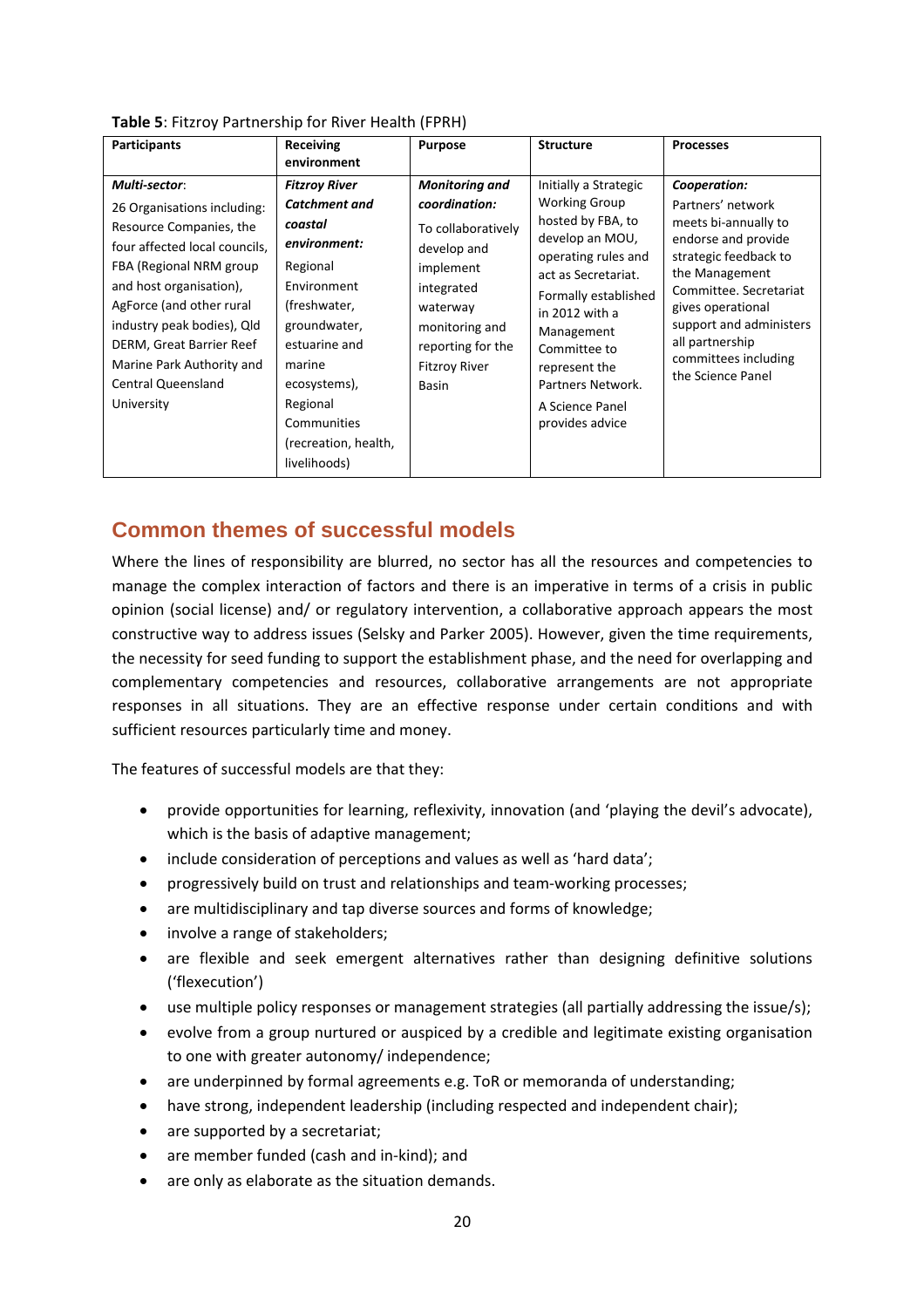**Table 5**: Fitzroy Partnership for River Health (FPRH)

| Participants | Receiving environment | Purpose | Structure | Processes |
|---|---|---|---|---|
| ***Multi-sector***: 26 Organisations including: Resource Companies, the four affected local councils, FBA (Regional NRM group and host organisation), AgForce (and other rural industry peak bodies), Qld DERM, Great Barrier Reef Marine Park Authority and Central Queensland University | ***Fitzroy River Catchment and coastal environment:*** Regional Environment (freshwater, groundwater, estuarine and marine ecosystems), Regional Communities (recreation, health, livelihoods) | ***Monitoring and coordination:*** To collaboratively develop and implement integrated waterway monitoring and reporting for the Fitzroy River Basin | Initially a Strategic Working Group hosted by FBA, to develop an MOU, operating rules and act as Secretariat. Formally established in 2012 with a Management Committee to represent the Partners Network. A Science Panel provides advice | ***Cooperation:*** Partners' network meets bi-annually to endorse and provide strategic feedback to the Management Committee. Secretariat gives operational support and administers all partnership committees including the Science Panel |

## Common themes of successful models

Where the lines of responsibility are blurred, no sector has all the resources and competencies to manage the complex interaction of factors and there is an imperative in terms of a crisis in public opinion (social license) and/ or regulatory intervention, a collaborative approach appears the most constructive way to address issues (Selsky and Parker 2005). However, given the time requirements, the necessity for seed funding to support the establishment phase, and the need for overlapping and complementary competencies and resources, collaborative arrangements are not appropriate responses in all situations. They are an effective response under certain conditions and with sufficient resources particularly time and money.

The features of successful models are that they:

- provide opportunities for learning, reflexivity, innovation (and 'playing the devil's advocate), which is the basis of adaptive management;
- include consideration of perceptions and values as well as 'hard data';
- progressively build on trust and relationships and team-working processes;
- are multidisciplinary and tap diverse sources and forms of knowledge;
- involve a range of stakeholders;
- are flexible and seek emergent alternatives rather than designing definitive solutions ('flexecution')
- use multiple policy responses or management strategies (all partially addressing the issue/s);
- evolve from a group nurtured or auspiced by a credible and legitimate existing organisation to one with greater autonomy/ independence;
- are underpinned by formal agreements e.g. ToR or memoranda of understanding;
- have strong, independent leadership (including respected and independent chair);
- are supported by a secretariat;
- are member funded (cash and in-kind); and
- are only as elaborate as the situation demands.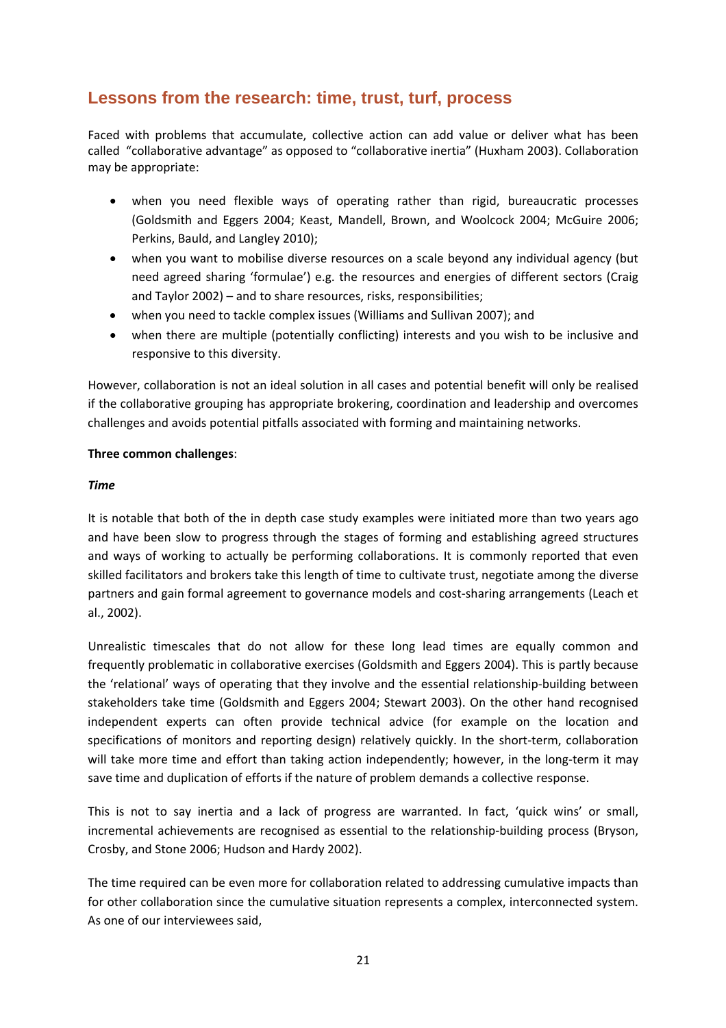## Lessons from the research: time, trust, turf, process

Faced with problems that accumulate, collective action can add value or deliver what has been called "collaborative advantage" as opposed to "collaborative inertia" (Huxham 2003). Collaboration may be appropriate:

- when you need flexible ways of operating rather than rigid, bureaucratic processes (Goldsmith and Eggers 2004; Keast, Mandell, Brown, and Woolcock 2004; McGuire 2006; Perkins, Bauld, and Langley 2010);
- when you want to mobilise diverse resources on a scale beyond any individual agency (but need agreed sharing 'formulae') e.g. the resources and energies of different sectors (Craig and Taylor 2002) – and to share resources, risks, responsibilities;
- when you need to tackle complex issues (Williams and Sullivan 2007); and
- when there are multiple (potentially conflicting) interests and you wish to be inclusive and responsive to this diversity.

However, collaboration is not an ideal solution in all cases and potential benefit will only be realised if the collaborative grouping has appropriate brokering, coordination and leadership and overcomes challenges and avoids potential pitfalls associated with forming and maintaining networks.

**Three common challenges**:

***Time***

It is notable that both of the in depth case study examples were initiated more than two years ago and have been slow to progress through the stages of forming and establishing agreed structures and ways of working to actually be performing collaborations. It is commonly reported that even skilled facilitators and brokers take this length of time to cultivate trust, negotiate among the diverse partners and gain formal agreement to governance models and cost-sharing arrangements (Leach et al., 2002).

Unrealistic timescales that do not allow for these long lead times are equally common and frequently problematic in collaborative exercises (Goldsmith and Eggers 2004). This is partly because the 'relational' ways of operating that they involve and the essential relationship-building between stakeholders take time (Goldsmith and Eggers 2004; Stewart 2003). On the other hand recognised independent experts can often provide technical advice (for example on the location and specifications of monitors and reporting design) relatively quickly. In the short-term, collaboration will take more time and effort than taking action independently; however, in the long-term it may save time and duplication of efforts if the nature of problem demands a collective response.

This is not to say inertia and a lack of progress are warranted. In fact, 'quick wins' or small, incremental achievements are recognised as essential to the relationship-building process (Bryson, Crosby, and Stone 2006; Hudson and Hardy 2002).

The time required can be even more for collaboration related to addressing cumulative impacts than for other collaboration since the cumulative situation represents a complex, interconnected system. As one of our interviewees said,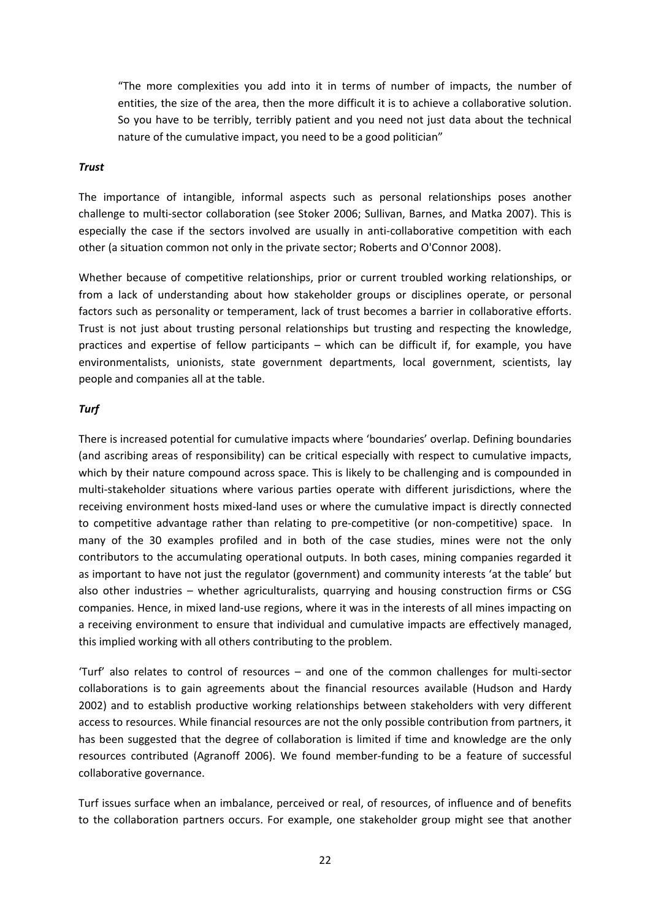> "The more complexities you add into it in terms of number of impacts, the number of entities, the size of the area, then the more difficult it is to achieve a collaborative solution. So you have to be terribly, terribly patient and you need not just data about the technical nature of the cumulative impact, you need to be a good politician"

***Trust***

The importance of intangible, informal aspects such as personal relationships poses another challenge to multi-sector collaboration (see Stoker 2006; Sullivan, Barnes, and Matka 2007). This is especially the case if the sectors involved are usually in anti-collaborative competition with each other (a situation common not only in the private sector; Roberts and O'Connor 2008).

Whether because of competitive relationships, prior or current troubled working relationships, or from a lack of understanding about how stakeholder groups or disciplines operate, or personal factors such as personality or temperament, lack of trust becomes a barrier in collaborative efforts. Trust is not just about trusting personal relationships but trusting and respecting the knowledge, practices and expertise of fellow participants – which can be difficult if, for example, you have environmentalists, unionists, state government departments, local government, scientists, lay people and companies all at the table.

***Turf***

There is increased potential for cumulative impacts where 'boundaries' overlap. Defining boundaries (and ascribing areas of responsibility) can be critical especially with respect to cumulative impacts, which by their nature compound across space. This is likely to be challenging and is compounded in multi-stakeholder situations where various parties operate with different jurisdictions, where the receiving environment hosts mixed-land uses or where the cumulative impact is directly connected to competitive advantage rather than relating to pre-competitive (or non-competitive) space. In many of the 30 examples profiled and in both of the case studies, mines were not the only contributors to the accumulating operational outputs. In both cases, mining companies regarded it as important to have not just the regulator (government) and community interests 'at the table' but also other industries – whether agriculturalists, quarrying and housing construction firms or CSG companies. Hence, in mixed land-use regions, where it was in the interests of all mines impacting on a receiving environment to ensure that individual and cumulative impacts are effectively managed, this implied working with all others contributing to the problem.

'Turf' also relates to control of resources – and one of the common challenges for multi-sector collaborations is to gain agreements about the financial resources available (Hudson and Hardy 2002) and to establish productive working relationships between stakeholders with very different access to resources. While financial resources are not the only possible contribution from partners, it has been suggested that the degree of collaboration is limited if time and knowledge are the only resources contributed (Agranoff 2006). We found member-funding to be a feature of successful collaborative governance.

Turf issues surface when an imbalance, perceived or real, of resources, of influence and of benefits to the collaboration partners occurs. For example, one stakeholder group might see that another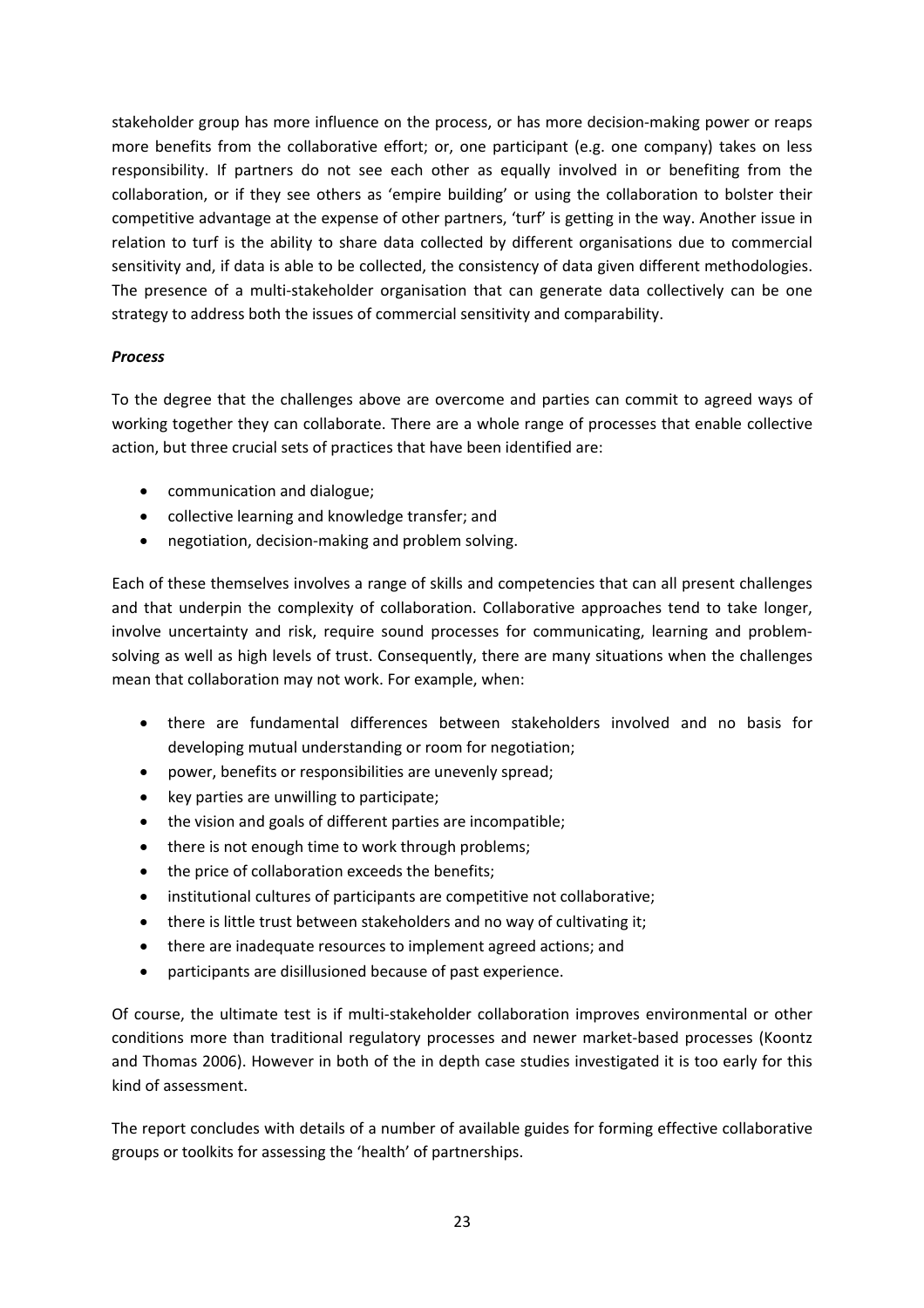stakeholder group has more influence on the process, or has more decision-making power or reaps more benefits from the collaborative effort; or, one participant (e.g. one company) takes on less responsibility. If partners do not see each other as equally involved in or benefiting from the collaboration, or if they see others as 'empire building' or using the collaboration to bolster their competitive advantage at the expense of other partners, 'turf' is getting in the way. Another issue in relation to turf is the ability to share data collected by different organisations due to commercial sensitivity and, if data is able to be collected, the consistency of data given different methodologies. The presence of a multi-stakeholder organisation that can generate data collectively can be one strategy to address both the issues of commercial sensitivity and comparability.

***Process***

To the degree that the challenges above are overcome and parties can commit to agreed ways of working together they can collaborate. There are a whole range of processes that enable collective action, but three crucial sets of practices that have been identified are:

- communication and dialogue;
- collective learning and knowledge transfer; and
- negotiation, decision-making and problem solving.

Each of these themselves involves a range of skills and competencies that can all present challenges and that underpin the complexity of collaboration. Collaborative approaches tend to take longer, involve uncertainty and risk, require sound processes for communicating, learning and problem-solving as well as high levels of trust. Consequently, there are many situations when the challenges mean that collaboration may not work. For example, when:

- there are fundamental differences between stakeholders involved and no basis for developing mutual understanding or room for negotiation;
- power, benefits or responsibilities are unevenly spread;
- key parties are unwilling to participate;
- the vision and goals of different parties are incompatible;
- there is not enough time to work through problems;
- the price of collaboration exceeds the benefits;
- institutional cultures of participants are competitive not collaborative;
- there is little trust between stakeholders and no way of cultivating it;
- there are inadequate resources to implement agreed actions; and
- participants are disillusioned because of past experience.

Of course, the ultimate test is if multi-stakeholder collaboration improves environmental or other conditions more than traditional regulatory processes and newer market-based processes (Koontz and Thomas 2006). However in both of the in depth case studies investigated it is too early for this kind of assessment.

The report concludes with details of a number of available guides for forming effective collaborative groups or toolkits for assessing the 'health' of partnerships.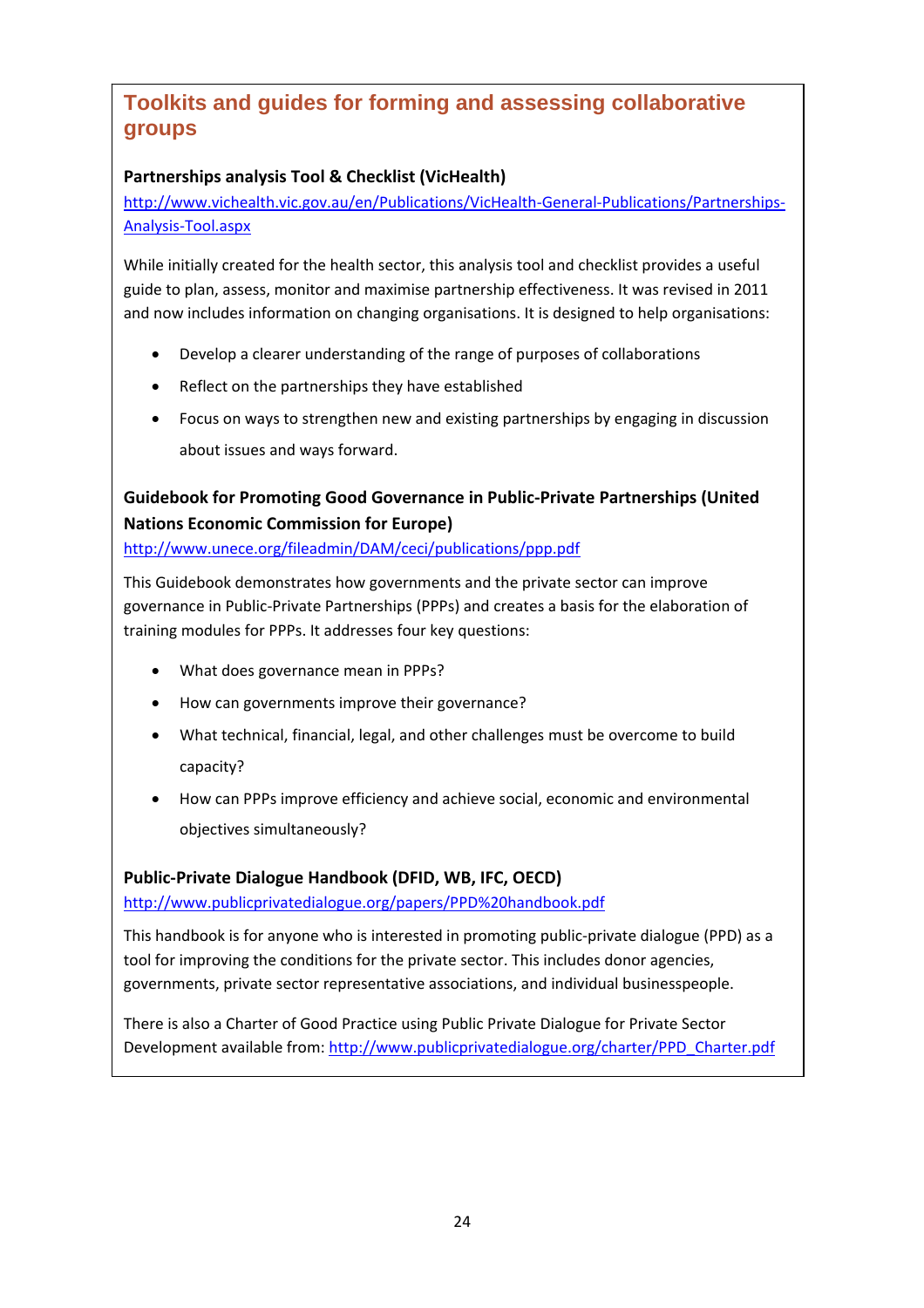## Toolkits and guides for forming and assessing collaborative groups

### Partnerships analysis Tool & Checklist (VicHealth)

http://www.vichealth.vic.gov.au/en/Publications/VicHealth-General-Publications/Partnerships-Analysis-Tool.aspx

While initially created for the health sector, this analysis tool and checklist provides a useful guide to plan, assess, monitor and maximise partnership effectiveness. It was revised in 2011 and now includes information on changing organisations. It is designed to help organisations:

- Develop a clearer understanding of the range of purposes of collaborations
- Reflect on the partnerships they have established
- Focus on ways to strengthen new and existing partnerships by engaging in discussion about issues and ways forward.

### Guidebook for Promoting Good Governance in Public-Private Partnerships (United Nations Economic Commission for Europe)

http://www.unece.org/fileadmin/DAM/ceci/publications/ppp.pdf

This Guidebook demonstrates how governments and the private sector can improve governance in Public-Private Partnerships (PPPs) and creates a basis for the elaboration of training modules for PPPs. It addresses four key questions:

- What does governance mean in PPPs?
- How can governments improve their governance?
- What technical, financial, legal, and other challenges must be overcome to build capacity?
- How can PPPs improve efficiency and achieve social, economic and environmental objectives simultaneously?

### Public-Private Dialogue Handbook (DFID, WB, IFC, OECD)

http://www.publicprivatedialogue.org/papers/PPD%20handbook.pdf

This handbook is for anyone who is interested in promoting public-private dialogue (PPD) as a tool for improving the conditions for the private sector. This includes donor agencies, governments, private sector representative associations, and individual businesspeople.

There is also a Charter of Good Practice using Public Private Dialogue for Private Sector Development available from: http://www.publicprivatedialogue.org/charter/PPD_Charter.pdf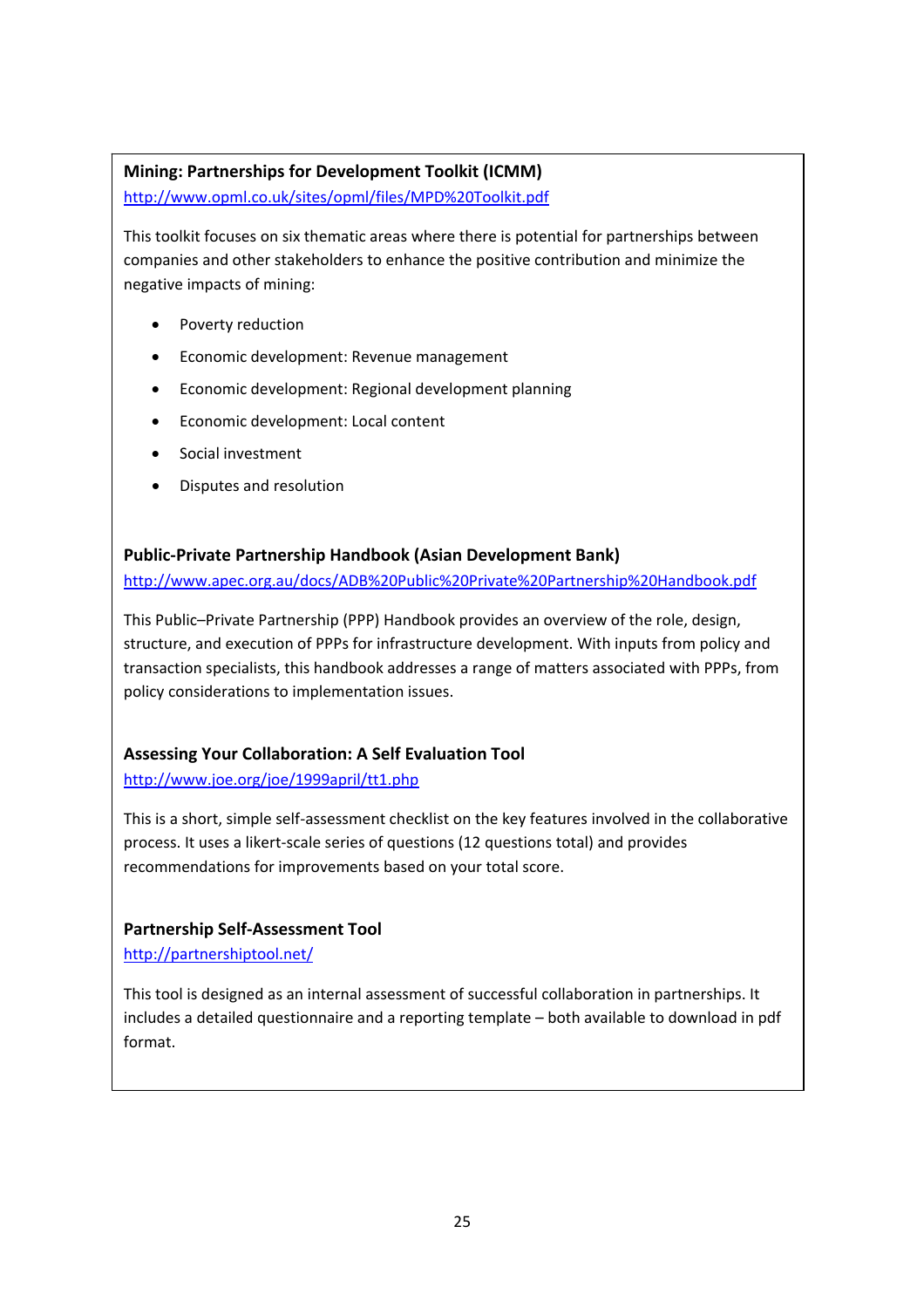**Mining: Partnerships for Development Toolkit (ICMM)**
[http://www.opml.co.uk/sites/opml/files/MPD%20Toolkit.pdf](http://www.opml.co.uk/sites/opml/files/MPD%20Toolkit.pdf)

This toolkit focuses on six thematic areas where there is potential for partnerships between companies and other stakeholders to enhance the positive contribution and minimize the negative impacts of mining:

- Poverty reduction
- Economic development: Revenue management
- Economic development: Regional development planning
- Economic development: Local content
- Social investment
- Disputes and resolution

**Public-Private Partnership Handbook (Asian Development Bank)**
[http://www.apec.org.au/docs/ADB%20Public%20Private%20Partnership%20Handbook.pdf](http://www.apec.org.au/docs/ADB%20Public%20Private%20Partnership%20Handbook.pdf)

This Public–Private Partnership (PPP) Handbook provides an overview of the role, design, structure, and execution of PPPs for infrastructure development. With inputs from policy and transaction specialists, this handbook addresses a range of matters associated with PPPs, from policy considerations to implementation issues.

**Assessing Your Collaboration: A Self Evaluation Tool**
[http://www.joe.org/joe/1999april/tt1.php](http://www.joe.org/joe/1999april/tt1.php)

This is a short, simple self-assessment checklist on the key features involved in the collaborative process. It uses a likert-scale series of questions (12 questions total) and provides recommendations for improvements based on your total score.

**Partnership Self-Assessment Tool**
[http://partnershiptool.net/](http://partnershiptool.net/)

This tool is designed as an internal assessment of successful collaboration in partnerships. It includes a detailed questionnaire and a reporting template – both available to download in pdf format.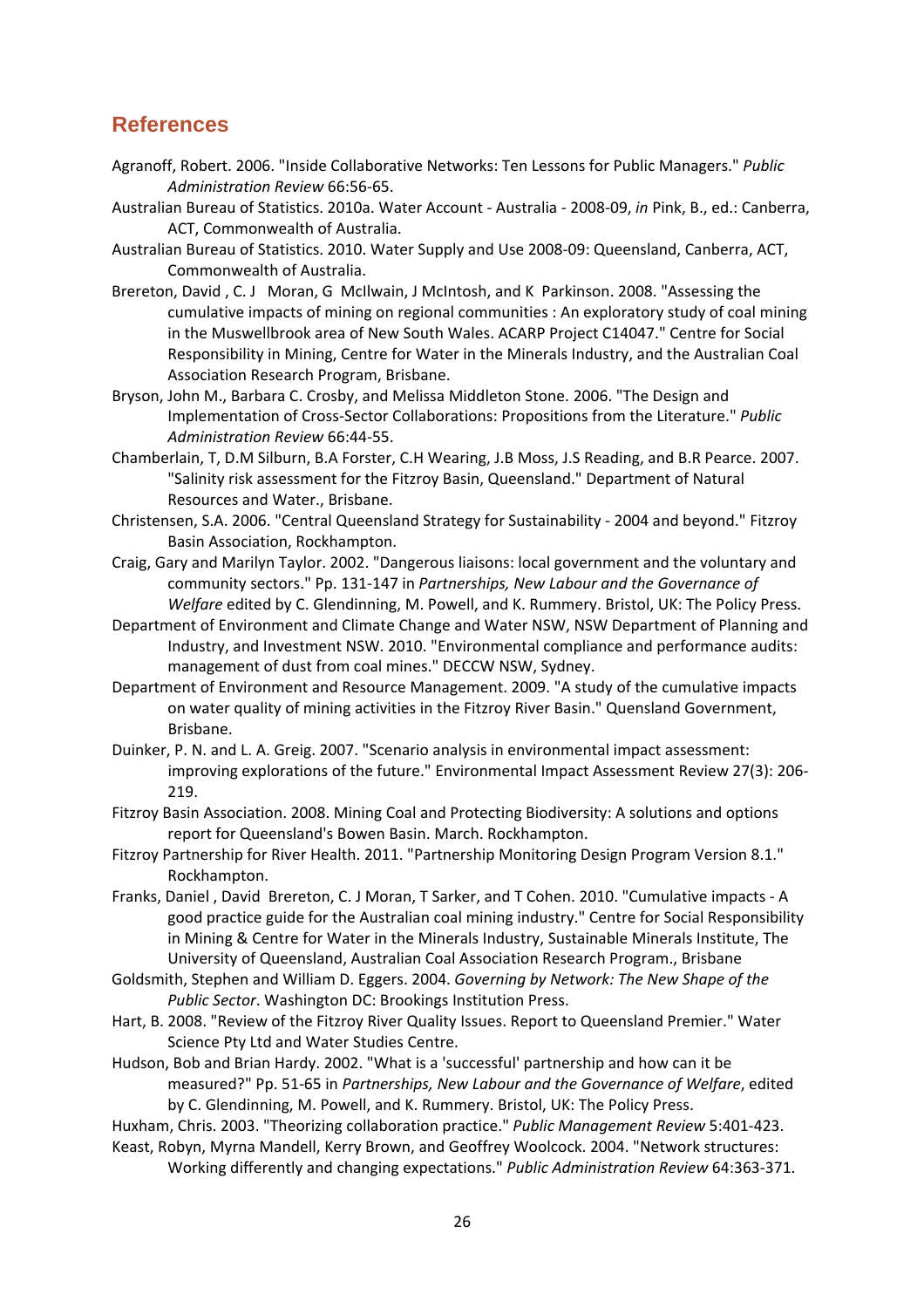## References

Agranoff, Robert. 2006. "Inside Collaborative Networks: Ten Lessons for Public Managers." *Public Administration Review* 66:56-65.

Australian Bureau of Statistics. 2010a. Water Account - Australia - 2008-09, *in* Pink, B., ed.: Canberra, ACT, Commonwealth of Australia.

Australian Bureau of Statistics. 2010. Water Supply and Use 2008-09: Queensland, Canberra, ACT, Commonwealth of Australia.

Brereton, David , C. J Moran, G McIlwain, J McIntosh, and K Parkinson. 2008. "Assessing the cumulative impacts of mining on regional communities : An exploratory study of coal mining in the Muswellbrook area of New South Wales. ACARP Project C14047." Centre for Social Responsibility in Mining, Centre for Water in the Minerals Industry, and the Australian Coal Association Research Program, Brisbane.

Bryson, John M., Barbara C. Crosby, and Melissa Middleton Stone. 2006. "The Design and Implementation of Cross-Sector Collaborations: Propositions from the Literature." *Public Administration Review* 66:44-55.

Chamberlain, T, D.M Silburn, B.A Forster, C.H Wearing, J.B Moss, J.S Reading, and B.R Pearce. 2007. "Salinity risk assessment for the Fitzroy Basin, Queensland." Department of Natural Resources and Water., Brisbane.

Christensen, S.A. 2006. "Central Queensland Strategy for Sustainability - 2004 and beyond." Fitzroy Basin Association, Rockhampton.

Craig, Gary and Marilyn Taylor. 2002. "Dangerous liaisons: local government and the voluntary and community sectors." Pp. 131-147 in *Partnerships, New Labour and the Governance of Welfare* edited by C. Glendinning, M. Powell, and K. Rummery. Bristol, UK: The Policy Press.

Department of Environment and Climate Change and Water NSW, NSW Department of Planning and Industry, and Investment NSW. 2010. "Environmental compliance and performance audits: management of dust from coal mines." DECCW NSW, Sydney.

Department of Environment and Resource Management. 2009. "A study of the cumulative impacts on water quality of mining activities in the Fitzroy River Basin." Queensland Government, Brisbane.

Duinker, P. N. and L. A. Greig. 2007. "Scenario analysis in environmental impact assessment: improving explorations of the future." Environmental Impact Assessment Review 27(3): 206-219.

Fitzroy Basin Association. 2008. Mining Coal and Protecting Biodiversity: A solutions and options report for Queensland's Bowen Basin. March. Rockhampton.

Fitzroy Partnership for River Health. 2011. "Partnership Monitoring Design Program Version 8.1." Rockhampton.

Franks, Daniel , David Brereton, C. J Moran, T Sarker, and T Cohen. 2010. "Cumulative impacts - A good practice guide for the Australian coal mining industry." Centre for Social Responsibility in Mining & Centre for Water in the Minerals Industry, Sustainable Minerals Institute, The University of Queensland, Australian Coal Association Research Program., Brisbane

Goldsmith, Stephen and William D. Eggers. 2004. *Governing by Network: The New Shape of the Public Sector*. Washington DC: Brookings Institution Press.

Hart, B. 2008. "Review of the Fitzroy River Quality Issues. Report to Queensland Premier." Water Science Pty Ltd and Water Studies Centre.

Hudson, Bob and Brian Hardy. 2002. "What is a 'successful' partnership and how can it be measured?" Pp. 51-65 in *Partnerships, New Labour and the Governance of Welfare*, edited by C. Glendinning, M. Powell, and K. Rummery. Bristol, UK: The Policy Press.

Huxham, Chris. 2003. "Theorizing collaboration practice." *Public Management Review* 5:401-423.

Keast, Robyn, Myrna Mandell, Kerry Brown, and Geoffrey Woolcock. 2004. "Network structures: Working differently and changing expectations." *Public Administration Review* 64:363-371.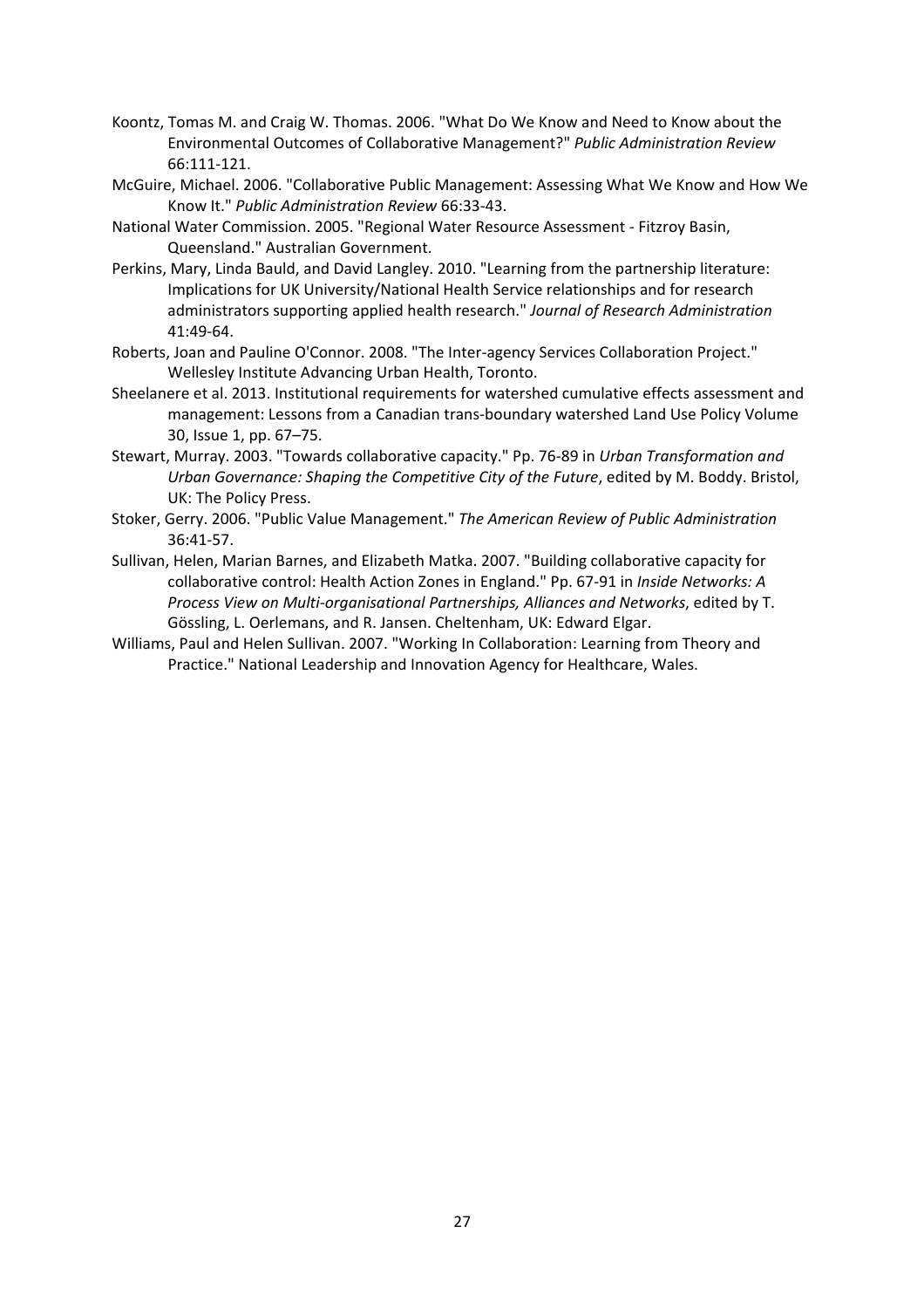Koontz, Tomas M. and Craig W. Thomas. 2006. "What Do We Know and Need to Know about the Environmental Outcomes of Collaborative Management?" *Public Administration Review* 66:111-121.

McGuire, Michael. 2006. "Collaborative Public Management: Assessing What We Know and How We Know It." *Public Administration Review* 66:33-43.

National Water Commission. 2005. "Regional Water Resource Assessment - Fitzroy Basin, Queensland." Australian Government.

Perkins, Mary, Linda Bauld, and David Langley. 2010. "Learning from the partnership literature: Implications for UK University/National Health Service relationships and for research administrators supporting applied health research." *Journal of Research Administration* 41:49-64.

Roberts, Joan and Pauline O'Connor. 2008. "The Inter-agency Services Collaboration Project." Wellesley Institute Advancing Urban Health, Toronto.

Sheelanere et al. 2013. Institutional requirements for watershed cumulative effects assessment and management: Lessons from a Canadian trans-boundary watershed Land Use Policy Volume 30, Issue 1, pp. 67–75.

Stewart, Murray. 2003. "Towards collaborative capacity." Pp. 76-89 in *Urban Transformation and Urban Governance: Shaping the Competitive City of the Future*, edited by M. Boddy. Bristol, UK: The Policy Press.

Stoker, Gerry. 2006. "Public Value Management." *The American Review of Public Administration* 36:41-57.

Sullivan, Helen, Marian Barnes, and Elizabeth Matka. 2007. "Building collaborative capacity for collaborative control: Health Action Zones in England." Pp. 67-91 in *Inside Networks: A Process View on Multi-organisational Partnerships, Alliances and Networks*, edited by T. Gössling, L. Oerlemans, and R. Jansen. Cheltenham, UK: Edward Elgar.

Williams, Paul and Helen Sullivan. 2007. "Working In Collaboration: Learning from Theory and Practice." National Leadership and Innovation Agency for Healthcare, Wales.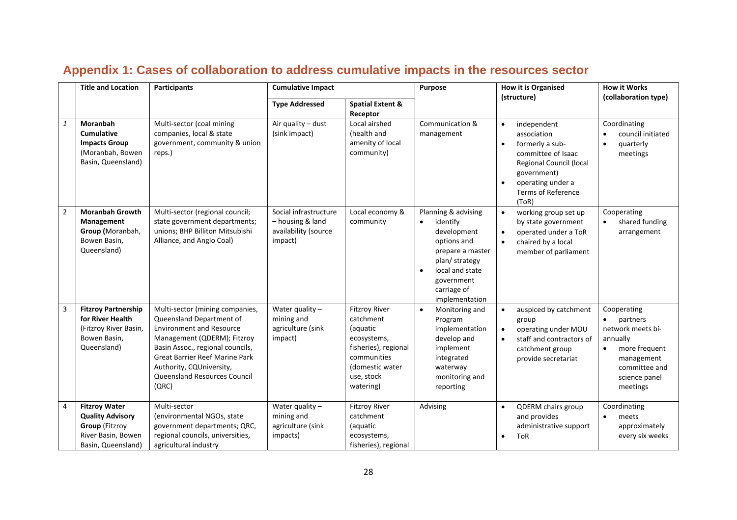## Appendix 1: Cases of collaboration to address cumulative impacts in the resources sector

| | Title and Location | Participants | Cumulative Impact | | Purpose | How it is Organised (structure) | How it Works (collaboration type) |
|---|---|---|---|---|---|---|---|
| | | | Type Addressed | Spatial Extent & Receptor | | | |
| *1* | **Moranbah Cumulative Impacts Group** (Moranbah, Bowen Basin, Queensland) | Multi-sector (coal mining companies, local & state government, community & union reps.) | Air quality – dust (sink impact) | Local airshed (health and amenity of local community) | Communication & management | • independent association<br>• formerly a sub-committee of Isaac Regional Council (local government)<br>• operating under a Terms of Reference (ToR) | Coordinating<br>• council initiated<br>• quarterly meetings |
| 2 | **Moranbah Growth Management Group (**Moranbah, Bowen Basin, Queensland) | Multi-sector (regional council; state government departments; unions; BHP Billiton Mitsubishi Alliance, and Anglo Coal) | Social infrastructure – housing & land availability (source impact) | Local economy & community | Planning & advising<br>• identify development options and prepare a master plan/ strategy<br>• local and state government carriage of implementation | • working group set up by state government<br>• operated under a ToR<br>• chaired by a local member of parliament | Cooperating<br>• shared funding arrangement |
| 3 | **Fitzroy Partnership for River Health** (Fitzroy River Basin, Bowen Basin, Queensland) | Multi-sector (mining companies, Queensland Department of Environment and Resource Management (QDERM); Fitzroy Basin Assoc., regional councils, Great Barrier Reef Marine Park Authority, CQUniversity, Queensland Resources Council (QRC) | Water quality – mining and agriculture (sink impact) | Fitzroy River catchment (aquatic ecosystems, fisheries), regional communities (domestic water use, stock watering) | • Monitoring and Program implementation develop and implement integrated waterway monitoring and reporting | • auspiced by catchment group<br>• operating under MOU<br>• staff and contractors of catchment group provide secretariat | Cooperating<br>• partners network meets bi-annually<br>• more frequent management committee and science panel meetings |
| 4 | **Fitzroy Water Quality Advisory Group** (Fitzroy River Basin, Bowen Basin, Queensland) | Multi-sector (environmental NGOs, state government departments; QRC, regional councils, universities, agricultural industry | Water quality – mining and agriculture (sink impacts) | Fitzroy River catchment (aquatic ecosystems, fisheries), regional | Advising | • QDERM chairs group and provides administrative support<br>• ToR | Coordinating<br>• meets approximately every six weeks |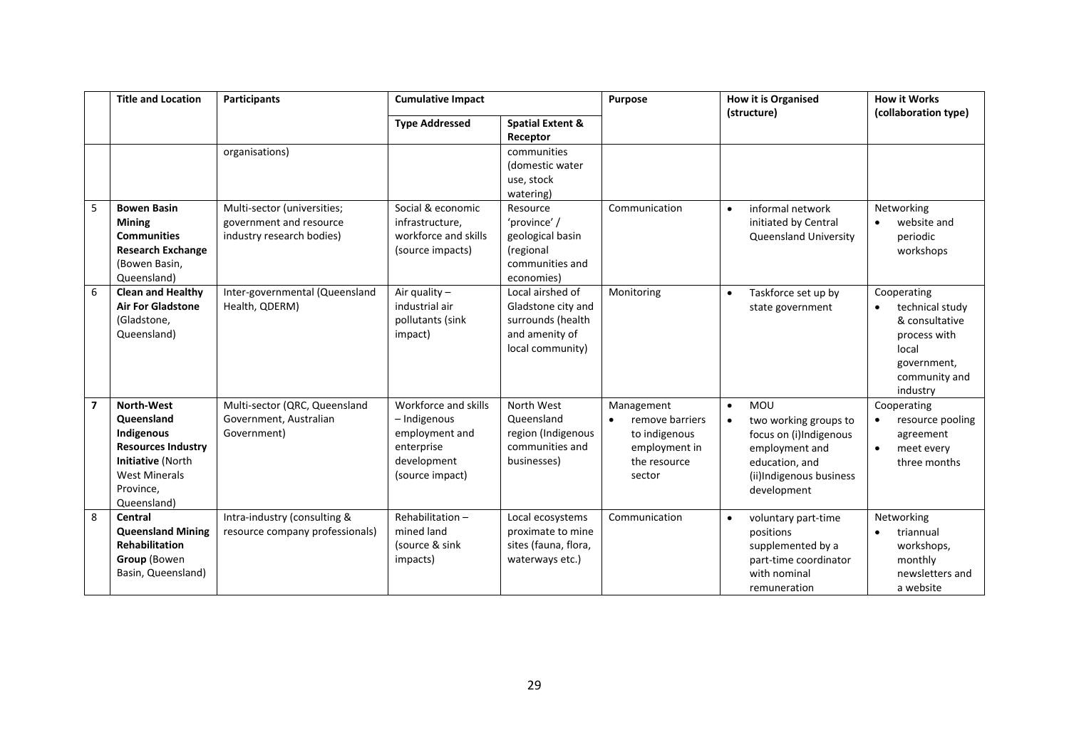| | Title and Location | Participants | Cumulative Impact | | Purpose | How it is Organised (structure) | How it Works (collaboration type) |
|---|---|---|---|---|---|---|---|
| | | | Type Addressed | Spatial Extent & Receptor | | | |
| | | organisations) | | communities (domestic water use, stock watering) | | | |
| 5 | **Bowen Basin Mining Communities Research Exchange** (Bowen Basin, Queensland) | Multi-sector (universities; government and resource industry research bodies) | Social & economic infrastructure, workforce and skills (source impacts) | Resource 'province' / geological basin (regional communities and economies) | Communication | • informal network initiated by Central Queensland University | Networking<br>• website and periodic workshops |
| 6 | **Clean and Healthy Air For Gladstone** (Gladstone, Queensland) | Inter-governmental (Queensland Health, QDERM) | Air quality – industrial air pollutants (sink impact) | Local airshed of Gladstone city and surrounds (health and amenity of local community) | Monitoring | • Taskforce set up by state government | Cooperating<br>• technical study & consultative process with local government, community and industry |
| **7** | **North-West Queensland Indigenous Resources Industry Initiative** (North West Minerals Province, Queensland) | Multi-sector (QRC, Queensland Government, Australian Government) | Workforce and skills – Indigenous employment and enterprise development (source impact) | North West Queensland region (Indigenous communities and businesses) | Management<br>• remove barriers to indigenous employment in the resource sector | • MOU<br>• two working groups to focus on (i)Indigenous employment and education, and (ii)Indigenous business development | Cooperating<br>• resource pooling agreement<br>• meet every three months |
| 8 | **Central Queensland Mining Rehabilitation Group** (Bowen Basin, Queensland) | Intra-industry (consulting & resource company professionals) | Rehabilitation – mined land (source & sink impacts) | Local ecosystems proximate to mine sites (fauna, flora, waterways etc.) | Communication | • voluntary part-time positions supplemented by a part-time coordinator with nominal remuneration | Networking<br>• triannual workshops, monthly newsletters and a website |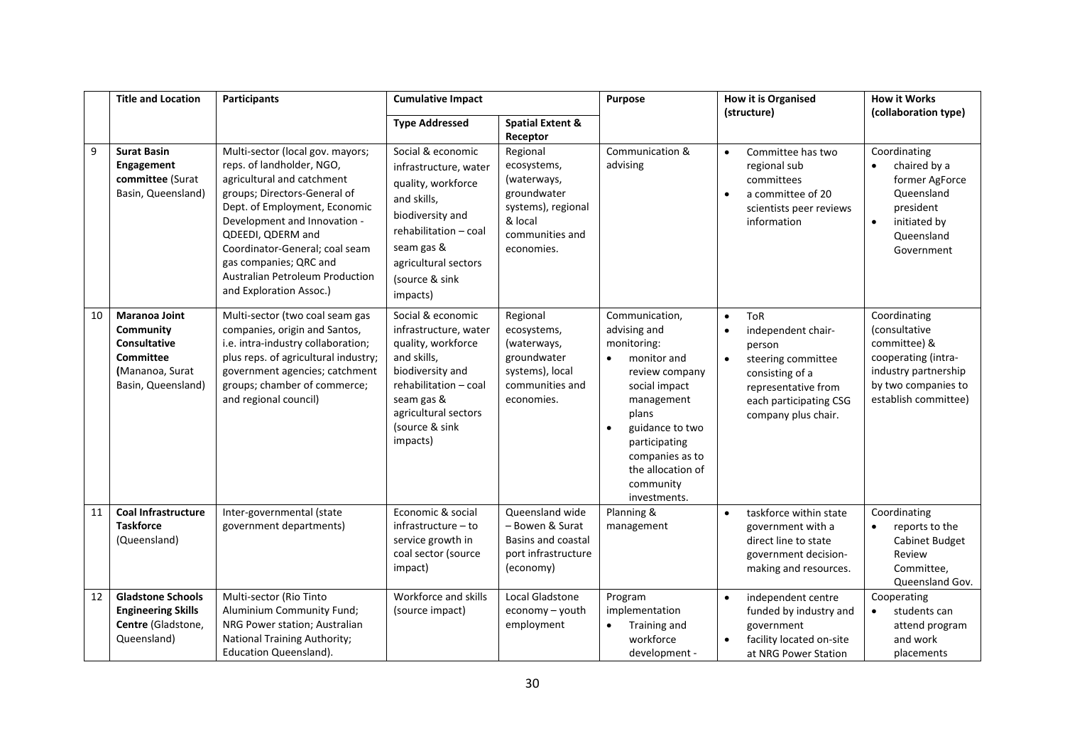| | Title and Location | Participants | Cumulative Impact | | Purpose | How it is Organised (structure) | How it Works (collaboration type) |
|---|---|---|---|---|---|---|---|
| | | | Type Addressed | Spatial Extent & Receptor | | | |
| 9 | **Surat Basin Engagement committee** (Surat Basin, Queensland) | Multi-sector (local gov. mayors; reps. of landholder, NGO, agricultural and catchment groups; Directors-General of Dept. of Employment, Economic Development and Innovation - QDEEDI, QDERM and Coordinator-General; coal seam gas companies; QRC and Australian Petroleum Production and Exploration Assoc.) | Social & economic infrastructure, water quality, workforce and skills, biodiversity and rehabilitation – coal seam gas & agricultural sectors (source & sink impacts) | Regional ecosystems, (waterways, groundwater systems), regional & local communities and economies. | Communication & advising | • Committee has two regional sub committees<br>• a committee of 20 scientists peer reviews information | Coordinating<br>• chaired by a former AgForce Queensland president<br>• initiated by Queensland Government |
| 10 | **Maranoa Joint Community Consultative Committee** (Mananoa, Surat Basin, Queensland) | Multi-sector (two coal seam gas companies, origin and Santos, i.e. intra-industry collaboration; plus reps. of agricultural industry; government agencies; catchment groups; chamber of commerce; and regional council) | Social & economic infrastructure, water quality, workforce and skills, biodiversity and rehabilitation – coal seam gas & agricultural sectors (source & sink impacts) | Regional ecosystems, (waterways, groundwater systems), local communities and economies. | Communication, advising and monitoring:<br>• monitor and review company social impact management plans<br>• guidance to two participating companies as to the allocation of community investments. | • ToR<br>• independent chair-person<br>• steering committee consisting of a representative from each participating CSG company plus chair. | Coordinating (consultative committee) & cooperating (intra-industry partnership by two companies to establish committee) |
| 11 | **Coal Infrastructure Taskforce** (Queensland) | Inter-governmental (state government departments) | Economic & social infrastructure – to service growth in coal sector (source impact) | Queensland wide – Bowen & Surat Basins and coastal port infrastructure (economy) | Planning & management | • taskforce within state government with a direct line to state government decision-making and resources. | Coordinating<br>• reports to the Cabinet Budget Review Committee, Queensland Gov. |
| 12 | **Gladstone Schools Engineering Skills Centre** (Gladstone, Queensland) | Multi-sector (Rio Tinto Aluminium Community Fund; NRG Power station; Australian National Training Authority; Education Queensland). | Workforce and skills (source impact) | Local Gladstone economy – youth employment | Program implementation<br>• Training and workforce development - | • independent centre funded by industry and government<br>• facility located on-site at NRG Power Station | Cooperating<br>• students can attend program and work placements |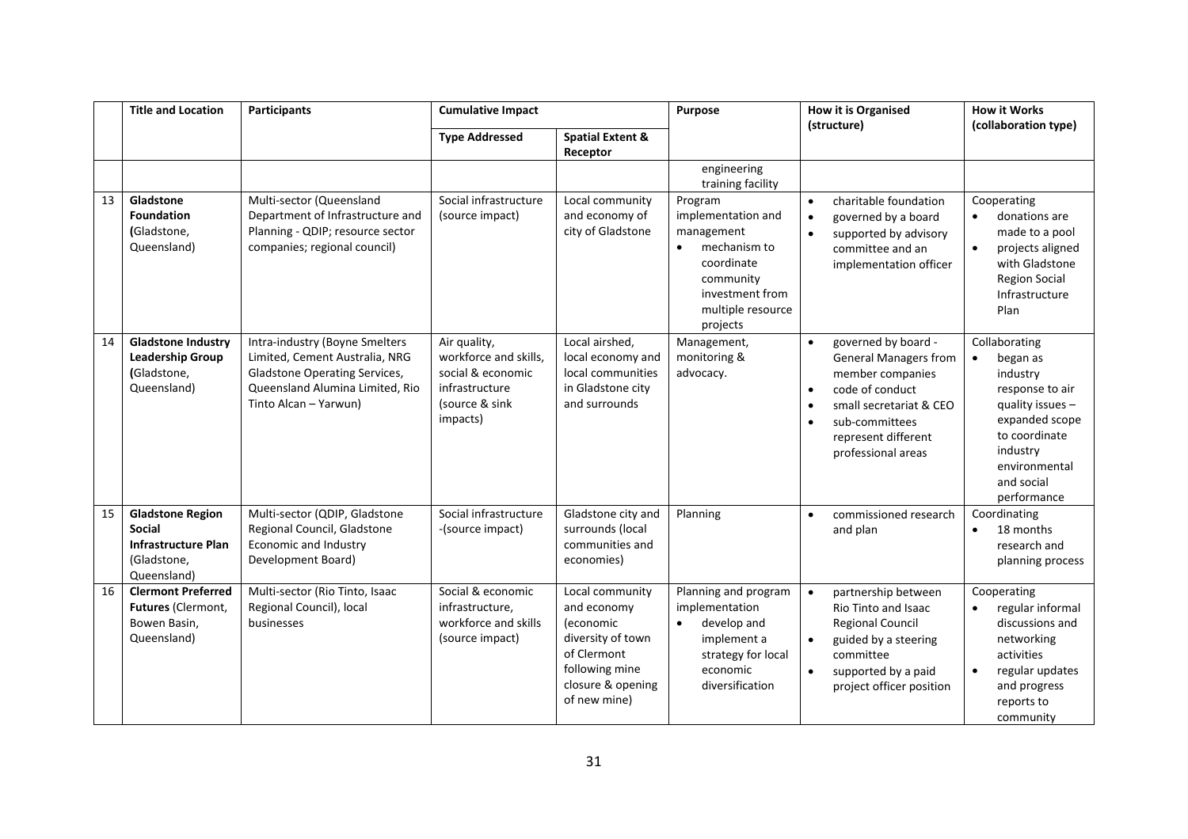| | Title and Location | Participants | Cumulative Impact | | Purpose | How it is Organised (structure) | How it Works (collaboration type) |
|---|---|---|---|---|---|---|---|
| | | | Type Addressed | Spatial Extent & Receptor | | | |
| | | | | | engineering training facility | | |
| 13 | **Gladstone Foundation** (Gladstone, Queensland) | Multi-sector (Queensland Department of Infrastructure and Planning - QDIP; resource sector companies; regional council) | Social infrastructure (source impact) | Local community and economy of city of Gladstone | Program implementation and management<br>• mechanism to coordinate community investment from multiple resource projects | • charitable foundation<br>• governed by a board<br>• supported by advisory committee and an implementation officer | Cooperating<br>• donations are made to a pool<br>• projects aligned with Gladstone Region Social Infrastructure Plan |
| 14 | **Gladstone Industry Leadership Group** (Gladstone, Queensland) | Intra-industry (Boyne Smelters Limited, Cement Australia, NRG Gladstone Operating Services, Queensland Alumina Limited, Rio Tinto Alcan – Yarwun) | Air quality, workforce and skills, social & economic infrastructure (source & sink impacts) | Local airshed, local economy and local communities in Gladstone city and surrounds | Management, monitoring & advocacy. | • governed by board - General Managers from member companies<br>• code of conduct<br>• small secretariat & CEO<br>• sub-committees represent different professional areas | Collaborating<br>• began as industry response to air quality issues – expanded scope to coordinate industry environmental and social performance |
| 15 | **Gladstone Region Social Infrastructure Plan** (Gladstone, Queensland) | Multi-sector (QDIP, Gladstone Regional Council, Gladstone Economic and Industry Development Board) | Social infrastructure -(source impact) | Gladstone city and surrounds (local communities and economies) | Planning | • commissioned research and plan | Coordinating<br>• 18 months research and planning process |
| 16 | **Clermont Preferred Futures** (Clermont, Bowen Basin, Queensland) | Multi-sector (Rio Tinto, Isaac Regional Council), local businesses | Social & economic infrastructure, workforce and skills (source impact) | Local community and economy (economic diversity of town of Clermont following mine closure & opening of new mine) | Planning and program implementation<br>• develop and implement a strategy for local economic diversification | • partnership between Rio Tinto and Isaac Regional Council<br>• guided by a steering committee<br>• supported by a paid project officer position | Cooperating<br>• regular informal discussions and networking activities<br>• regular updates and progress reports to community |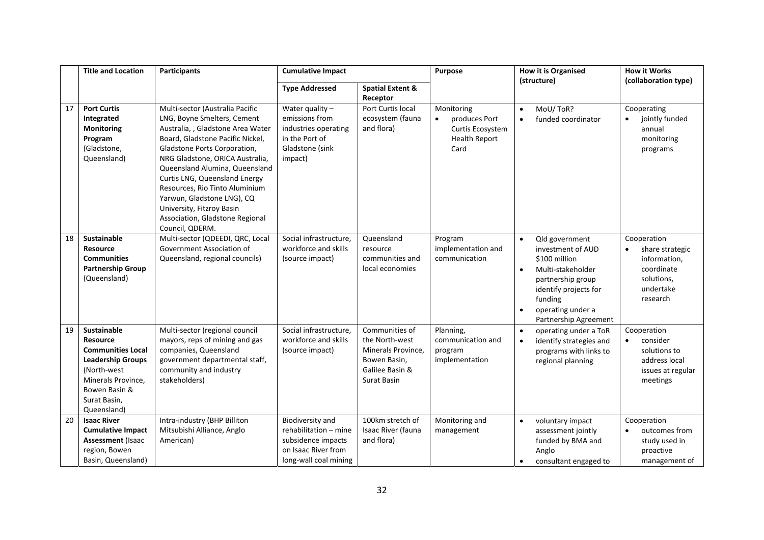| | Title and Location | Participants | Cumulative Impact | | Purpose | How it is Organised (structure) | How it Works (collaboration type) |
|---|---|---|---|---|---|---|---|
| | | | Type Addressed | Spatial Extent & Receptor | | | |
| 17 | **Port Curtis Integrated Monitoring Program** (Gladstone, Queensland) | Multi-sector (Australia Pacific LNG, Boyne Smelters, Cement Australia, , Gladstone Area Water Board, Gladstone Pacific Nickel, Gladstone Ports Corporation, NRG Gladstone, ORICA Australia, Queensland Alumina, Queensland Curtis LNG, Queensland Energy Resources, Rio Tinto Aluminium Yarwun, Gladstone LNG), CQ University, Fitzroy Basin Association, Gladstone Regional Council, QDERM. | Water quality – emissions from industries operating in the Port of Gladstone (sink impact) | Port Curtis local ecosystem (fauna and flora) | Monitoring<br>• produces Port Curtis Ecosystem Health Report Card | • MoU/ ToR?<br>• funded coordinator | Cooperating<br>• jointly funded annual monitoring programs |
| 18 | **Sustainable Resource Communities Partnership Group** (Queensland) | Multi-sector (QDEEDI, QRC, Local Government Association of Queensland, regional councils) | Social infrastructure, workforce and skills (source impact) | Queensland resource communities and local economies | Program implementation and communication | • Qld government investment of AUD $100 million<br>• Multi-stakeholder partnership group identify projects for funding<br>• operating under a Partnership Agreement | Cooperation<br>• share strategic information, coordinate solutions, undertake research |
| 19 | **Sustainable Resource Communities Local Leadership Groups** (North-west Minerals Province, Bowen Basin & Surat Basin, Queensland) | Multi-sector (regional council mayors, reps of mining and gas companies, Queensland government departmental staff, community and industry stakeholders) | Social infrastructure, workforce and skills (source impact) | Communities of the North-west Minerals Province, Bowen Basin, Galilee Basin & Surat Basin | Planning, communication and program implementation | • operating under a ToR<br>• identify strategies and programs with links to regional planning | Cooperation<br>• consider solutions to address local issues at regular meetings |
| 20 | **Isaac River Cumulative Impact Assessment** (Isaac region, Bowen Basin, Queensland) | Intra-industry (BHP Billiton Mitsubishi Alliance, Anglo American) | Biodiversity and rehabilitation – mine subsidence impacts on Isaac River from long-wall coal mining | 100km stretch of Isaac River (fauna and flora) | Monitoring and management | • voluntary impact assessment jointly funded by BMA and Anglo<br>• consultant engaged to | Cooperation<br>• outcomes from study used in proactive management of |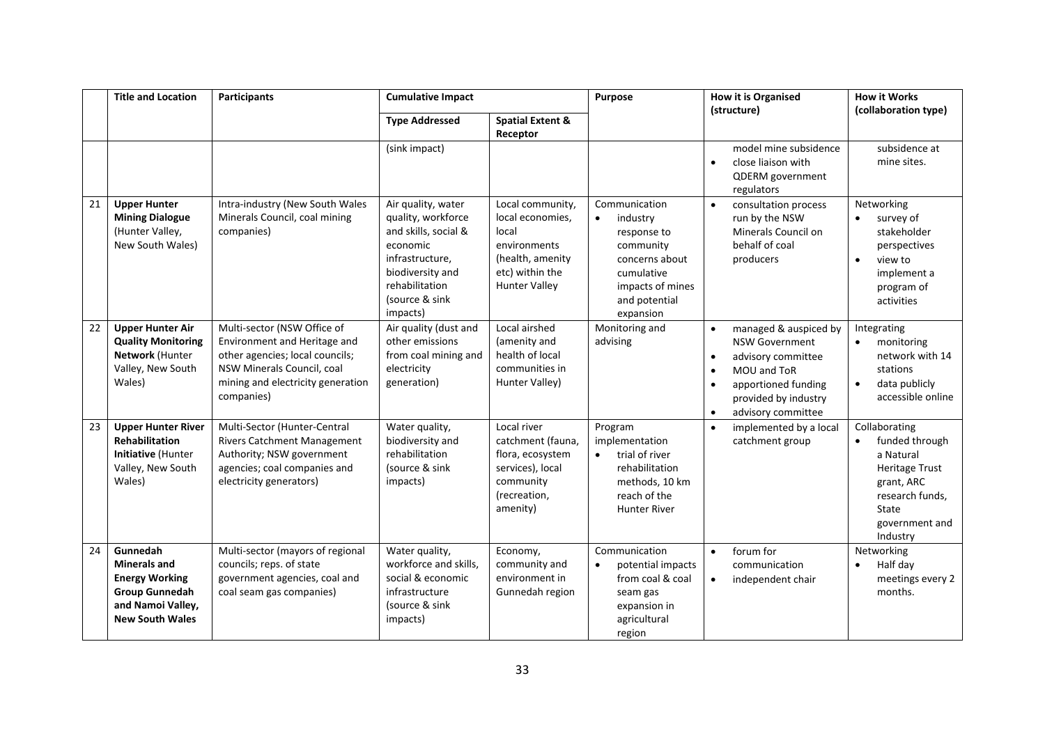| | Title and Location | Participants | Cumulative Impact | | Purpose | How it is Organised (structure) | How it Works (collaboration type) |
|---|---|---|---|---|---|---|---|
| | | | Type Addressed | Spatial Extent & Receptor | | | |
| | | | (sink impact) | | | model mine subsidence<br>• close liaison with QDERM government regulators | subsidence at mine sites. |
| 21 | **Upper Hunter Mining Dialogue** (Hunter Valley, New South Wales) | Intra-industry (New South Wales Minerals Council, coal mining companies) | Air quality, water quality, workforce and skills, social & economic infrastructure, biodiversity and rehabilitation (source & sink impacts) | Local community, local economies, local environments (health, amenity etc) within the Hunter Valley | Communication<br>• industry response to community concerns about cumulative impacts of mines and potential expansion | • consultation process run by the NSW Minerals Council on behalf of coal producers | Networking<br>• survey of stakeholder perspectives<br>• view to implement a program of activities |
| 22 | **Upper Hunter Air Quality Monitoring Network** (Hunter Valley, New South Wales) | Multi-sector (NSW Office of Environment and Heritage and other agencies; local councils; NSW Minerals Council, coal mining and electricity generation companies) | Air quality (dust and other emissions from coal mining and electricity generation) | Local airshed (amenity and health of local communities in Hunter Valley) | Monitoring and advising | • managed & auspiced by NSW Government<br>• advisory committee<br>• MOU and ToR<br>• apportioned funding provided by industry<br>• advisory committee | Integrating<br>• monitoring network with 14 stations<br>• data publicly accessible online |
| 23 | **Upper Hunter River Rehabilitation Initiative** (Hunter Valley, New South Wales) | Multi-Sector (Hunter-Central Rivers Catchment Management Authority; NSW government agencies; coal companies and electricity generators) | Water quality, biodiversity and rehabilitation (source & sink impacts) | Local river catchment (fauna, flora, ecosystem services), local community (recreation, amenity) | Program implementation<br>• trial of river rehabilitation methods, 10 km reach of the Hunter River | • implemented by a local catchment group | Collaborating<br>• funded through a Natural Heritage Trust grant, ARC research funds, State government and Industry |
| 24 | **Gunnedah Minerals and Energy Working Group Gunnedah and Namoi Valley, New South Wales** | Multi-sector (mayors of regional councils; reps. of state government agencies, coal and coal seam gas companies) | Water quality, workforce and skills, social & economic infrastructure (source & sink impacts) | Economy, community and environment in Gunnedah region | Communication<br>• potential impacts from coal & coal seam gas expansion in agricultural region | • forum for communication<br>• independent chair | Networking<br>• Half day meetings every 2 months. |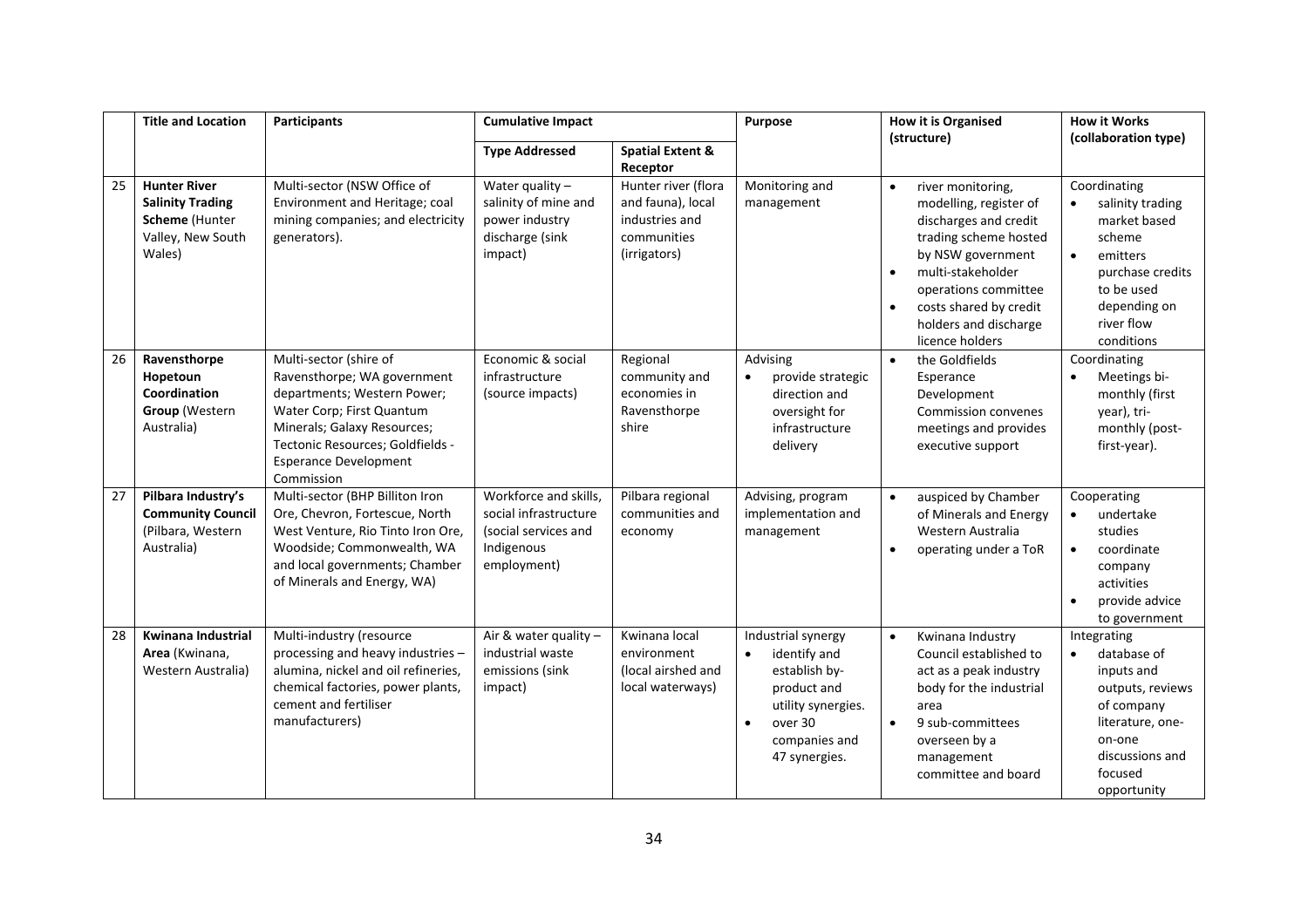| | Title and Location | Participants | Cumulative Impact | | Purpose | How it is Organised (structure) | How it Works (collaboration type) |
|---|---|---|---|---|---|---|---|
| | | | **Type Addressed** | **Spatial Extent & Receptor** | | | |
| 25 | **Hunter River Salinity Trading Scheme** (Hunter Valley, New South Wales) | Multi-sector (NSW Office of Environment and Heritage; coal mining companies; and electricity generators). | Water quality – salinity of mine and power industry discharge (sink impact) | Hunter river (flora and fauna), local industries and communities (irrigators) | Monitoring and management | • river monitoring, modelling, register of discharges and credit trading scheme hosted by NSW government<br>• multi-stakeholder operations committee<br>• costs shared by credit holders and discharge licence holders | Coordinating<br>• salinity trading market based scheme<br>• emitters purchase credits to be used depending on river flow conditions |
| 26 | **Ravensthorpe Hopetoun Coordination Group** (Western Australia) | Multi-sector (shire of Ravensthorpe; WA government departments; Western Power; Water Corp; First Quantum Minerals; Galaxy Resources; Tectonic Resources; Goldfields - Esperance Development Commission | Economic & social infrastructure (source impacts) | Regional community and economies in Ravensthorpe shire | Advising<br>• provide strategic direction and oversight for infrastructure delivery | • the Goldfields Esperance Development Commission convenes meetings and provides executive support | Coordinating<br>• Meetings bi-monthly (first year), tri-monthly (post-first-year). |
| 27 | **Pilbara Industry's Community Council** (Pilbara, Western Australia) | Multi-sector (BHP Billiton Iron Ore, Chevron, Fortescue, North West Venture, Rio Tinto Iron Ore, Woodside; Commonwealth, WA and local governments; Chamber of Minerals and Energy, WA) | Workforce and skills, social infrastructure (social services and Indigenous employment) | Pilbara regional communities and economy | Advising, program implementation and management | • auspiced by Chamber of Minerals and Energy Western Australia<br>• operating under a ToR | Cooperating<br>• undertake studies<br>• coordinate company activities<br>• provide advice to government |
| 28 | **Kwinana Industrial Area** (Kwinana, Western Australia) | Multi-industry (resource processing and heavy industries – alumina, nickel and oil refineries, chemical factories, power plants, cement and fertiliser manufacturers) | Air & water quality – industrial waste emissions (sink impact) | Kwinana local environment (local airshed and local waterways) | Industrial synergy<br>• identify and establish by-product and utility synergies.<br>• over 30 companies and 47 synergies. | • Kwinana Industry Council established to act as a peak industry body for the industrial area<br>• 9 sub-committees overseen by a management committee and board | Integrating<br>• database of inputs and outputs, reviews of company literature, one-on-one discussions and focused opportunity |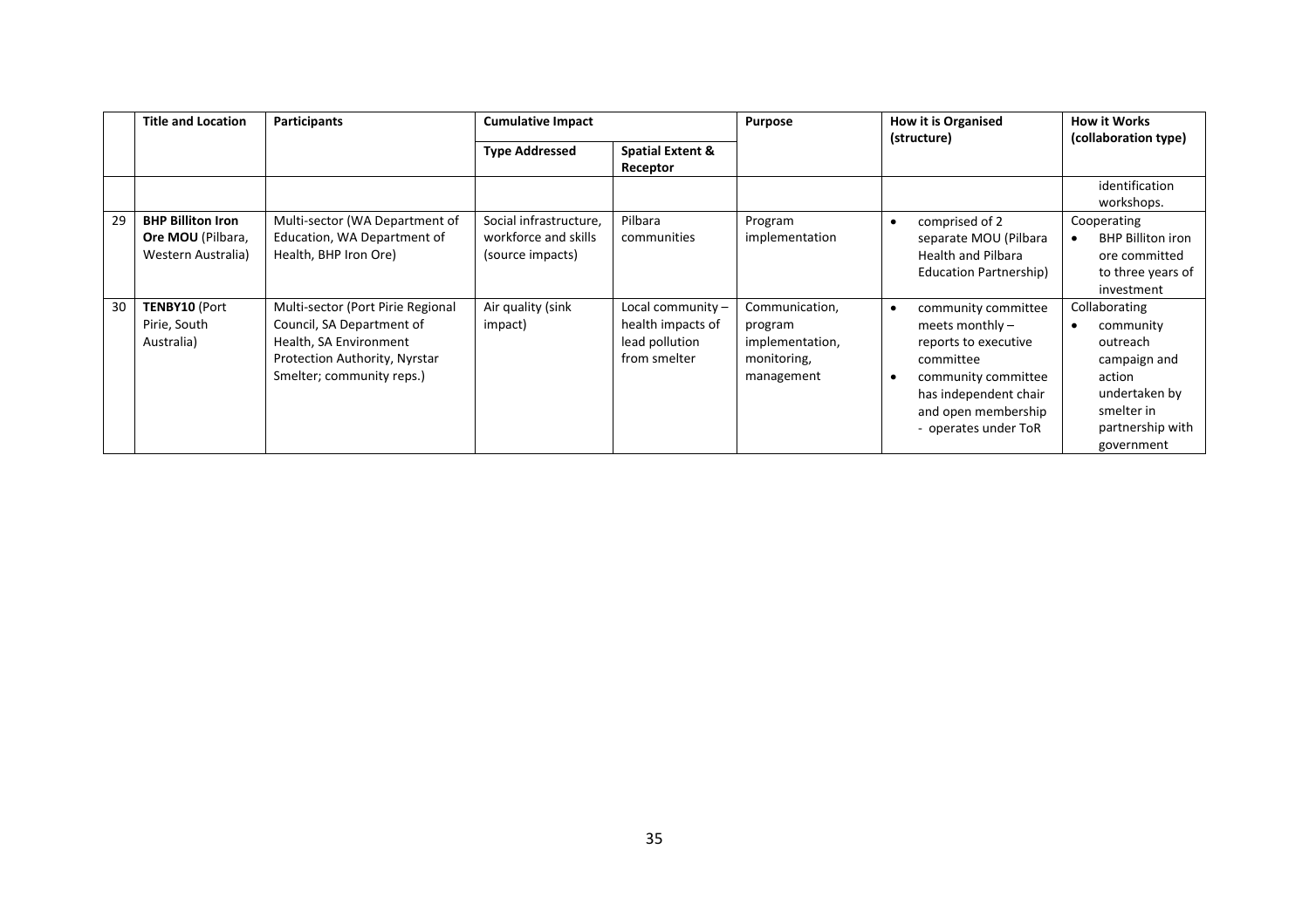| | Title and Location | Participants | Cumulative Impact | | Purpose | How it is Organised (structure) | How it Works (collaboration type) |
|---|---|---|---|---|---|---|---|
| | | | Type Addressed | Spatial Extent & Receptor | | | |
| | | | | | | | identification workshops. |
| 29 | **BHP Billiton Iron Ore MOU** (Pilbara, Western Australia) | Multi-sector (WA Department of Education, WA Department of Health, BHP Iron Ore) | Social infrastructure, workforce and skills (source impacts) | Pilbara communities | Program implementation | • comprised of 2 separate MOU (Pilbara Health and Pilbara Education Partnership) | Cooperating<br>• BHP Billiton iron ore committed to three years of investment |
| 30 | **TENBY10** (Port Pirie, South Australia) | Multi-sector (Port Pirie Regional Council, SA Department of Health, SA Environment Protection Authority, Nyrstar Smelter; community reps.) | Air quality (sink impact) | Local community – health impacts of lead pollution from smelter | Communication, program implementation, monitoring, management | • community committee meets monthly – reports to executive committee<br>• community committee has independent chair and open membership - operates under ToR | Collaborating<br>• community outreach campaign and action undertaken by smelter in partnership with government |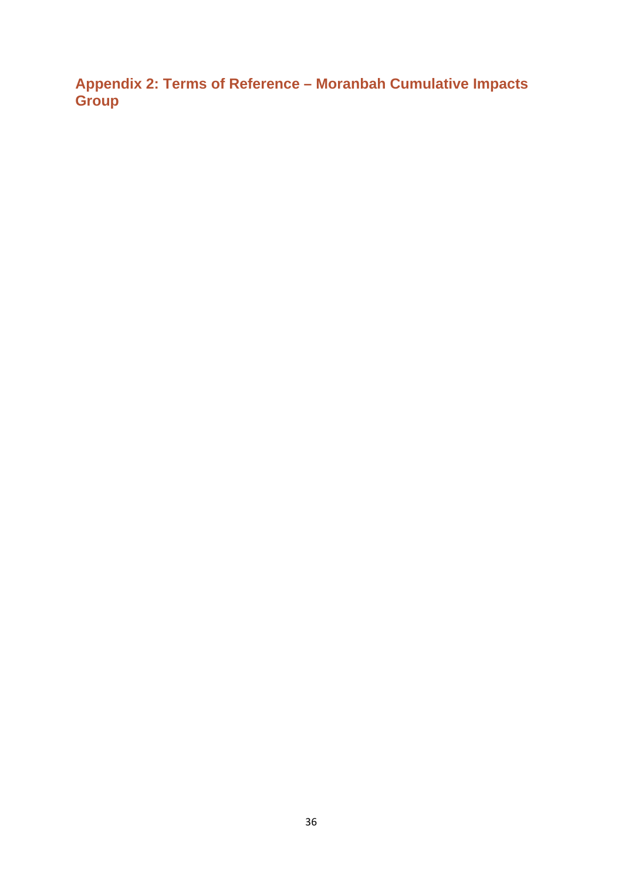## Appendix 2: Terms of Reference – Moranbah Cumulative Impacts Group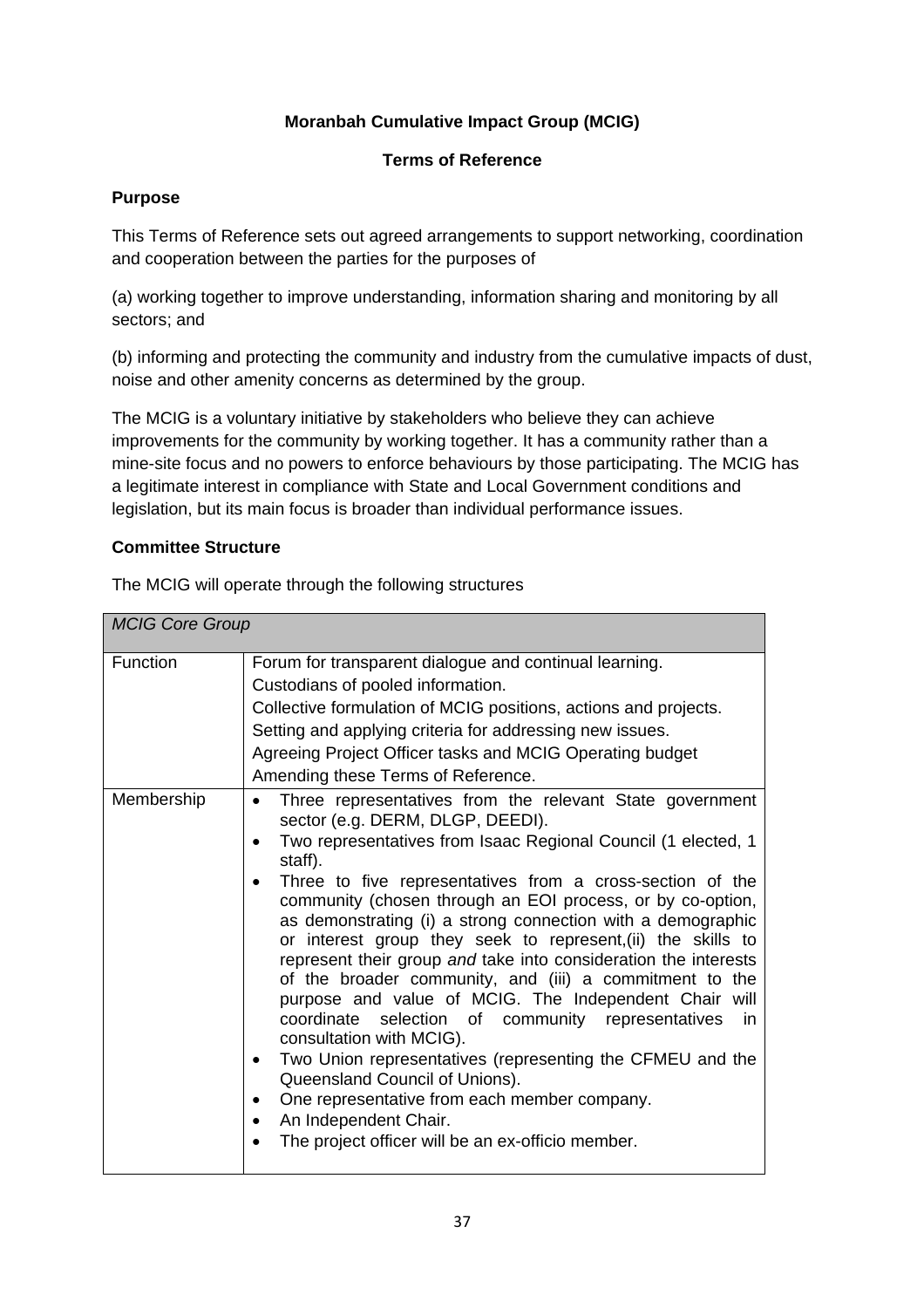**Moranbah Cumulative Impact Group (MCIG)**

**Terms of Reference**

**Purpose**

This Terms of Reference sets out agreed arrangements to support networking, coordination and cooperation between the parties for the purposes of

(a) working together to improve understanding, information sharing and monitoring by all sectors; and

(b) informing and protecting the community and industry from the cumulative impacts of dust, noise and other amenity concerns as determined by the group.

The MCIG is a voluntary initiative by stakeholders who believe they can achieve improvements for the community by working together. It has a community rather than a mine-site focus and no powers to enforce behaviours by those participating. The MCIG has a legitimate interest in compliance with State and Local Government conditions and legislation, but its main focus is broader than individual performance issues.

**Committee Structure**

The MCIG will operate through the following structures

| *MCIG Core Group* | |
|---|---|
| Function | Forum for transparent dialogue and continual learning.<br>Custodians of pooled information.<br>Collective formulation of MCIG positions, actions and projects.<br>Setting and applying criteria for addressing new issues.<br>Agreeing Project Officer tasks and MCIG Operating budget<br>Amending these Terms of Reference. |
| Membership | • Three representatives from the relevant State government sector (e.g. DERM, DLGP, DEEDI).<br>• Two representatives from Isaac Regional Council (1 elected, 1 staff).<br>• Three to five representatives from a cross-section of the community (chosen through an EOI process, or by co-option, as demonstrating (i) a strong connection with a demographic or interest group they seek to represent,(ii) the skills to represent their group *and* take into consideration the interests of the broader community, and (iii) a commitment to the purpose and value of MCIG. The Independent Chair will coordinate selection of community representatives in consultation with MCIG).<br>• Two Union representatives (representing the CFMEU and the Queensland Council of Unions).<br>• One representative from each member company.<br>• An Independent Chair.<br>• The project officer will be an ex-officio member. |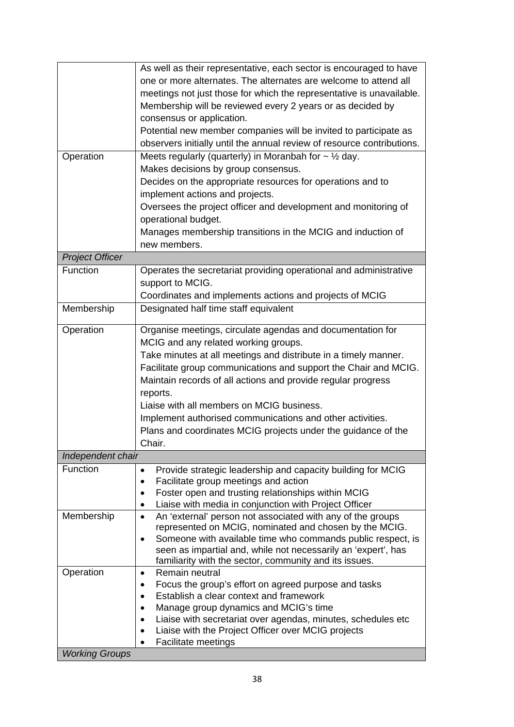| | |
|---|---|
| | As well as their representative, each sector is encouraged to have one or more alternates. The alternates are welcome to attend all meetings not just those for which the representative is unavailable.<br>Membership will be reviewed every 2 years or as decided by consensus or application.<br>Potential new member companies will be invited to participate as observers initially until the annual review of resource contributions. |
| Operation | Meets regularly (quarterly) in Moranbah for ~ ½ day.<br>Makes decisions by group consensus.<br>Decides on the appropriate resources for operations and to implement actions and projects.<br>Oversees the project officer and development and monitoring of operational budget.<br>Manages membership transitions in the MCIG and induction of new members. |
| *Project Officer* | |
| Function | Operates the secretariat providing operational and administrative support to MCIG.<br>Coordinates and implements actions and projects of MCIG |
| Membership | Designated half time staff equivalent |
| Operation | Organise meetings, circulate agendas and documentation for MCIG and any related working groups.<br>Take minutes at all meetings and distribute in a timely manner.<br>Facilitate group communications and support the Chair and MCIG.<br>Maintain records of all actions and provide regular progress reports.<br>Liaise with all members on MCIG business.<br>Implement authorised communications and other activities.<br>Plans and coordinates MCIG projects under the guidance of the Chair. |
| *Independent chair* | |
| Function | • Provide strategic leadership and capacity building for MCIG<br>• Facilitate group meetings and action<br>• Foster open and trusting relationships within MCIG<br>• Liaise with media in conjunction with Project Officer |
| Membership | • An 'external' person not associated with any of the groups represented on MCIG, nominated and chosen by the MCIG.<br>• Someone with available time who commands public respect, is seen as impartial and, while not necessarily an 'expert', has familiarity with the sector, community and its issues. |
| Operation | • Remain neutral<br>• Focus the group's effort on agreed purpose and tasks<br>• Establish a clear context and framework<br>• Manage group dynamics and MCIG's time<br>• Liaise with secretariat over agendas, minutes, schedules etc<br>• Liaise with the Project Officer over MCIG projects<br>• Facilitate meetings |
| *Working Groups* | |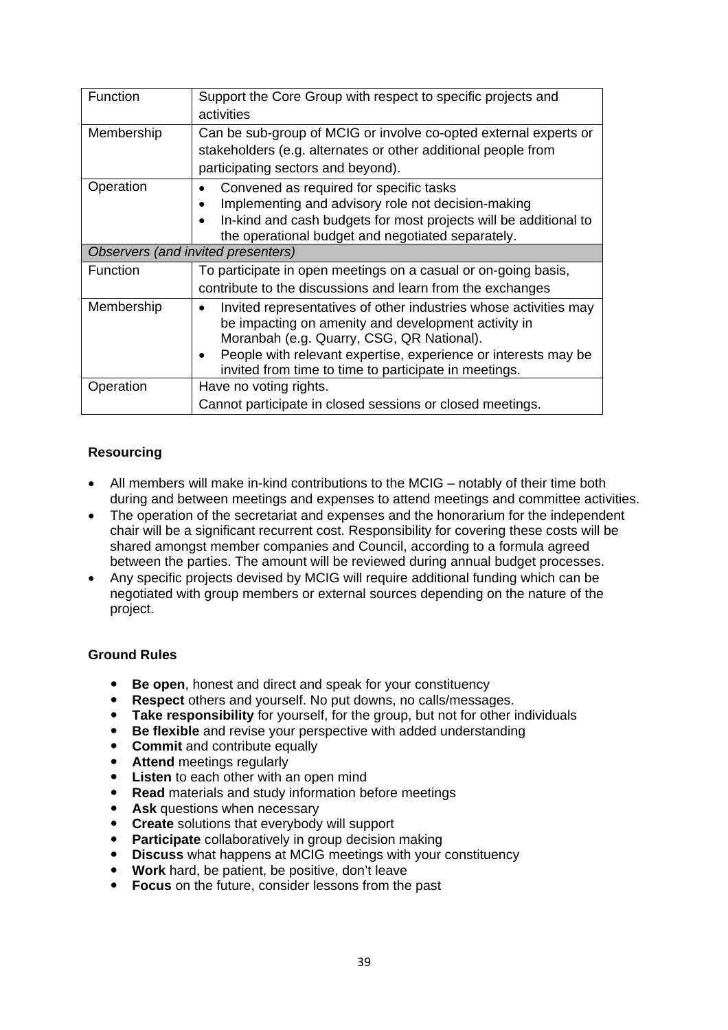| | |
|---|---|
| Function | Support the Core Group with respect to specific projects and activities |
| Membership | Can be sub-group of MCIG or involve co-opted external experts or stakeholders (e.g. alternates or other additional people from participating sectors and beyond). |
| Operation | • Convened as required for specific tasks<br>• Implementing and advisory role not decision-making<br>• In-kind and cash budgets for most projects will be additional to the operational budget and negotiated separately. |
| *Observers (and invited presenters)* | |
| Function | To participate in open meetings on a casual or on-going basis, contribute to the discussions and learn from the exchanges |
| Membership | • Invited representatives of other industries whose activities may be impacting on amenity and development activity in Moranbah (e.g. Quarry, CSG, QR National).<br>• People with relevant expertise, experience or interests may be invited from time to time to participate in meetings. |
| Operation | Have no voting rights.<br>Cannot participate in closed sessions or closed meetings. |

**Resourcing**

- All members will make in-kind contributions to the MCIG – notably of their time both during and between meetings and expenses to attend meetings and committee activities.
- The operation of the secretariat and expenses and the honorarium for the independent chair will be a significant recurrent cost. Responsibility for covering these costs will be shared amongst member companies and Council, according to a formula agreed between the parties. The amount will be reviewed during annual budget processes.
- Any specific projects devised by MCIG will require additional funding which can be negotiated with group members or external sources depending on the nature of the project.

**Ground Rules**

- **Be open**, honest and direct and speak for your constituency
- **Respect** others and yourself. No put downs, no calls/messages.
- **Take responsibility** for yourself, for the group, but not for other individuals
- **Be flexible** and revise your perspective with added understanding
- **Commit** and contribute equally
- **Attend** meetings regularly
- **Listen** to each other with an open mind
- **Read** materials and study information before meetings
- **Ask** questions when necessary
- **Create** solutions that everybody will support
- **Participate** collaboratively in group decision making
- **Discuss** what happens at MCIG meetings with your constituency
- **Work** hard, be patient, be positive, don't leave
- **Focus** on the future, consider lessons from the past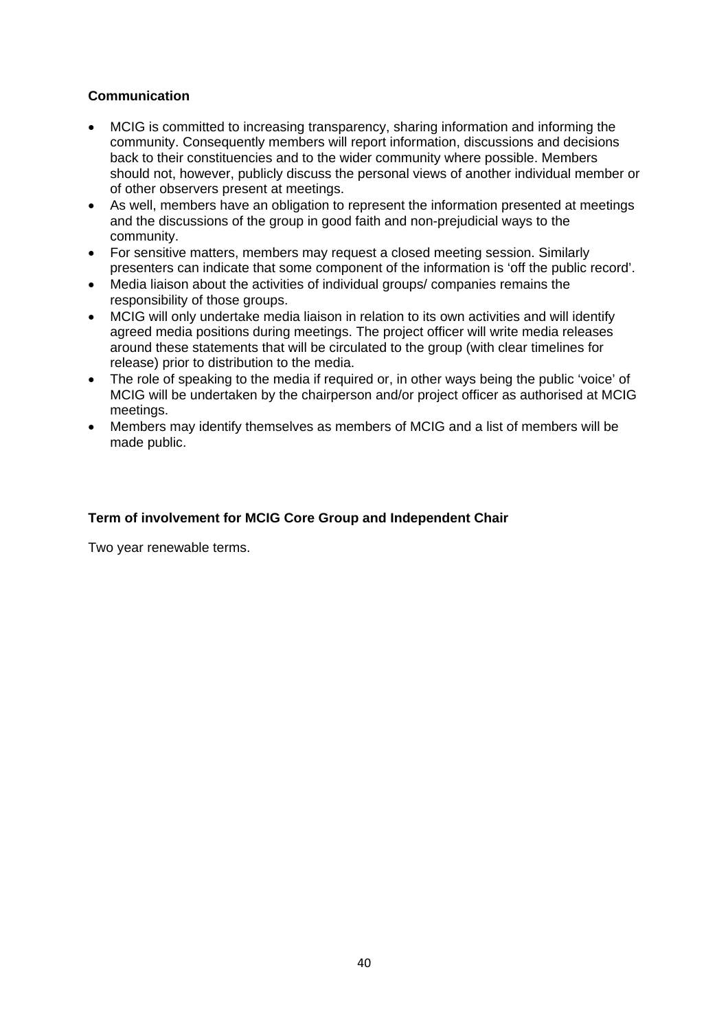**Communication**

- MCIG is committed to increasing transparency, sharing information and informing the community. Consequently members will report information, discussions and decisions back to their constituencies and to the wider community where possible. Members should not, however, publicly discuss the personal views of another individual member or of other observers present at meetings.
- As well, members have an obligation to represent the information presented at meetings and the discussions of the group in good faith and non-prejudicial ways to the community.
- For sensitive matters, members may request a closed meeting session. Similarly presenters can indicate that some component of the information is 'off the public record'.
- Media liaison about the activities of individual groups/ companies remains the responsibility of those groups.
- MCIG will only undertake media liaison in relation to its own activities and will identify agreed media positions during meetings. The project officer will write media releases around these statements that will be circulated to the group (with clear timelines for release) prior to distribution to the media.
- The role of speaking to the media if required or, in other ways being the public 'voice' of MCIG will be undertaken by the chairperson and/or project officer as authorised at MCIG meetings.
- Members may identify themselves as members of MCIG and a list of members will be made public.

**Term of involvement for MCIG Core Group and Independent Chair**

Two year renewable terms.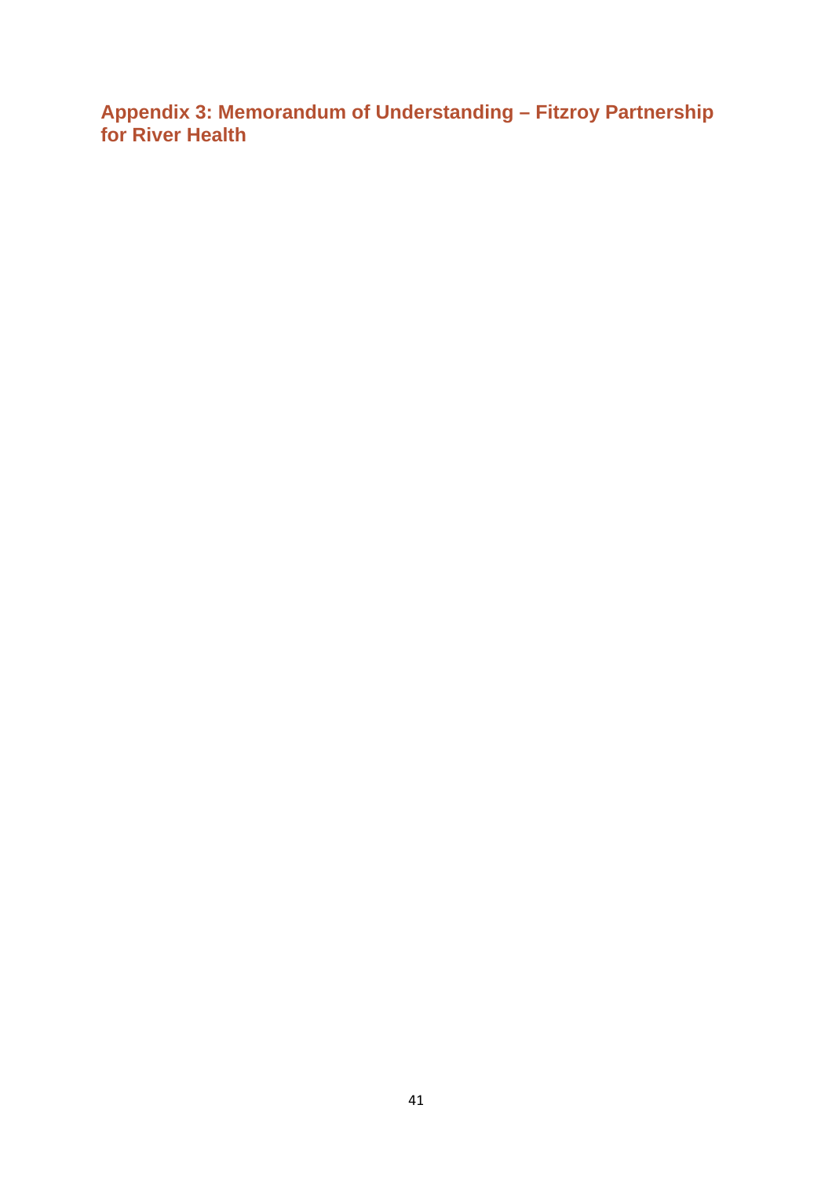## Appendix 3: Memorandum of Understanding – Fitzroy Partnership for River Health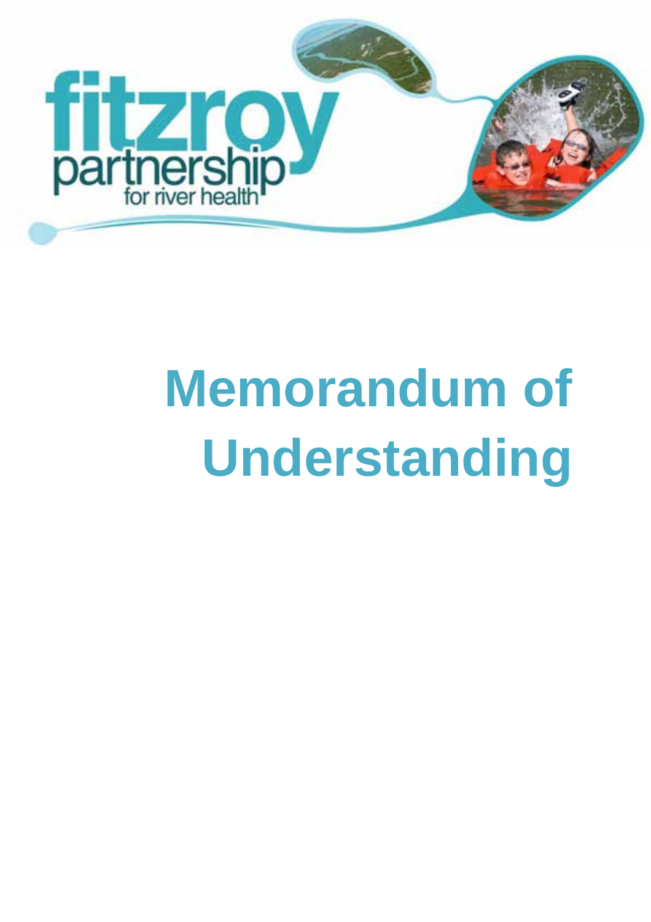fitzroy partnership for river health

# Memorandum of Understanding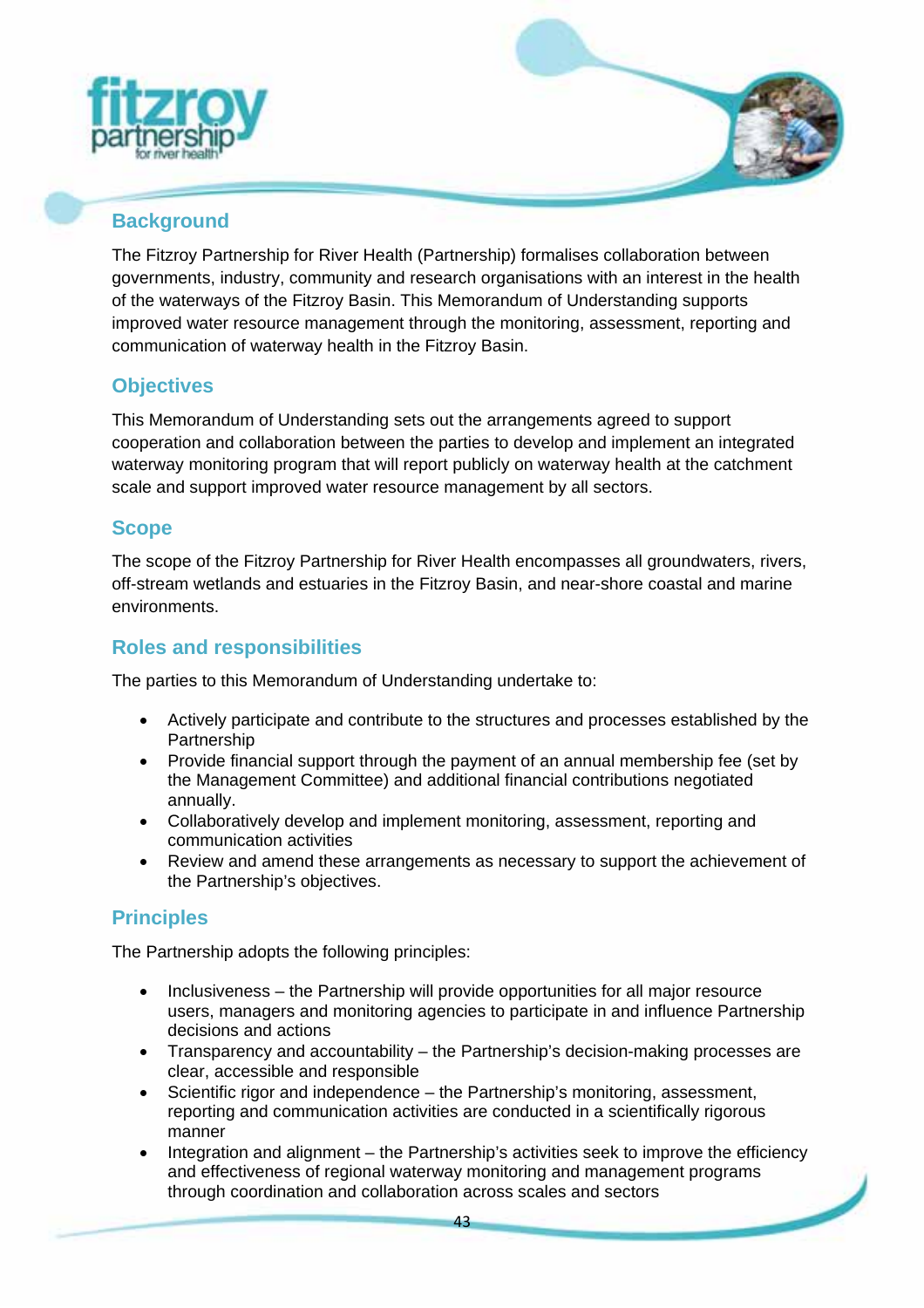## Background

The Fitzroy Partnership for River Health (Partnership) formalises collaboration between governments, industry, community and research organisations with an interest in the health of the waterways of the Fitzroy Basin. This Memorandum of Understanding supports improved water resource management through the monitoring, assessment, reporting and communication of waterway health in the Fitzroy Basin.

## Objectives

This Memorandum of Understanding sets out the arrangements agreed to support cooperation and collaboration between the parties to develop and implement an integrated waterway monitoring program that will report publicly on waterway health at the catchment scale and support improved water resource management by all sectors.

## Scope

The scope of the Fitzroy Partnership for River Health encompasses all groundwaters, rivers, off-stream wetlands and estuaries in the Fitzroy Basin, and near-shore coastal and marine environments.

## Roles and responsibilities

The parties to this Memorandum of Understanding undertake to:

- Actively participate and contribute to the structures and processes established by the Partnership
- Provide financial support through the payment of an annual membership fee (set by the Management Committee) and additional financial contributions negotiated annually.
- Collaboratively develop and implement monitoring, assessment, reporting and communication activities
- Review and amend these arrangements as necessary to support the achievement of the Partnership's objectives.

## Principles

The Partnership adopts the following principles:

- Inclusiveness – the Partnership will provide opportunities for all major resource users, managers and monitoring agencies to participate in and influence Partnership decisions and actions
- Transparency and accountability – the Partnership's decision-making processes are clear, accessible and responsible
- Scientific rigor and independence – the Partnership's monitoring, assessment, reporting and communication activities are conducted in a scientifically rigorous manner
- Integration and alignment – the Partnership's activities seek to improve the efficiency and effectiveness of regional waterway monitoring and management programs through coordination and collaboration across scales and sectors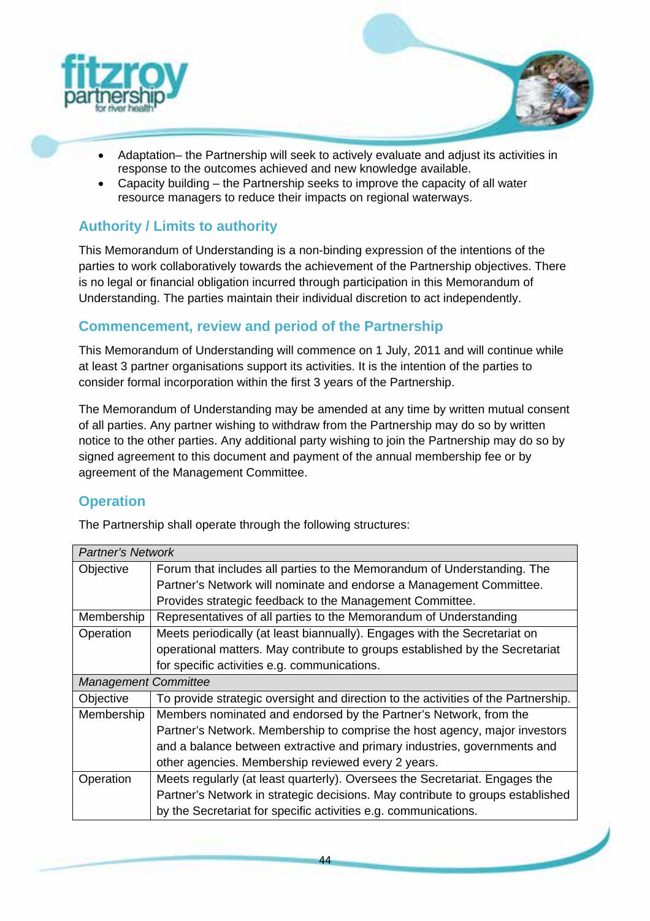- Adaptation– the Partnership will seek to actively evaluate and adjust its activities in response to the outcomes achieved and new knowledge available.
- Capacity building – the Partnership seeks to improve the capacity of all water resource managers to reduce their impacts on regional waterways.

## Authority / Limits to authority

This Memorandum of Understanding is a non-binding expression of the intentions of the parties to work collaboratively towards the achievement of the Partnership objectives. There is no legal or financial obligation incurred through participation in this Memorandum of Understanding. The parties maintain their individual discretion to act independently.

## Commencement, review and period of the Partnership

This Memorandum of Understanding will commence on 1 July, 2011 and will continue while at least 3 partner organisations support its activities. It is the intention of the parties to consider formal incorporation within the first 3 years of the Partnership.

The Memorandum of Understanding may be amended at any time by written mutual consent of all parties. Any partner wishing to withdraw from the Partnership may do so by written notice to the other parties. Any additional party wishing to join the Partnership may do so by signed agreement to this document and payment of the annual membership fee or by agreement of the Management Committee.

## Operation

The Partnership shall operate through the following structures:

| *Partner's Network* | |
|---|---|
| Objective | Forum that includes all parties to the Memorandum of Understanding. The Partner's Network will nominate and endorse a Management Committee. Provides strategic feedback to the Management Committee. |
| Membership | Representatives of all parties to the Memorandum of Understanding |
| Operation | Meets periodically (at least biannually). Engages with the Secretariat on operational matters. May contribute to groups established by the Secretariat for specific activities e.g. communications. |
| *Management Committee* | |
| Objective | To provide strategic oversight and direction to the activities of the Partnership. |
| Membership | Members nominated and endorsed by the Partner's Network, from the Partner's Network. Membership to comprise the host agency, major investors and a balance between extractive and primary industries, governments and other agencies. Membership reviewed every 2 years. |
| Operation | Meets regularly (at least quarterly). Oversees the Secretariat. Engages the Partner's Network in strategic decisions. May contribute to groups established by the Secretariat for specific activities e.g. communications. |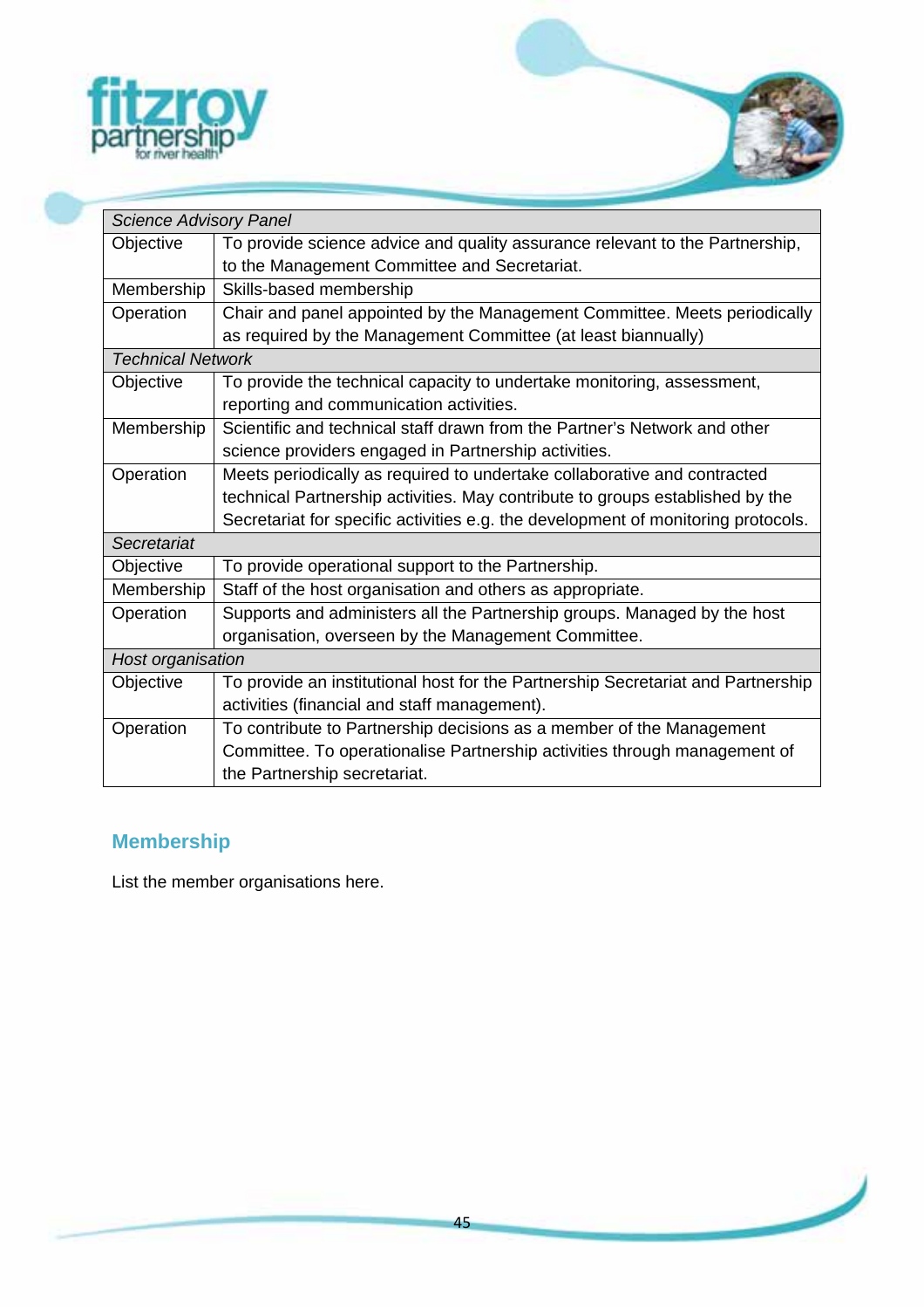| *Science Advisory Panel* | |
|---|---|
| Objective | To provide science advice and quality assurance relevant to the Partnership, to the Management Committee and Secretariat. |
| Membership | Skills-based membership |
| Operation | Chair and panel appointed by the Management Committee. Meets periodically as required by the Management Committee (at least biannually) |
| *Technical Network* | |
| Objective | To provide the technical capacity to undertake monitoring, assessment, reporting and communication activities. |
| Membership | Scientific and technical staff drawn from the Partner's Network and other science providers engaged in Partnership activities. |
| Operation | Meets periodically as required to undertake collaborative and contracted technical Partnership activities. May contribute to groups established by the Secretariat for specific activities e.g. the development of monitoring protocols. |
| *Secretariat* | |
| Objective | To provide operational support to the Partnership. |
| Membership | Staff of the host organisation and others as appropriate. |
| Operation | Supports and administers all the Partnership groups. Managed by the host organisation, overseen by the Management Committee. |
| *Host organisation* | |
| Objective | To provide an institutional host for the Partnership Secretariat and Partnership activities (financial and staff management). |
| Operation | To contribute to Partnership decisions as a member of the Management Committee. To operationalise Partnership activities through management of the Partnership secretariat. |

## Membership

List the member organisations here.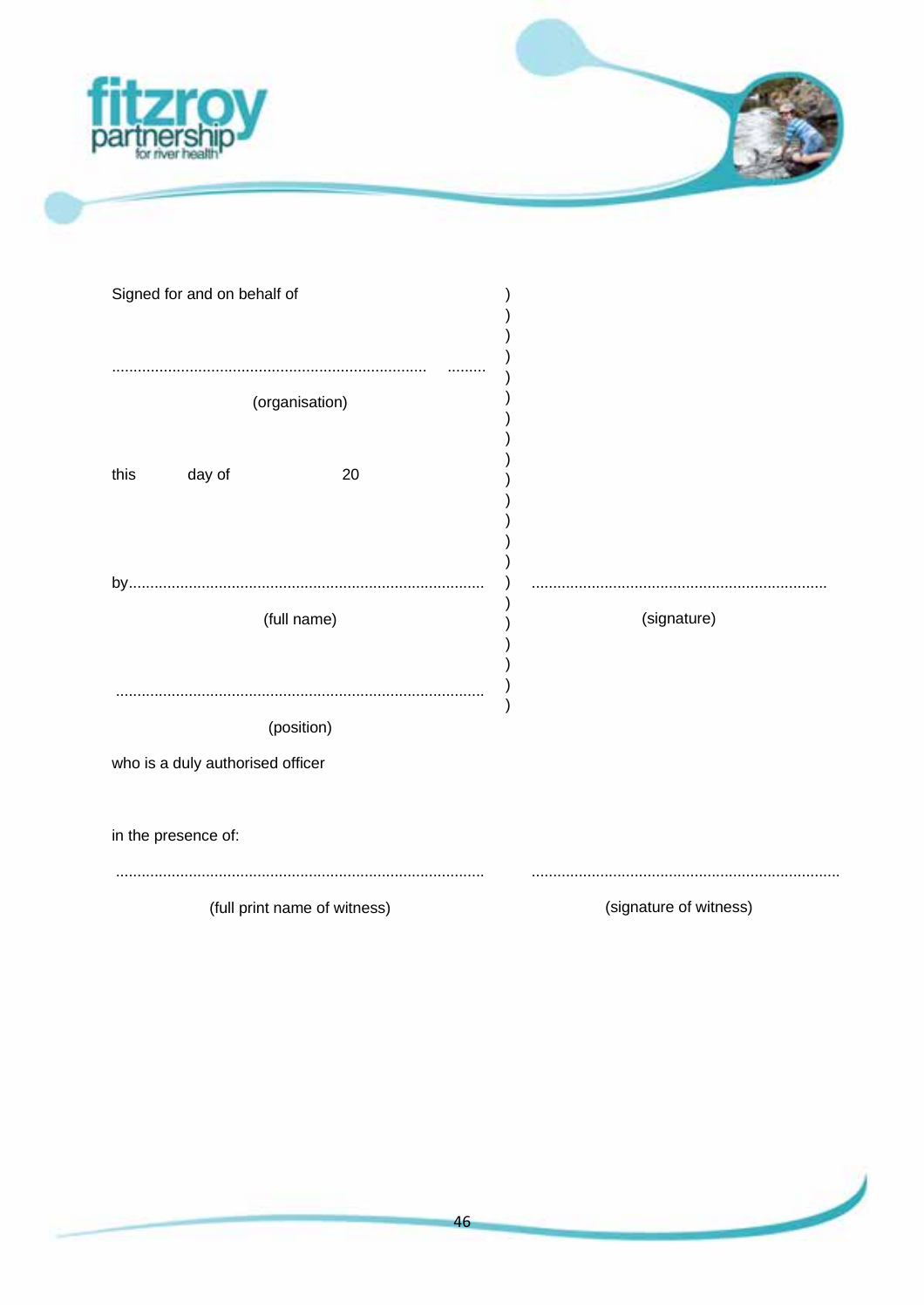Signed for and on behalf of

........................................................................ .........

(organisation)

this day of 20

by...................................................................................

(full name)

.....................................................................

(signature)

.....................................................................................

(position)

who is a duly authorised officer

in the presence of:

.....................................................................................

(full print name of witness)

.......................................................................

(signature of witness)